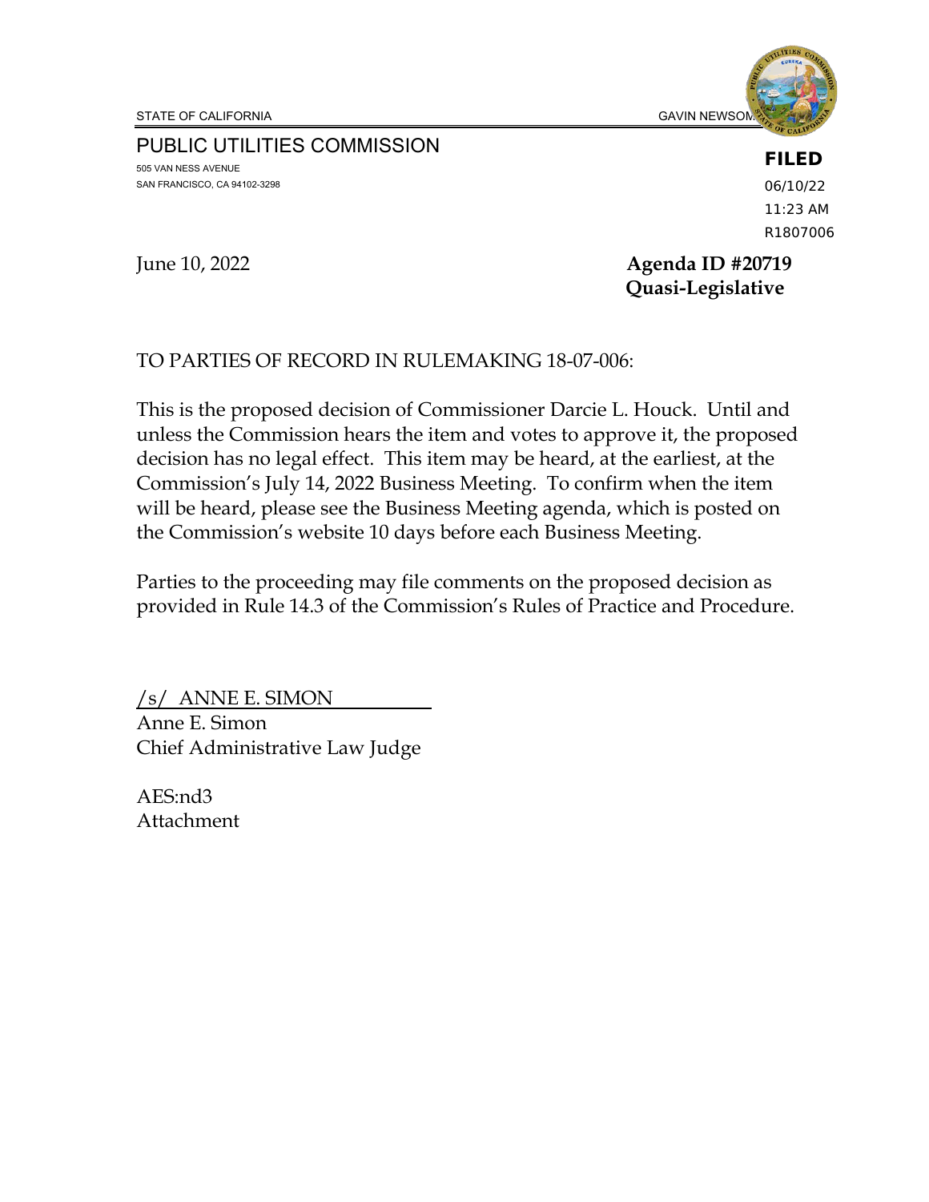STATE OF CALIFORNIA GAVIN NEWSOM

PUBLIC UTILITIES COMMISSION

505 VAN NESS AVENUE
SAN FRANCISCO, CA 94102-3298

**FILED**
06/10/22
11:23 AM
R1807006

June 10, 2022

**Agenda ID #20719**
**Quasi-Legislative**

TO PARTIES OF RECORD IN RULEMAKING 18-07-006:

This is the proposed decision of Commissioner Darcie L. Houck. Until and unless the Commission hears the item and votes to approve it, the proposed decision has no legal effect. This item may be heard, at the earliest, at the Commission's July 14, 2022 Business Meeting. To confirm when the item will be heard, please see the Business Meeting agenda, which is posted on the Commission's website 10 days before each Business Meeting.

Parties to the proceeding may file comments on the proposed decision as provided in Rule 14.3 of the Commission's Rules of Practice and Procedure.

/s/ ANNE E. SIMON
Anne E. Simon
Chief Administrative Law Judge

AES:nd3
Attachment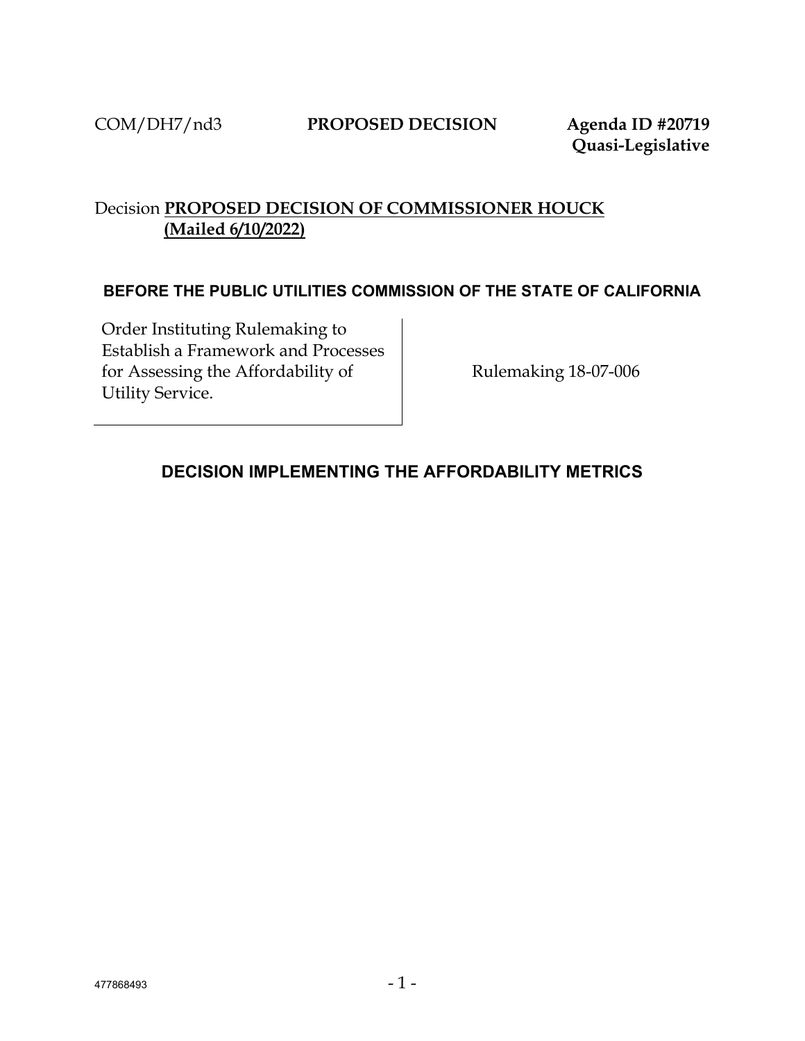COM/DH7/nd3 **PROPOSED DECISION** **Agenda ID #20719**
**Quasi-Legislative**

Decision **PROPOSED DECISION OF COMMISSIONER HOUCK (Mailed 6/10/2022)**

**BEFORE THE PUBLIC UTILITIES COMMISSION OF THE STATE OF CALIFORNIA**

| Order Instituting Rulemaking to Establish a Framework and Processes for Assessing the Affordability of Utility Service. | Rulemaking 18-07-006 |
|---|---|

## DECISION IMPLEMENTING THE AFFORDABILITY METRICS

477868493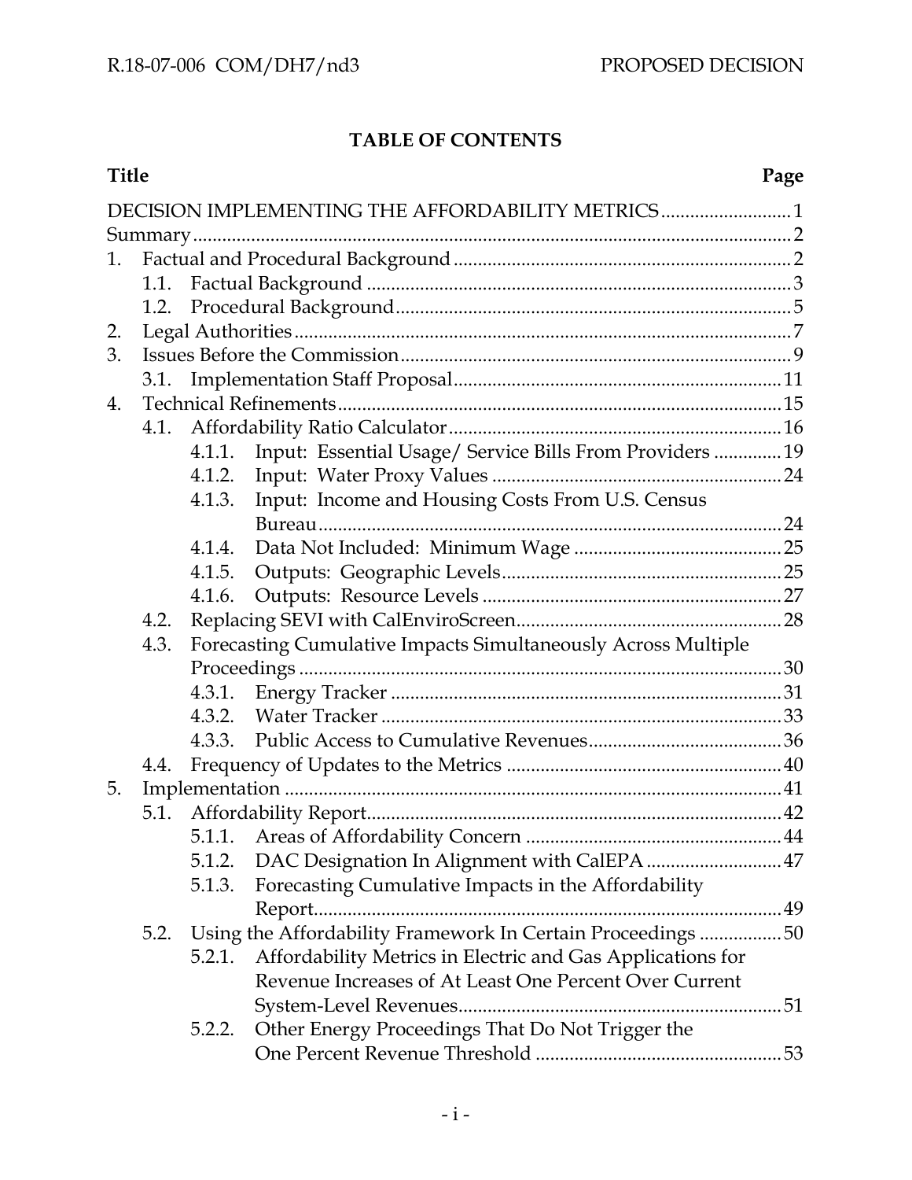# TABLE OF CONTENTS

| Title | Page |
| --- | --- |
| DECISION IMPLEMENTING THE AFFORDABILITY METRICS | 1 |
| Summary | 2 |
| 1. Factual and Procedural Background | 2 |
| 1.1. Factual Background | 3 |
| 1.2. Procedural Background | 5 |
| 2. Legal Authorities | 7 |
| 3. Issues Before the Commission | 9 |
| 3.1. Implementation Staff Proposal | 11 |
| 4. Technical Refinements | 15 |
| 4.1. Affordability Ratio Calculator | 16 |
| 4.1.1. Input: Essential Usage/ Service Bills From Providers | 19 |
| 4.1.2. Input: Water Proxy Values | 24 |
| 4.1.3. Input: Income and Housing Costs From U.S. Census Bureau | 24 |
| 4.1.4. Data Not Included: Minimum Wage | 25 |
| 4.1.5. Outputs: Geographic Levels | 25 |
| 4.1.6. Outputs: Resource Levels | 27 |
| 4.2. Replacing SEVI with CalEnviroScreen | 28 |
| 4.3. Forecasting Cumulative Impacts Simultaneously Across Multiple Proceedings | 30 |
| 4.3.1. Energy Tracker | 31 |
| 4.3.2. Water Tracker | 33 |
| 4.3.3. Public Access to Cumulative Revenues | 36 |
| 4.4. Frequency of Updates to the Metrics | 40 |
| 5. Implementation | 41 |
| 5.1. Affordability Report | 42 |
| 5.1.1. Areas of Affordability Concern | 44 |
| 5.1.2. DAC Designation In Alignment with CalEPA | 47 |
| 5.1.3. Forecasting Cumulative Impacts in the Affordability Report | 49 |
| 5.2. Using the Affordability Framework In Certain Proceedings | 50 |
| 5.2.1. Affordability Metrics in Electric and Gas Applications for Revenue Increases of At Least One Percent Over Current System-Level Revenues | 51 |
| 5.2.2. Other Energy Proceedings That Do Not Trigger the One Percent Revenue Threshold | 53 |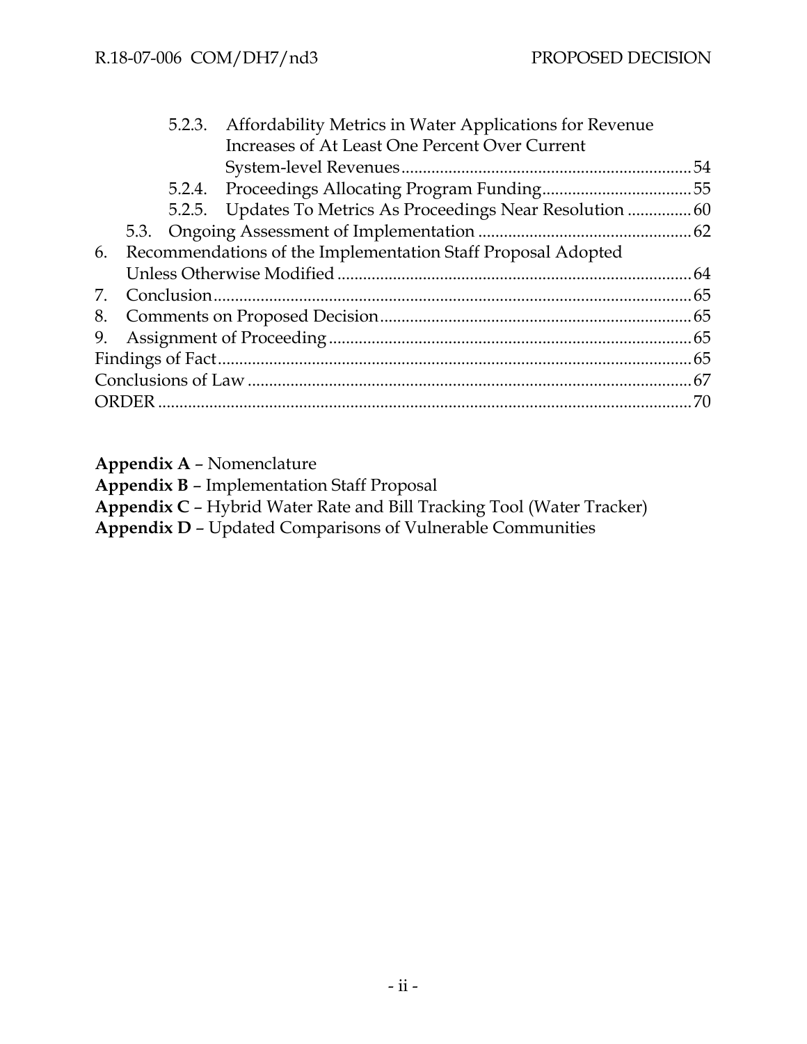- 5.2.3. Affordability Metrics in Water Applications for Revenue Increases of At Least One Percent Over Current System-level Revenues ... 54
- 5.2.4. Proceedings Allocating Program Funding ... 55
- 5.2.5. Updates To Metrics As Proceedings Near Resolution ... 60
- 5.3. Ongoing Assessment of Implementation ... 62

6. Recommendations of the Implementation Staff Proposal Adopted Unless Otherwise Modified ... 64
7. Conclusion ... 65
8. Comments on Proposed Decision ... 65
9. Assignment of Proceeding ... 65

Findings of Fact ... 65

Conclusions of Law ... 67

ORDER ... 70

**Appendix A** – Nomenclature

**Appendix B** – Implementation Staff Proposal

**Appendix C** – Hybrid Water Rate and Bill Tracking Tool (Water Tracker)

**Appendix D** – Updated Comparisons of Vulnerable Communities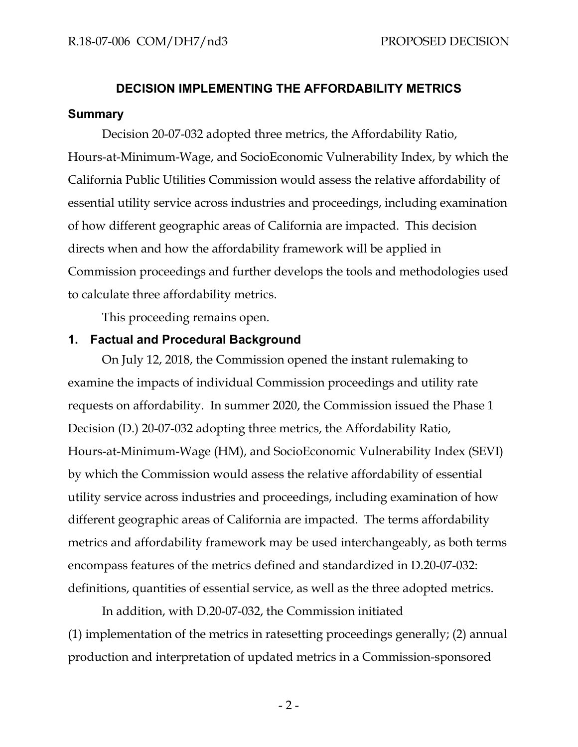## DECISION IMPLEMENTING THE AFFORDABILITY METRICS

### Summary

Decision 20-07-032 adopted three metrics, the Affordability Ratio, Hours-at-Minimum-Wage, and SocioEconomic Vulnerability Index, by which the California Public Utilities Commission would assess the relative affordability of essential utility service across industries and proceedings, including examination of how different geographic areas of California are impacted. This decision directs when and how the affordability framework will be applied in Commission proceedings and further develops the tools and methodologies used to calculate three affordability metrics.

This proceeding remains open.

### 1. Factual and Procedural Background

On July 12, 2018, the Commission opened the instant rulemaking to examine the impacts of individual Commission proceedings and utility rate requests on affordability. In summer 2020, the Commission issued the Phase 1 Decision (D.) 20-07-032 adopting three metrics, the Affordability Ratio, Hours-at-Minimum-Wage (HM), and SocioEconomic Vulnerability Index (SEVI) by which the Commission would assess the relative affordability of essential utility service across industries and proceedings, including examination of how different geographic areas of California are impacted. The terms affordability metrics and affordability framework may be used interchangeably, as both terms encompass features of the metrics defined and standardized in D.20-07-032: definitions, quantities of essential service, as well as the three adopted metrics.

In addition, with D.20-07-032, the Commission initiated (1) implementation of the metrics in ratesetting proceedings generally; (2) annual production and interpretation of updated metrics in a Commission-sponsored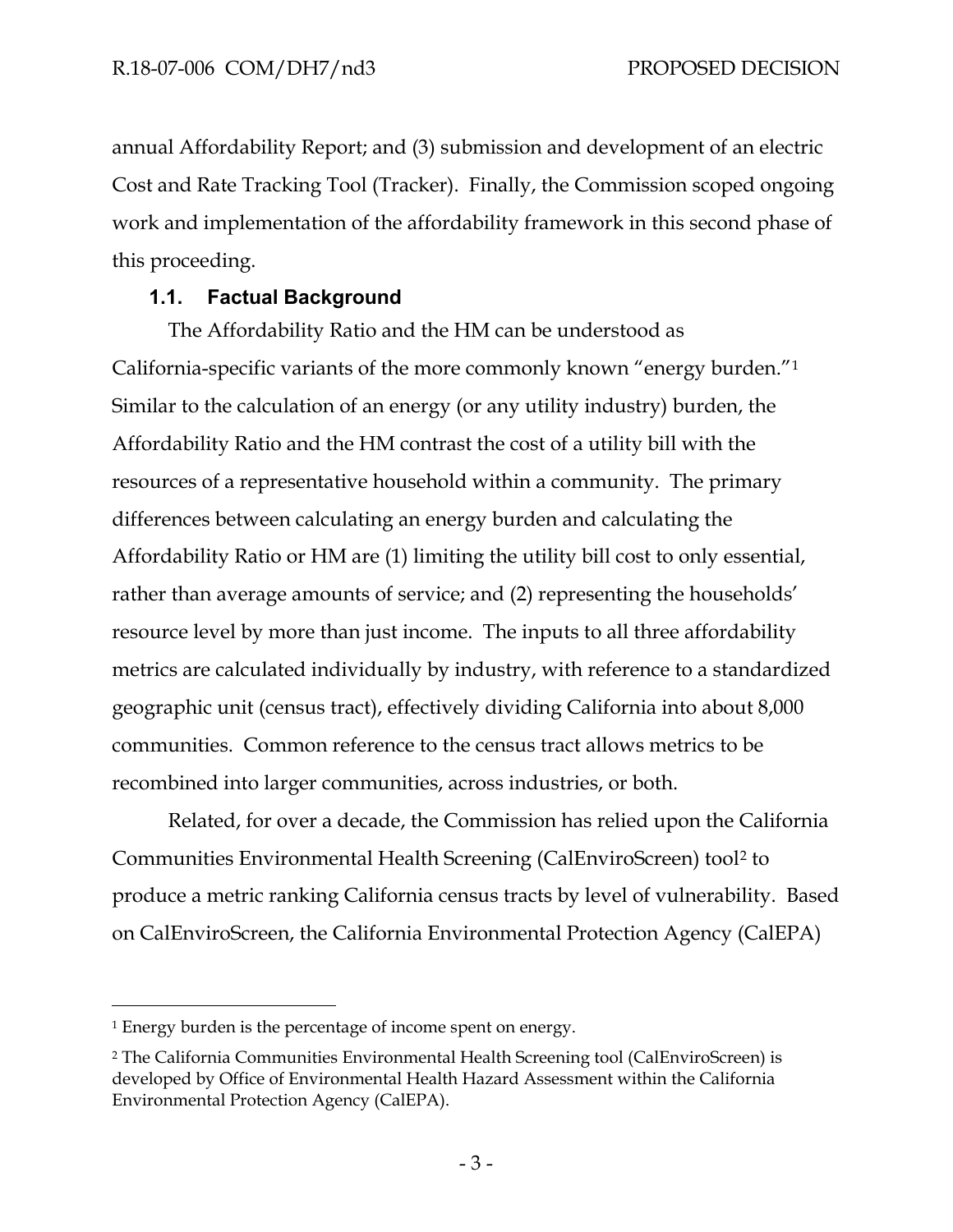annual Affordability Report; and (3) submission and development of an electric Cost and Rate Tracking Tool (Tracker). Finally, the Commission scoped ongoing work and implementation of the affordability framework in this second phase of this proceeding.

### 1.1. Factual Background

The Affordability Ratio and the HM can be understood as California-specific variants of the more commonly known "energy burden."[1] Similar to the calculation of an energy (or any utility industry) burden, the Affordability Ratio and the HM contrast the cost of a utility bill with the resources of a representative household within a community. The primary differences between calculating an energy burden and calculating the Affordability Ratio or HM are (1) limiting the utility bill cost to only essential, rather than average amounts of service; and (2) representing the households' resource level by more than just income. The inputs to all three affordability metrics are calculated individually by industry, with reference to a standardized geographic unit (census tract), effectively dividing California into about 8,000 communities. Common reference to the census tract allows metrics to be recombined into larger communities, across industries, or both.

Related, for over a decade, the Commission has relied upon the California Communities Environmental Health Screening (CalEnviroScreen) tool[2] to produce a metric ranking California census tracts by level of vulnerability. Based on CalEnviroScreen, the California Environmental Protection Agency (CalEPA)

---

[1] Energy burden is the percentage of income spent on energy.

[2] The California Communities Environmental Health Screening tool (CalEnviroScreen) is developed by Office of Environmental Health Hazard Assessment within the California Environmental Protection Agency (CalEPA).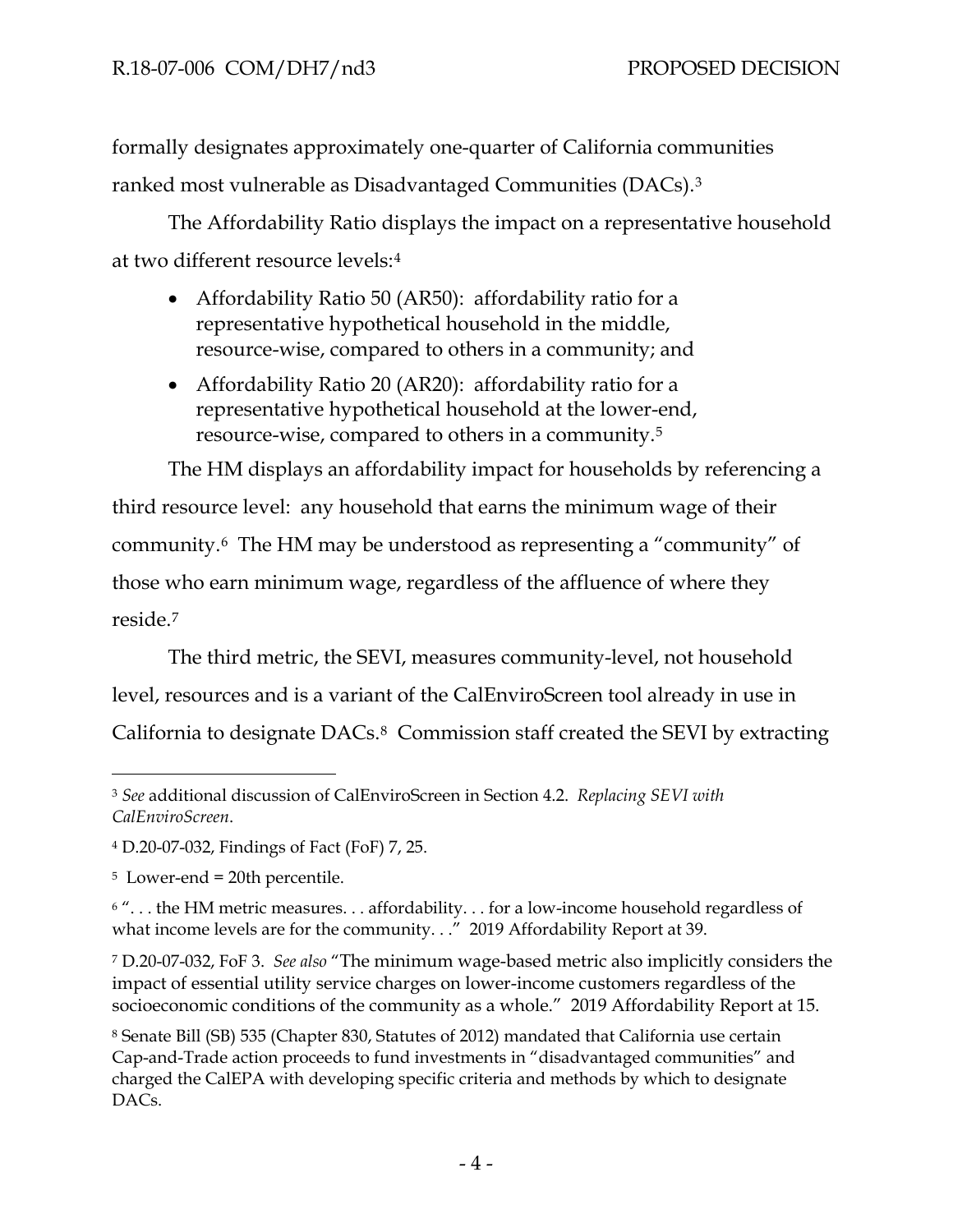formally designates approximately one-quarter of California communities ranked most vulnerable as Disadvantaged Communities (DACs).[3]

The Affordability Ratio displays the impact on a representative household at two different resource levels:[4]

- Affordability Ratio 50 (AR50): affordability ratio for a representative hypothetical household in the middle, resource-wise, compared to others in a community; and
- Affordability Ratio 20 (AR20): affordability ratio for a representative hypothetical household at the lower-end, resource-wise, compared to others in a community.[5]

The HM displays an affordability impact for households by referencing a third resource level: any household that earns the minimum wage of their community.[6] The HM may be understood as representing a "community" of those who earn minimum wage, regardless of the affluence of where they reside.[7]

The third metric, the SEVI, measures community-level, not household level, resources and is a variant of the CalEnviroScreen tool already in use in California to designate DACs.[8] Commission staff created the SEVI by extracting

---

[3] *See* additional discussion of CalEnviroScreen in Section 4.2. *Replacing SEVI with CalEnviroScreen*.

[4] D.20-07-032, Findings of Fact (FoF) 7, 25.

[5] Lower-end = 20th percentile.

[6] ". . . the HM metric measures. . . affordability. . . for a low-income household regardless of what income levels are for the community. . ." 2019 Affordability Report at 39.

[7] D.20-07-032, FoF 3. *See also* "The minimum wage-based metric also implicitly considers the impact of essential utility service charges on lower-income customers regardless of the socioeconomic conditions of the community as a whole." 2019 Affordability Report at 15.

[8] Senate Bill (SB) 535 (Chapter 830, Statutes of 2012) mandated that California use certain Cap-and-Trade action proceeds to fund investments in "disadvantaged communities" and charged the CalEPA with developing specific criteria and methods by which to designate DACs.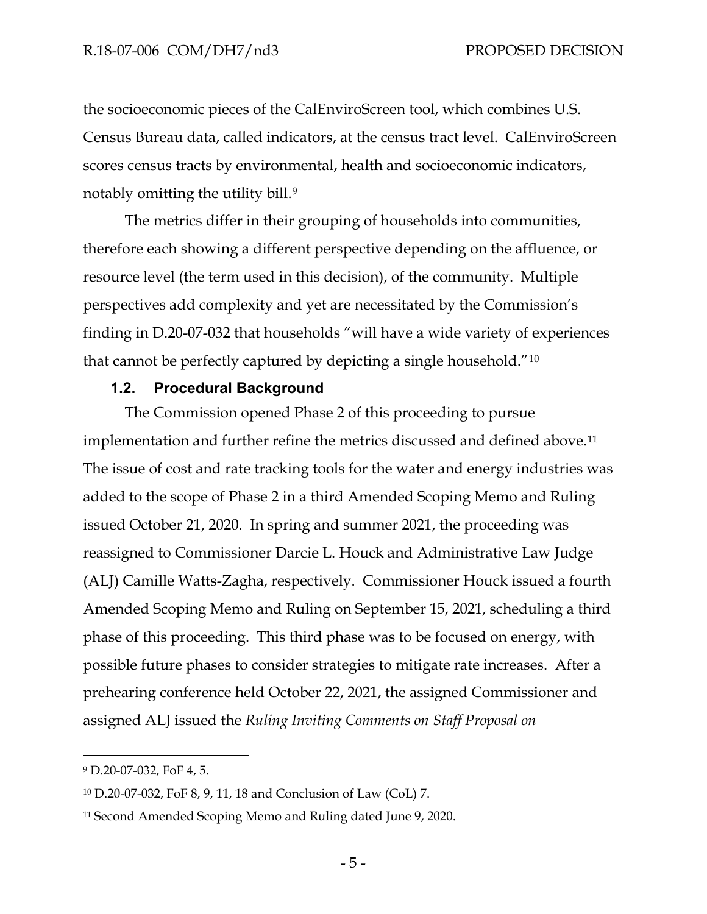the socioeconomic pieces of the CalEnviroScreen tool, which combines U.S. Census Bureau data, called indicators, at the census tract level. CalEnviroScreen scores census tracts by environmental, health and socioeconomic indicators, notably omitting the utility bill.[9]

The metrics differ in their grouping of households into communities, therefore each showing a different perspective depending on the affluence, or resource level (the term used in this decision), of the community. Multiple perspectives add complexity and yet are necessitated by the Commission's finding in D.20-07-032 that households "will have a wide variety of experiences that cannot be perfectly captured by depicting a single household."[10]

### 1.2. Procedural Background

The Commission opened Phase 2 of this proceeding to pursue implementation and further refine the metrics discussed and defined above.[11] The issue of cost and rate tracking tools for the water and energy industries was added to the scope of Phase 2 in a third Amended Scoping Memo and Ruling issued October 21, 2020. In spring and summer 2021, the proceeding was reassigned to Commissioner Darcie L. Houck and Administrative Law Judge (ALJ) Camille Watts-Zagha, respectively. Commissioner Houck issued a fourth Amended Scoping Memo and Ruling on September 15, 2021, scheduling a third phase of this proceeding. This third phase was to be focused on energy, with possible future phases to consider strategies to mitigate rate increases. After a prehearing conference held October 22, 2021, the assigned Commissioner and assigned ALJ issued the *Ruling Inviting Comments on Staff Proposal on*

---

[9] D.20-07-032, FoF 4, 5.

[10] D.20-07-032, FoF 8, 9, 11, 18 and Conclusion of Law (CoL) 7.

[11] Second Amended Scoping Memo and Ruling dated June 9, 2020.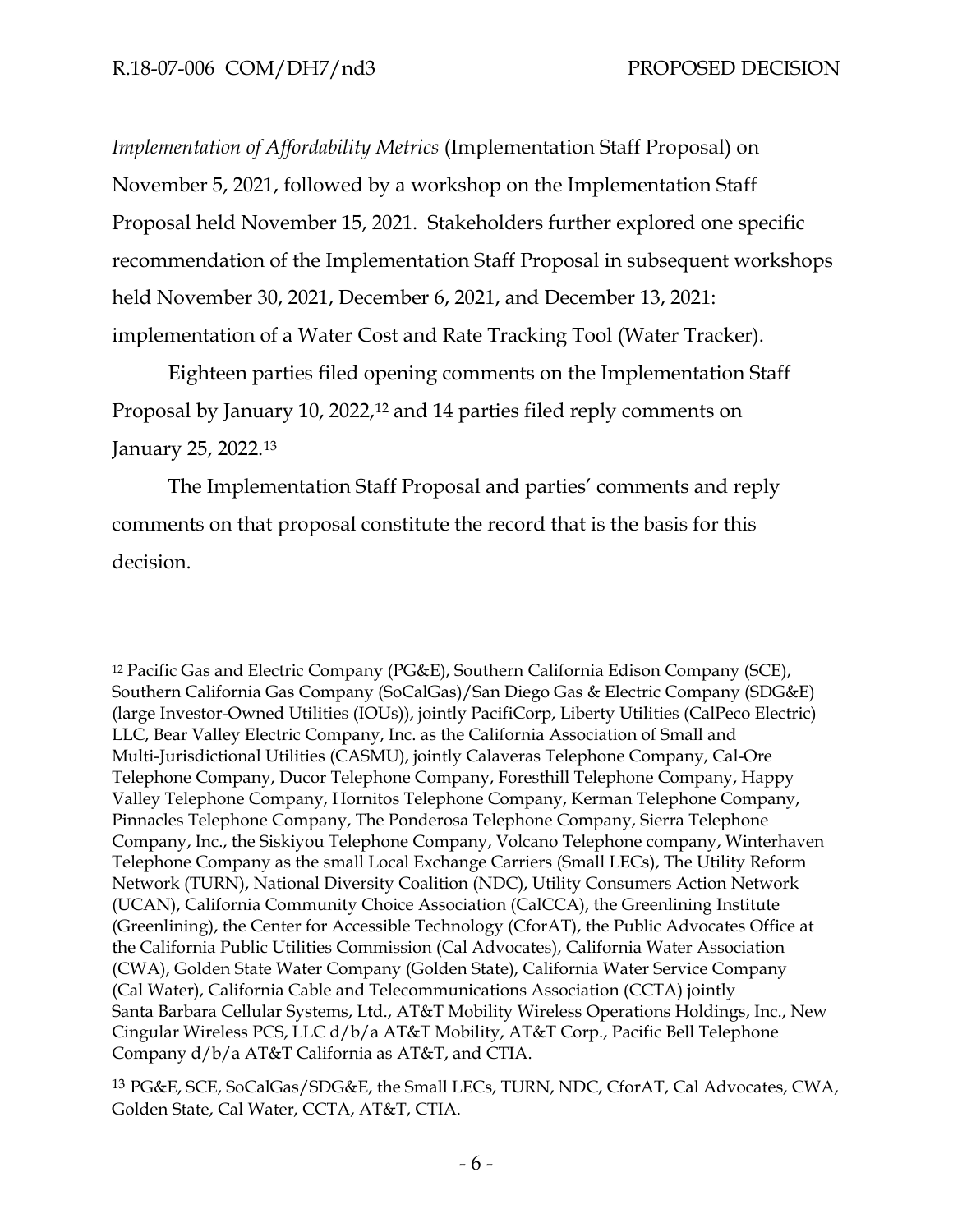*Implementation of Affordability Metrics* (Implementation Staff Proposal) on November 5, 2021, followed by a workshop on the Implementation Staff Proposal held November 15, 2021. Stakeholders further explored one specific recommendation of the Implementation Staff Proposal in subsequent workshops held November 30, 2021, December 6, 2021, and December 13, 2021: implementation of a Water Cost and Rate Tracking Tool (Water Tracker).

Eighteen parties filed opening comments on the Implementation Staff Proposal by January 10, 2022,[12] and 14 parties filed reply comments on January 25, 2022.[13]

The Implementation Staff Proposal and parties' comments and reply comments on that proposal constitute the record that is the basis for this decision.

---

[12] Pacific Gas and Electric Company (PG&E), Southern California Edison Company (SCE), Southern California Gas Company (SoCalGas)/San Diego Gas & Electric Company (SDG&E) (large Investor-Owned Utilities (IOUs)), jointly PacifiCorp, Liberty Utilities (CalPeco Electric) LLC, Bear Valley Electric Company, Inc. as the California Association of Small and Multi-Jurisdictional Utilities (CASMU), jointly Calaveras Telephone Company, Cal-Ore Telephone Company, Ducor Telephone Company, Foresthill Telephone Company, Happy Valley Telephone Company, Hornitos Telephone Company, Kerman Telephone Company, Pinnacles Telephone Company, The Ponderosa Telephone Company, Sierra Telephone Company, Inc., the Siskiyou Telephone Company, Volcano Telephone company, Winterhaven Telephone Company as the small Local Exchange Carriers (Small LECs), The Utility Reform Network (TURN), National Diversity Coalition (NDC), Utility Consumers Action Network (UCAN), California Community Choice Association (CalCCA), the Greenlining Institute (Greenlining), the Center for Accessible Technology (CforAT), the Public Advocates Office at the California Public Utilities Commission (Cal Advocates), California Water Association (CWA), Golden State Water Company (Golden State), California Water Service Company (Cal Water), California Cable and Telecommunications Association (CCTA) jointly Santa Barbara Cellular Systems, Ltd., AT&T Mobility Wireless Operations Holdings, Inc., New Cingular Wireless PCS, LLC d/b/a AT&T Mobility, AT&T Corp., Pacific Bell Telephone Company d/b/a AT&T California as AT&T, and CTIA.

[13] PG&E, SCE, SoCalGas/SDG&E, the Small LECs, TURN, NDC, CforAT, Cal Advocates, CWA, Golden State, Cal Water, CCTA, AT&T, CTIA.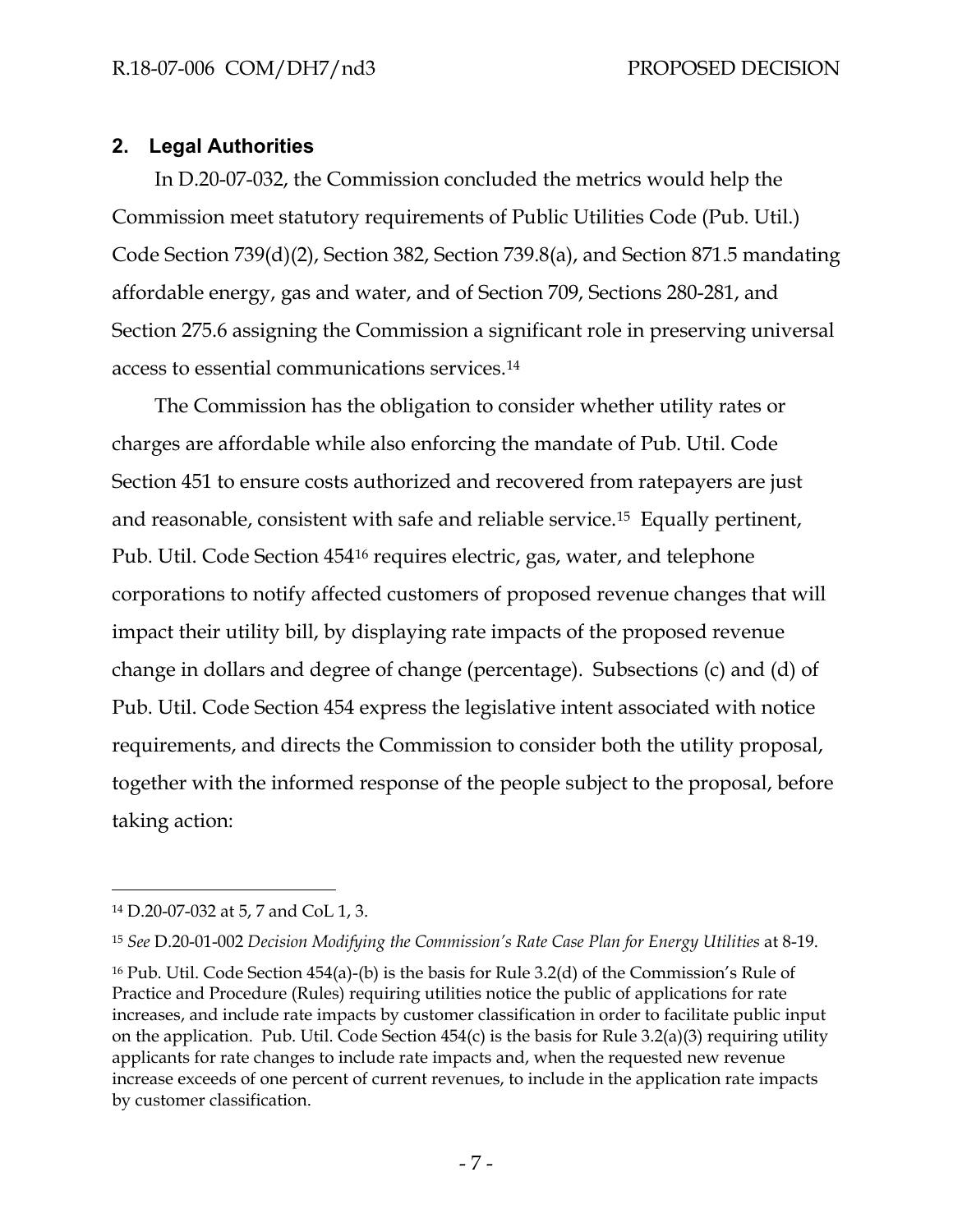## 2. Legal Authorities

In D.20-07-032, the Commission concluded the metrics would help the Commission meet statutory requirements of Public Utilities Code (Pub. Util.) Code Section 739(d)(2), Section 382, Section 739.8(a), and Section 871.5 mandating affordable energy, gas and water, and of Section 709, Sections 280-281, and Section 275.6 assigning the Commission a significant role in preserving universal access to essential communications services.[14]

The Commission has the obligation to consider whether utility rates or charges are affordable while also enforcing the mandate of Pub. Util. Code Section 451 to ensure costs authorized and recovered from ratepayers are just and reasonable, consistent with safe and reliable service.[15] Equally pertinent, Pub. Util. Code Section 454[16] requires electric, gas, water, and telephone corporations to notify affected customers of proposed revenue changes that will impact their utility bill, by displaying rate impacts of the proposed revenue change in dollars and degree of change (percentage). Subsections (c) and (d) of Pub. Util. Code Section 454 express the legislative intent associated with notice requirements, and directs the Commission to consider both the utility proposal, together with the informed response of the people subject to the proposal, before taking action:

---

[14] D.20-07-032 at 5, 7 and CoL 1, 3.

[15] *See* D.20-01-002 *Decision Modifying the Commission's Rate Case Plan for Energy Utilities* at 8-19.

[16] Pub. Util. Code Section 454(a)-(b) is the basis for Rule 3.2(d) of the Commission's Rule of Practice and Procedure (Rules) requiring utilities notice the public of applications for rate increases, and include rate impacts by customer classification in order to facilitate public input on the application. Pub. Util. Code Section 454(c) is the basis for Rule 3.2(a)(3) requiring utility applicants for rate changes to include rate impacts and, when the requested new revenue increase exceeds of one percent of current revenues, to include in the application rate impacts by customer classification.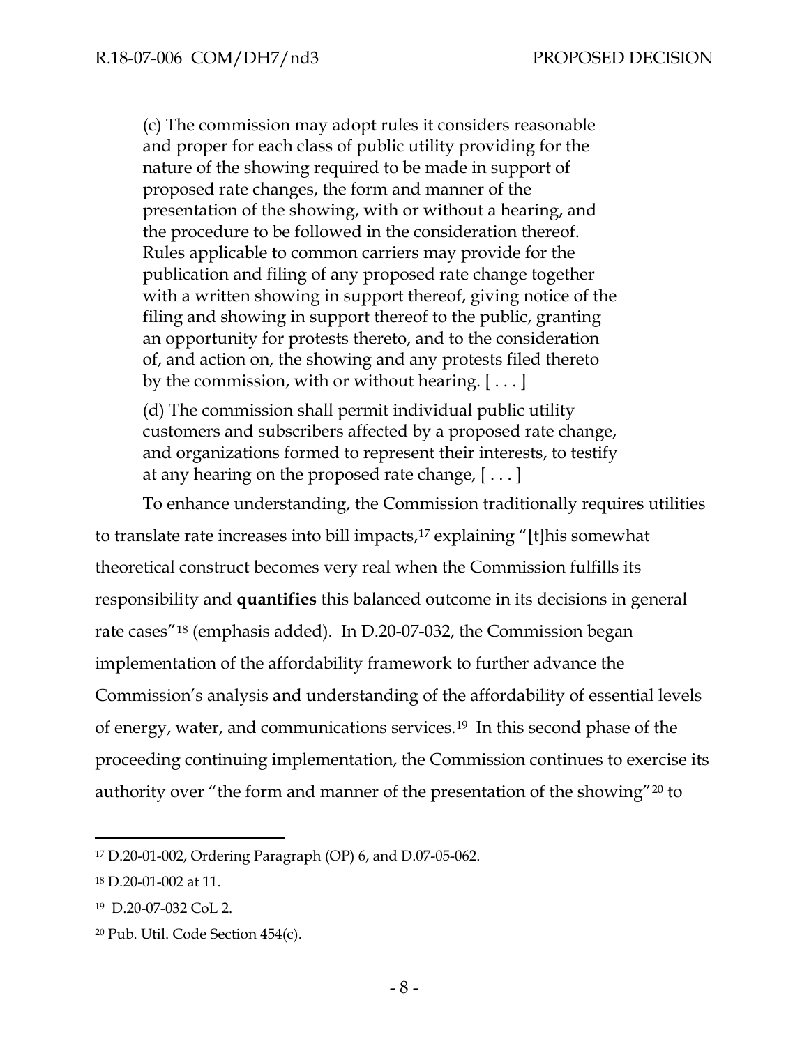> (c) The commission may adopt rules it considers reasonable and proper for each class of public utility providing for the nature of the showing required to be made in support of proposed rate changes, the form and manner of the presentation of the showing, with or without a hearing, and the procedure to be followed in the consideration thereof. Rules applicable to common carriers may provide for the publication and filing of any proposed rate change together with a written showing in support thereof, giving notice of the filing and showing in support thereof to the public, granting an opportunity for protests thereto, and to the consideration of, and action on, the showing and any protests filed thereto by the commission, with or without hearing. [ . . . ]
>
> (d) The commission shall permit individual public utility customers and subscribers affected by a proposed rate change, and organizations formed to represent their interests, to testify at any hearing on the proposed rate change, [ . . . ]

To enhance understanding, the Commission traditionally requires utilities to translate rate increases into bill impacts,[17] explaining "[t]his somewhat theoretical construct becomes very real when the Commission fulfills its responsibility and **quantifies** this balanced outcome in its decisions in general rate cases"[18] (emphasis added). In D.20-07-032, the Commission began implementation of the affordability framework to further advance the Commission's analysis and understanding of the affordability of essential levels of energy, water, and communications services.[19] In this second phase of the proceeding continuing implementation, the Commission continues to exercise its authority over "the form and manner of the presentation of the showing"[20] to

---

[17] D.20-01-002, Ordering Paragraph (OP) 6, and D.07-05-062.

[18] D.20-01-002 at 11.

[19] D.20-07-032 CoL 2.

[20] Pub. Util. Code Section 454(c).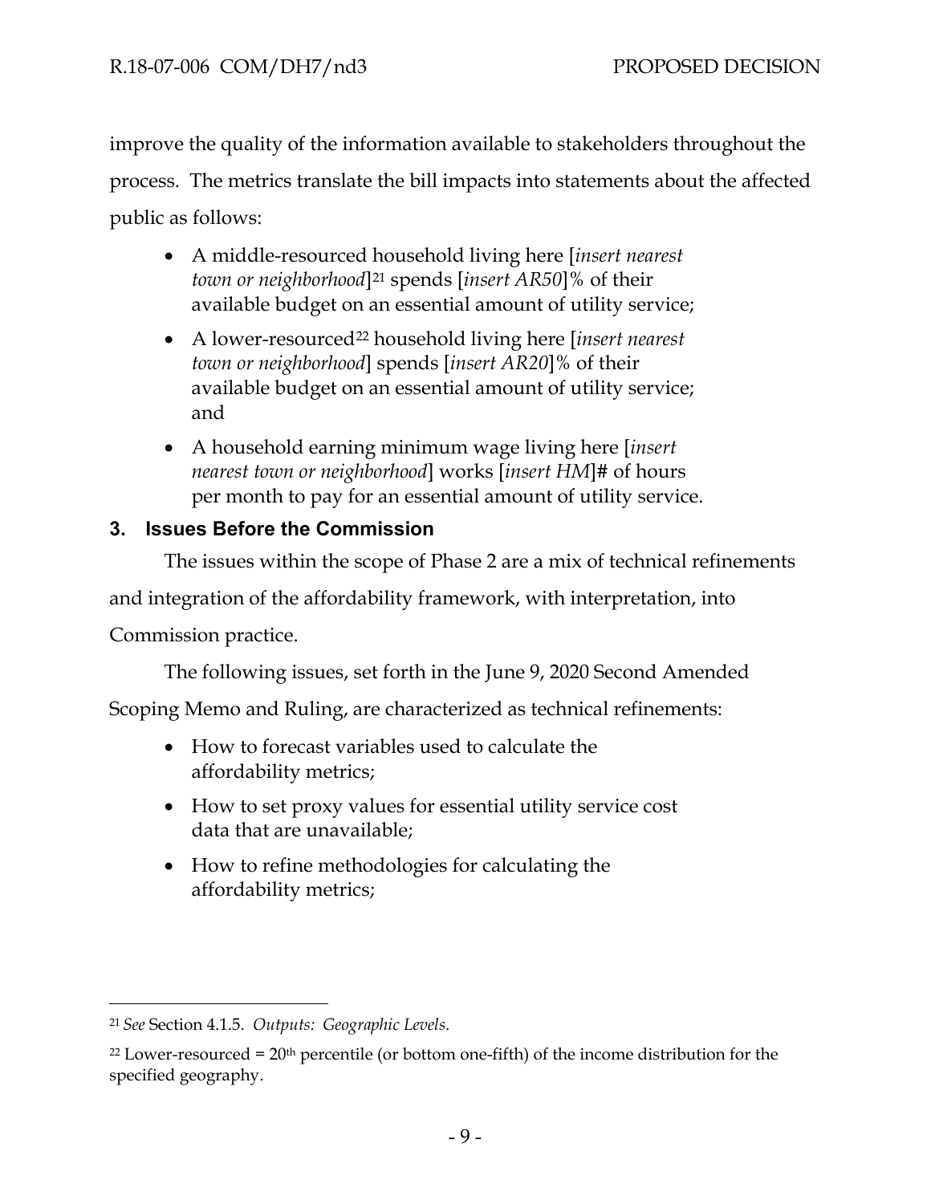improve the quality of the information available to stakeholders throughout the process. The metrics translate the bill impacts into statements about the affected public as follows:

- A middle-resourced household living here [*insert nearest town or neighborhood*][21] spends [*insert AR50*]% of their available budget on an essential amount of utility service;
- A lower-resourced[22] household living here [*insert nearest town or neighborhood*] spends [*insert AR20*]% of their available budget on an essential amount of utility service; and
- A household earning minimum wage living here [*insert nearest town or neighborhood*] works [*insert HM*]# of hours per month to pay for an essential amount of utility service.

## 3. Issues Before the Commission

The issues within the scope of Phase 2 are a mix of technical refinements and integration of the affordability framework, with interpretation, into Commission practice.

The following issues, set forth in the June 9, 2020 Second Amended Scoping Memo and Ruling, are characterized as technical refinements:

- How to forecast variables used to calculate the affordability metrics;
- How to set proxy values for essential utility service cost data that are unavailable;
- How to refine methodologies for calculating the affordability metrics;

---

[21] *See* Section 4.1.5. *Outputs: Geographic Levels*.

[22] Lower-resourced = 20th percentile (or bottom one-fifth) of the income distribution for the specified geography.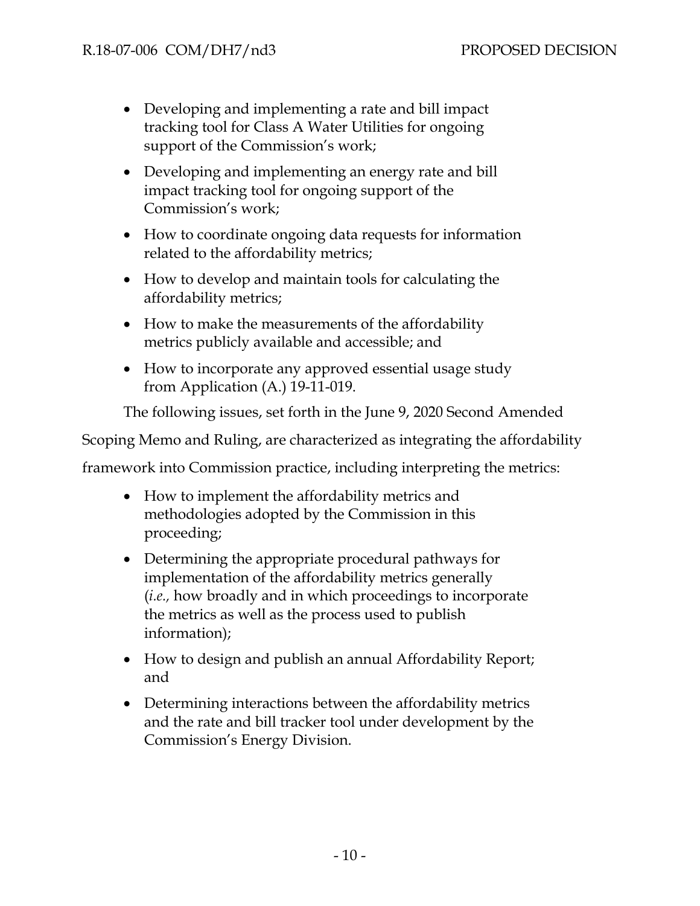- Developing and implementing a rate and bill impact tracking tool for Class A Water Utilities for ongoing support of the Commission's work;
- Developing and implementing an energy rate and bill impact tracking tool for ongoing support of the Commission's work;
- How to coordinate ongoing data requests for information related to the affordability metrics;
- How to develop and maintain tools for calculating the affordability metrics;
- How to make the measurements of the affordability metrics publicly available and accessible; and
- How to incorporate any approved essential usage study from Application (A.) 19-11-019.

The following issues, set forth in the June 9, 2020 Second Amended Scoping Memo and Ruling, are characterized as integrating the affordability framework into Commission practice, including interpreting the metrics:

- How to implement the affordability metrics and methodologies adopted by the Commission in this proceeding;
- Determining the appropriate procedural pathways for implementation of the affordability metrics generally (*i.e.,* how broadly and in which proceedings to incorporate the metrics as well as the process used to publish information);
- How to design and publish an annual Affordability Report; and
- Determining interactions between the affordability metrics and the rate and bill tracker tool under development by the Commission's Energy Division.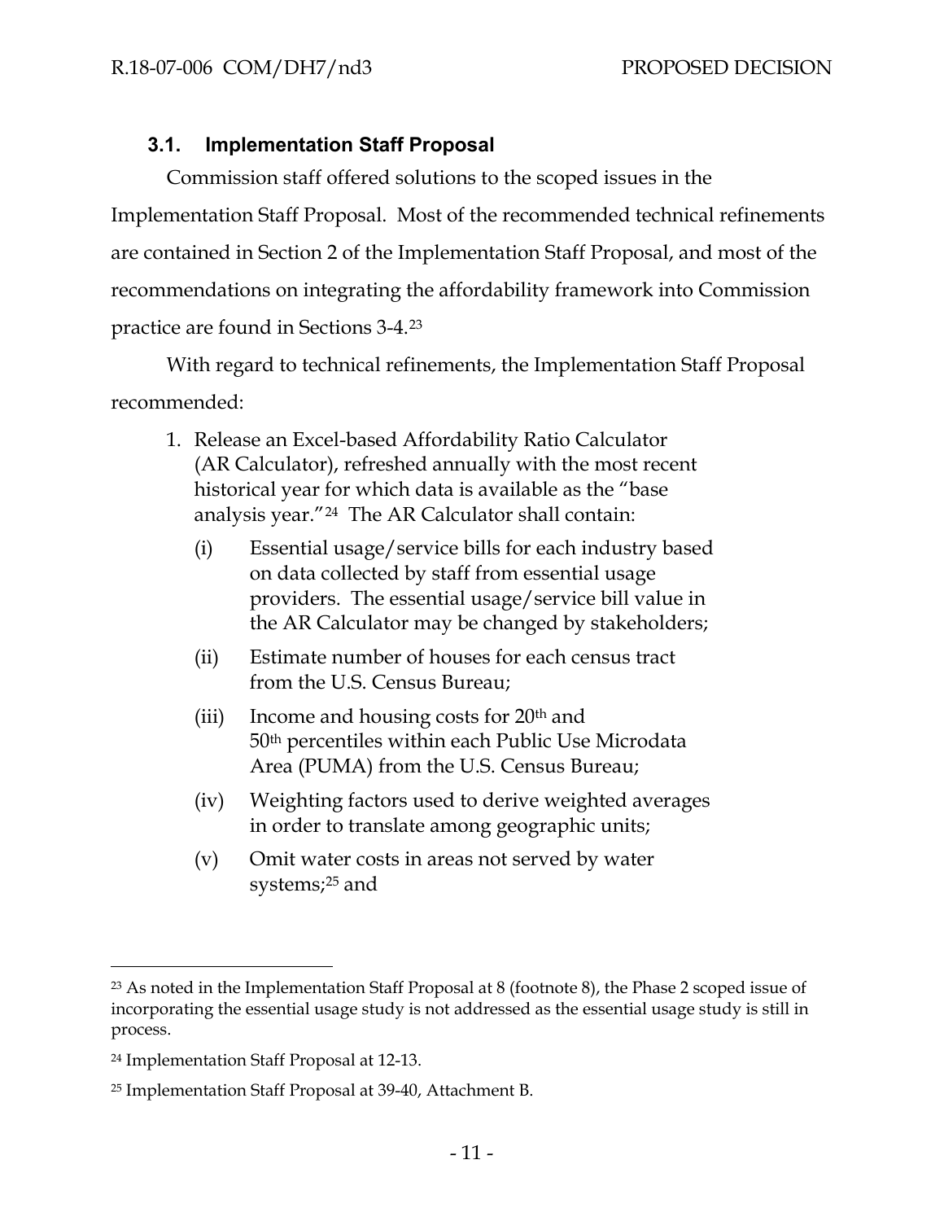### 3.1. Implementation Staff Proposal

Commission staff offered solutions to the scoped issues in the Implementation Staff Proposal. Most of the recommended technical refinements are contained in Section 2 of the Implementation Staff Proposal, and most of the recommendations on integrating the affordability framework into Commission practice are found in Sections 3-4.[23]

With regard to technical refinements, the Implementation Staff Proposal recommended:

1. Release an Excel-based Affordability Ratio Calculator (AR Calculator), refreshed annually with the most recent historical year for which data is available as the "base analysis year."[24] The AR Calculator shall contain:
   - (i) Essential usage/service bills for each industry based on data collected by staff from essential usage providers. The essential usage/service bill value in the AR Calculator may be changed by stakeholders;
   - (ii) Estimate number of houses for each census tract from the U.S. Census Bureau;
   - (iii) Income and housing costs for 20th and 50th percentiles within each Public Use Microdata Area (PUMA) from the U.S. Census Bureau;
   - (iv) Weighting factors used to derive weighted averages in order to translate among geographic units;
   - (v) Omit water costs in areas not served by water systems;[25] and

---

[23] As noted in the Implementation Staff Proposal at 8 (footnote 8), the Phase 2 scoped issue of incorporating the essential usage study is not addressed as the essential usage study is still in process.

[24] Implementation Staff Proposal at 12-13.

[25] Implementation Staff Proposal at 39-40, Attachment B.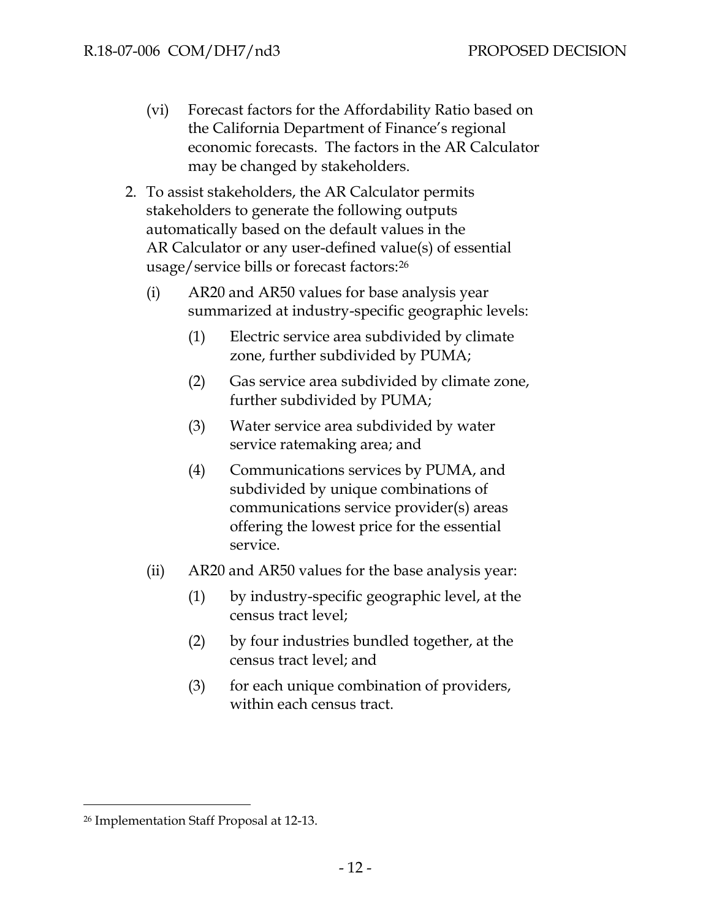(vi) Forecast factors for the Affordability Ratio based on the California Department of Finance's regional economic forecasts. The factors in the AR Calculator may be changed by stakeholders.

2. To assist stakeholders, the AR Calculator permits stakeholders to generate the following outputs automatically based on the default values in the AR Calculator or any user-defined value(s) of essential usage/service bills or forecast factors:[26]

   (i) AR20 and AR50 values for base analysis year summarized at industry-specific geographic levels:

      (1) Electric service area subdivided by climate zone, further subdivided by PUMA;

      (2) Gas service area subdivided by climate zone, further subdivided by PUMA;

      (3) Water service area subdivided by water service ratemaking area; and

      (4) Communications services by PUMA, and subdivided by unique combinations of communications service provider(s) areas offering the lowest price for the essential service.

   (ii) AR20 and AR50 values for the base analysis year:

      (1) by industry-specific geographic level, at the census tract level;

      (2) by four industries bundled together, at the census tract level; and

      (3) for each unique combination of providers, within each census tract.

---

[26] Implementation Staff Proposal at 12-13.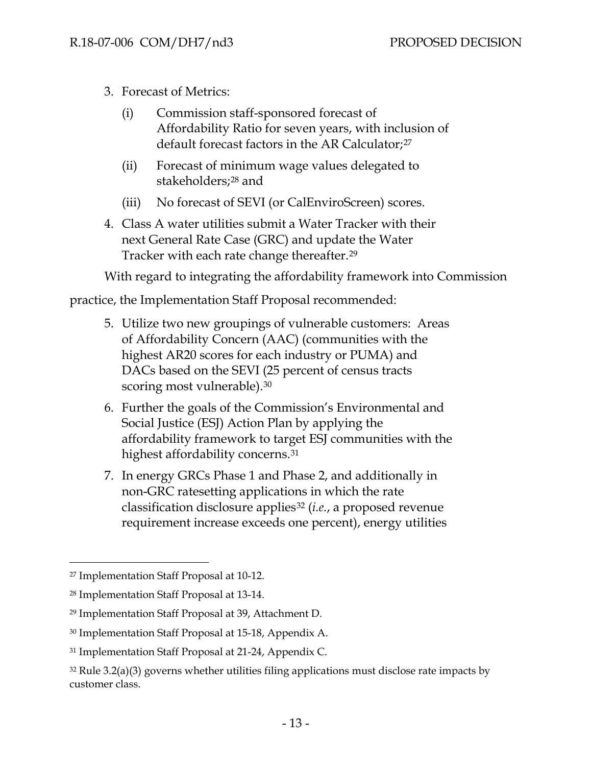3. Forecast of Metrics:

    (i) Commission staff-sponsored forecast of Affordability Ratio for seven years, with inclusion of default forecast factors in the AR Calculator;[27]

    (ii) Forecast of minimum wage values delegated to stakeholders;[28] and

    (iii) No forecast of SEVI (or CalEnviroScreen) scores.

4. Class A water utilities submit a Water Tracker with their next General Rate Case (GRC) and update the Water Tracker with each rate change thereafter.[29]

With regard to integrating the affordability framework into Commission practice, the Implementation Staff Proposal recommended:

5. Utilize two new groupings of vulnerable customers: Areas of Affordability Concern (AAC) (communities with the highest AR20 scores for each industry or PUMA) and DACs based on the SEVI (25 percent of census tracts scoring most vulnerable).[30]

6. Further the goals of the Commission's Environmental and Social Justice (ESJ) Action Plan by applying the affordability framework to target ESJ communities with the highest affordability concerns.[31]

7. In energy GRCs Phase 1 and Phase 2, and additionally in non-GRC ratesetting applications in which the rate classification disclosure applies[32] (*i.e.*, a proposed revenue requirement increase exceeds one percent), energy utilities

---

[27] Implementation Staff Proposal at 10-12.

[28] Implementation Staff Proposal at 13-14.

[29] Implementation Staff Proposal at 39, Attachment D.

[30] Implementation Staff Proposal at 15-18, Appendix A.

[31] Implementation Staff Proposal at 21-24, Appendix C.

[32] Rule 3.2(a)(3) governs whether utilities filing applications must disclose rate impacts by customer class.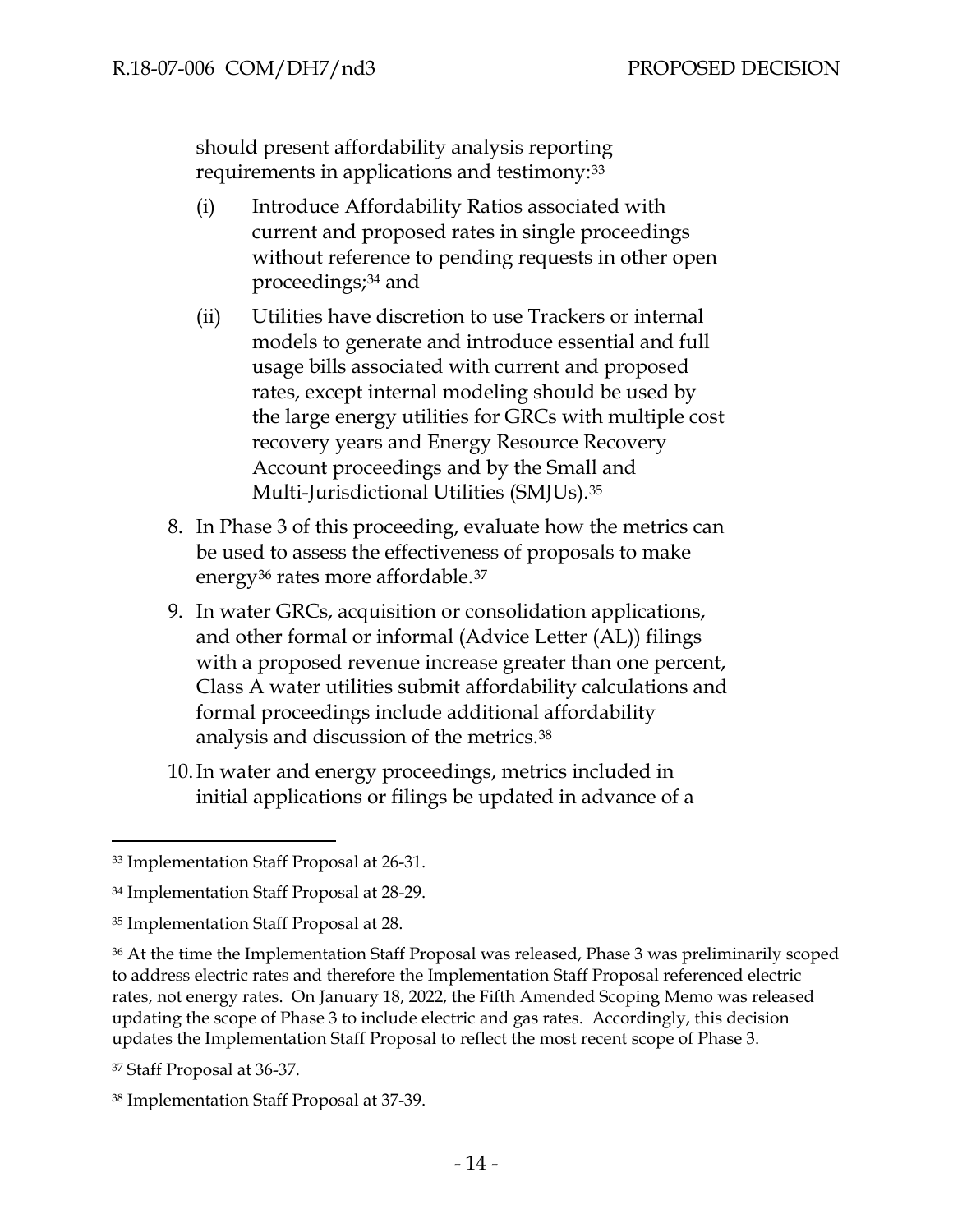should present affordability analysis reporting requirements in applications and testimony:[33]

   (i) Introduce Affordability Ratios associated with current and proposed rates in single proceedings without reference to pending requests in other open proceedings;[34] and

   (ii) Utilities have discretion to use Trackers or internal models to generate and introduce essential and full usage bills associated with current and proposed rates, except internal modeling should be used by the large energy utilities for GRCs with multiple cost recovery years and Energy Resource Recovery Account proceedings and by the Small and Multi-Jurisdictional Utilities (SMJUs).[35]

8. In Phase 3 of this proceeding, evaluate how the metrics can be used to assess the effectiveness of proposals to make energy[36] rates more affordable.[37]

9. In water GRCs, acquisition or consolidation applications, and other formal or informal (Advice Letter (AL)) filings with a proposed revenue increase greater than one percent, Class A water utilities submit affordability calculations and formal proceedings include additional affordability analysis and discussion of the metrics.[38]

10. In water and energy proceedings, metrics included in initial applications or filings be updated in advance of a

---

[33] Implementation Staff Proposal at 26-31.

[34] Implementation Staff Proposal at 28-29.

[35] Implementation Staff Proposal at 28.

[36] At the time the Implementation Staff Proposal was released, Phase 3 was preliminarily scoped to address electric rates and therefore the Implementation Staff Proposal referenced electric rates, not energy rates. On January 18, 2022, the Fifth Amended Scoping Memo was released updating the scope of Phase 3 to include electric and gas rates. Accordingly, this decision updates the Implementation Staff Proposal to reflect the most recent scope of Phase 3.

[37] Staff Proposal at 36-37.

[38] Implementation Staff Proposal at 37-39.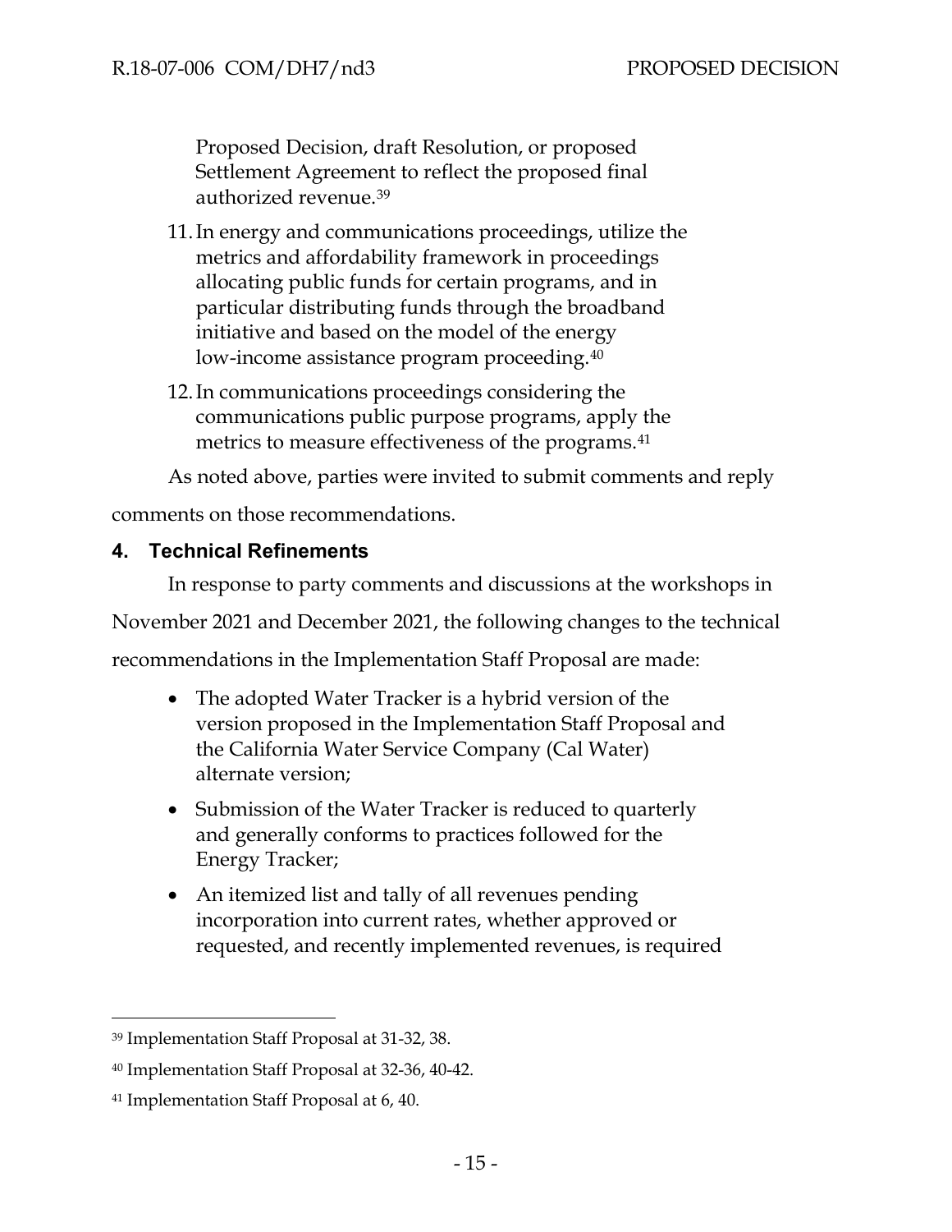Proposed Decision, draft Resolution, or proposed Settlement Agreement to reflect the proposed final authorized revenue.[39]

11. In energy and communications proceedings, utilize the metrics and affordability framework in proceedings allocating public funds for certain programs, and in particular distributing funds through the broadband initiative and based on the model of the energy low-income assistance program proceeding.[40]

12. In communications proceedings considering the communications public purpose programs, apply the metrics to measure effectiveness of the programs.[41]

As noted above, parties were invited to submit comments and reply comments on those recommendations.

## 4. Technical Refinements

In response to party comments and discussions at the workshops in November 2021 and December 2021, the following changes to the technical recommendations in the Implementation Staff Proposal are made:

- The adopted Water Tracker is a hybrid version of the version proposed in the Implementation Staff Proposal and the California Water Service Company (Cal Water) alternate version;
- Submission of the Water Tracker is reduced to quarterly and generally conforms to practices followed for the Energy Tracker;
- An itemized list and tally of all revenues pending incorporation into current rates, whether approved or requested, and recently implemented revenues, is required

---

[39] Implementation Staff Proposal at 31-32, 38.

[40] Implementation Staff Proposal at 32-36, 40-42.

[41] Implementation Staff Proposal at 6, 40.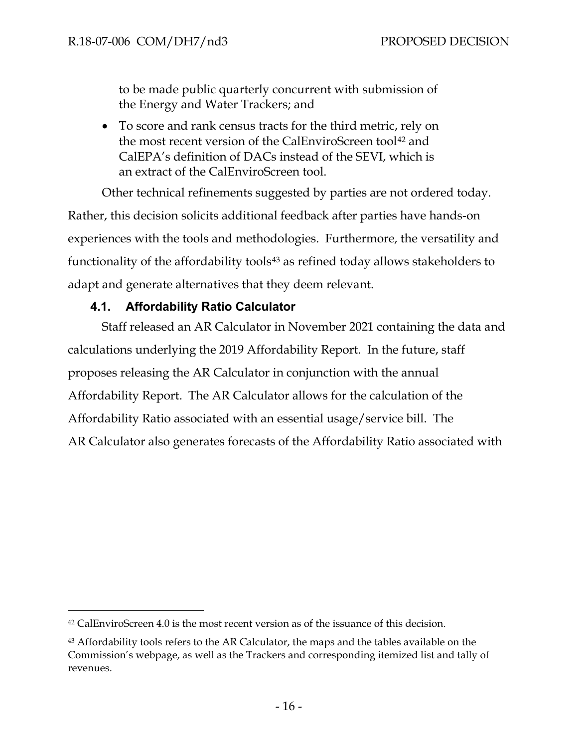to be made public quarterly concurrent with submission of the Energy and Water Trackers; and

- To score and rank census tracts for the third metric, rely on the most recent version of the CalEnviroScreen tool[42] and CalEPA's definition of DACs instead of the SEVI, which is an extract of the CalEnviroScreen tool.

Other technical refinements suggested by parties are not ordered today. Rather, this decision solicits additional feedback after parties have hands-on experiences with the tools and methodologies. Furthermore, the versatility and functionality of the affordability tools[43] as refined today allows stakeholders to adapt and generate alternatives that they deem relevant.

### 4.1. Affordability Ratio Calculator

Staff released an AR Calculator in November 2021 containing the data and calculations underlying the 2019 Affordability Report. In the future, staff proposes releasing the AR Calculator in conjunction with the annual Affordability Report. The AR Calculator allows for the calculation of the Affordability Ratio associated with an essential usage/service bill. The AR Calculator also generates forecasts of the Affordability Ratio associated with

---

[42] CalEnviroScreen 4.0 is the most recent version as of the issuance of this decision.

[43] Affordability tools refers to the AR Calculator, the maps and the tables available on the Commission's webpage, as well as the Trackers and corresponding itemized list and tally of revenues.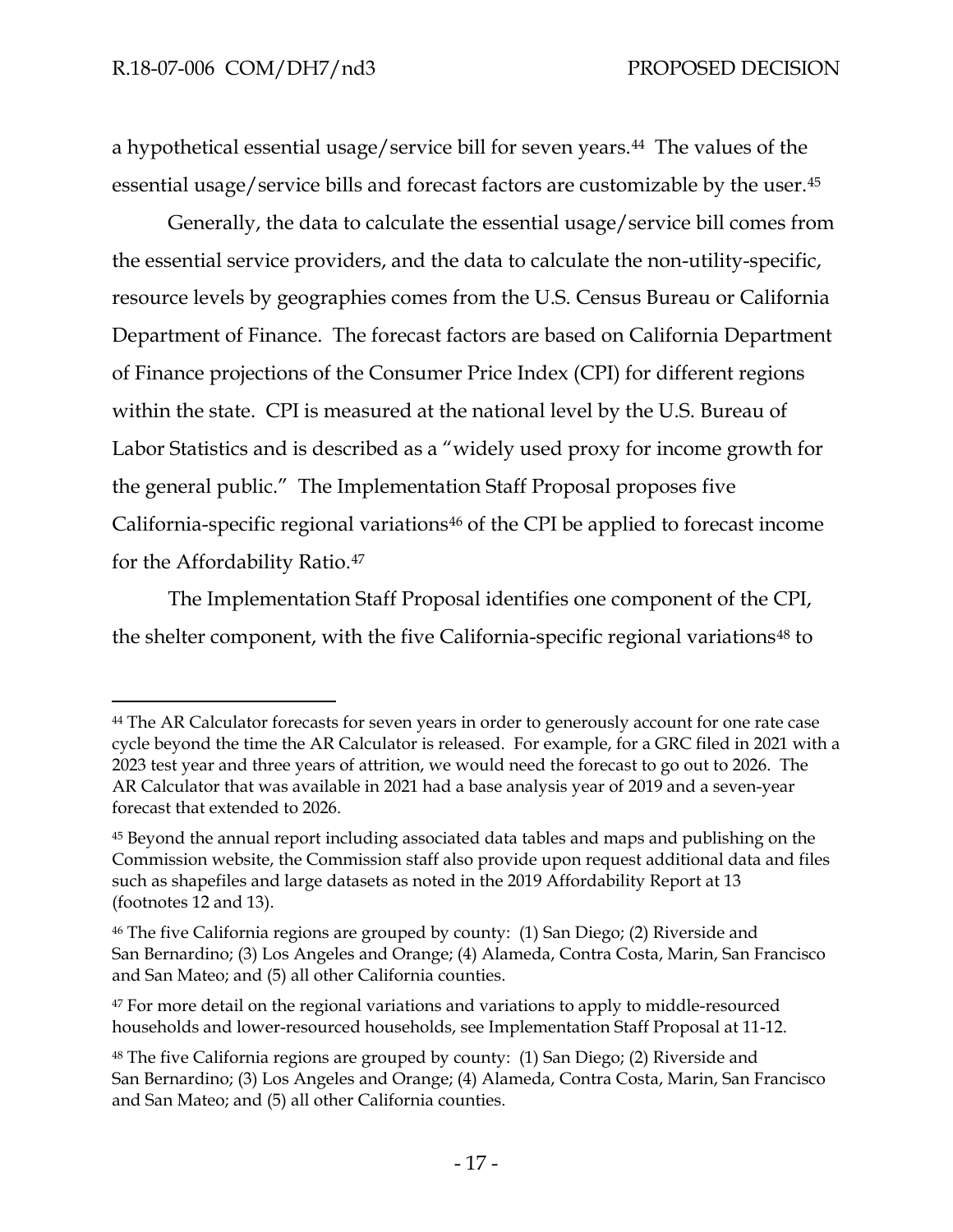a hypothetical essential usage/service bill for seven years.[44] The values of the essential usage/service bills and forecast factors are customizable by the user.[45]

Generally, the data to calculate the essential usage/service bill comes from the essential service providers, and the data to calculate the non-utility-specific, resource levels by geographies comes from the U.S. Census Bureau or California Department of Finance. The forecast factors are based on California Department of Finance projections of the Consumer Price Index (CPI) for different regions within the state. CPI is measured at the national level by the U.S. Bureau of Labor Statistics and is described as a "widely used proxy for income growth for the general public." The Implementation Staff Proposal proposes five California-specific regional variations[46] of the CPI be applied to forecast income for the Affordability Ratio.[47]

The Implementation Staff Proposal identifies one component of the CPI, the shelter component, with the five California-specific regional variations[48] to

---

[44] The AR Calculator forecasts for seven years in order to generously account for one rate case cycle beyond the time the AR Calculator is released. For example, for a GRC filed in 2021 with a 2023 test year and three years of attrition, we would need the forecast to go out to 2026. The AR Calculator that was available in 2021 had a base analysis year of 2019 and a seven-year forecast that extended to 2026.

[45] Beyond the annual report including associated data tables and maps and publishing on the Commission website, the Commission staff also provide upon request additional data and files such as shapefiles and large datasets as noted in the 2019 Affordability Report at 13 (footnotes 12 and 13).

[46] The five California regions are grouped by county: (1) San Diego; (2) Riverside and San Bernardino; (3) Los Angeles and Orange; (4) Alameda, Contra Costa, Marin, San Francisco and San Mateo; and (5) all other California counties.

[47] For more detail on the regional variations and variations to apply to middle-resourced households and lower-resourced households, see Implementation Staff Proposal at 11-12.

[48] The five California regions are grouped by county: (1) San Diego; (2) Riverside and San Bernardino; (3) Los Angeles and Orange; (4) Alameda, Contra Costa, Marin, San Francisco and San Mateo; and (5) all other California counties.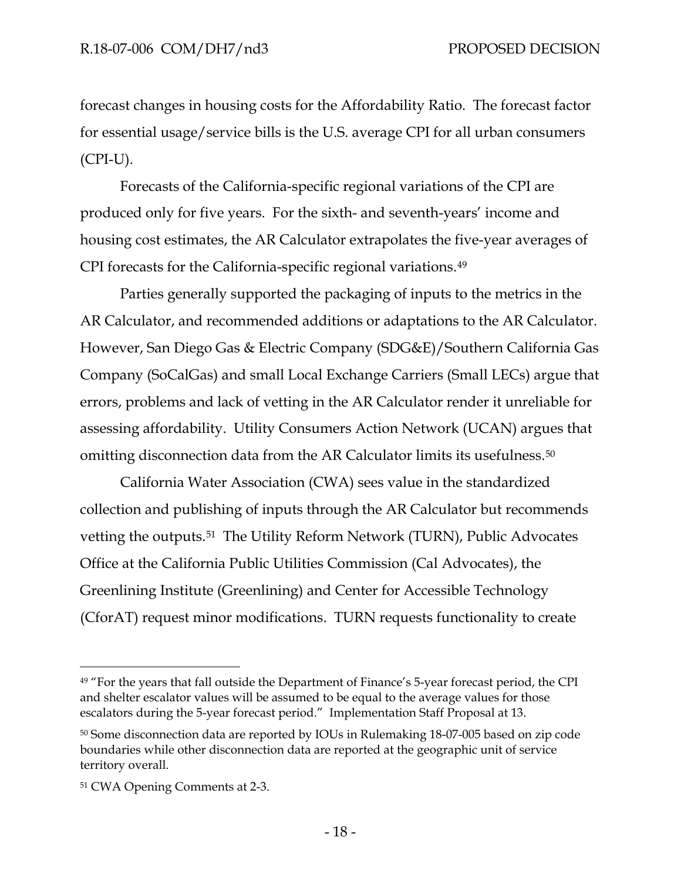forecast changes in housing costs for the Affordability Ratio. The forecast factor for essential usage/service bills is the U.S. average CPI for all urban consumers (CPI-U).

Forecasts of the California-specific regional variations of the CPI are produced only for five years. For the sixth- and seventh-years' income and housing cost estimates, the AR Calculator extrapolates the five-year averages of CPI forecasts for the California-specific regional variations.[49]

Parties generally supported the packaging of inputs to the metrics in the AR Calculator, and recommended additions or adaptations to the AR Calculator. However, San Diego Gas & Electric Company (SDG&E)/Southern California Gas Company (SoCalGas) and small Local Exchange Carriers (Small LECs) argue that errors, problems and lack of vetting in the AR Calculator render it unreliable for assessing affordability. Utility Consumers Action Network (UCAN) argues that omitting disconnection data from the AR Calculator limits its usefulness.[50]

California Water Association (CWA) sees value in the standardized collection and publishing of inputs through the AR Calculator but recommends vetting the outputs.[51] The Utility Reform Network (TURN), Public Advocates Office at the California Public Utilities Commission (Cal Advocates), the Greenlining Institute (Greenlining) and Center for Accessible Technology (CforAT) request minor modifications. TURN requests functionality to create

---

[49] "For the years that fall outside the Department of Finance's 5-year forecast period, the CPI and shelter escalator values will be assumed to be equal to the average values for those escalators during the 5-year forecast period." Implementation Staff Proposal at 13.

[50] Some disconnection data are reported by IOUs in Rulemaking 18-07-005 based on zip code boundaries while other disconnection data are reported at the geographic unit of service territory overall.

[51] CWA Opening Comments at 2-3.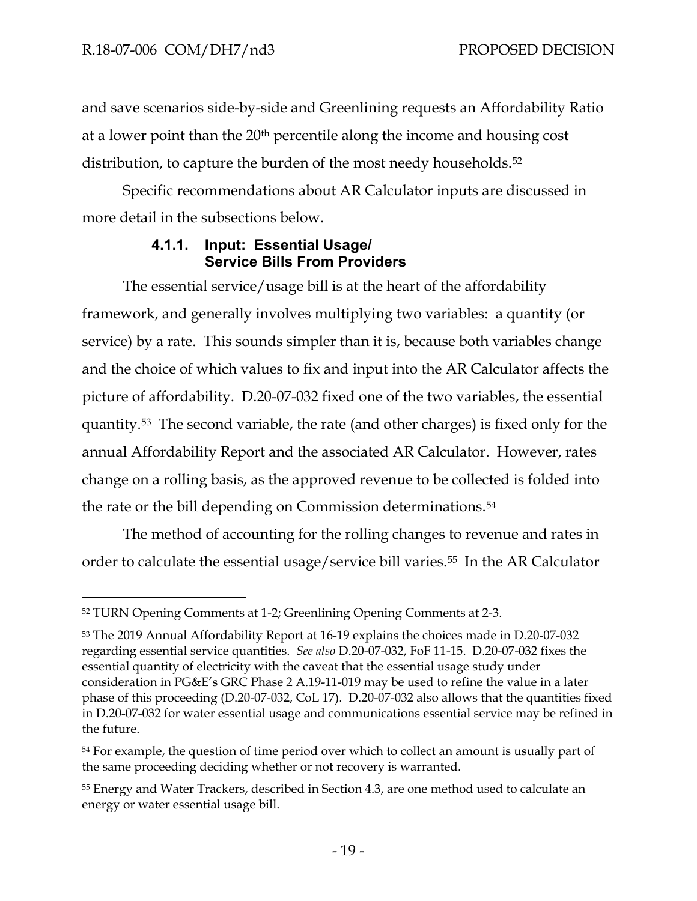and save scenarios side-by-side and Greenlining requests an Affordability Ratio at a lower point than the 20th percentile along the income and housing cost distribution, to capture the burden of the most needy households.[52]

Specific recommendations about AR Calculator inputs are discussed in more detail in the subsections below.

#### 4.1.1. Input: Essential Usage/ Service Bills From Providers

The essential service/usage bill is at the heart of the affordability framework, and generally involves multiplying two variables: a quantity (or service) by a rate. This sounds simpler than it is, because both variables change and the choice of which values to fix and input into the AR Calculator affects the picture of affordability. D.20-07-032 fixed one of the two variables, the essential quantity.[53] The second variable, the rate (and other charges) is fixed only for the annual Affordability Report and the associated AR Calculator. However, rates change on a rolling basis, as the approved revenue to be collected is folded into the rate or the bill depending on Commission determinations.[54]

The method of accounting for the rolling changes to revenue and rates in order to calculate the essential usage/service bill varies.[55] In the AR Calculator

---

[52] TURN Opening Comments at 1-2; Greenlining Opening Comments at 2-3.

[53] The 2019 Annual Affordability Report at 16-19 explains the choices made in D.20-07-032 regarding essential service quantities. *See also* D.20-07-032, FoF 11-15. D.20-07-032 fixes the essential quantity of electricity with the caveat that the essential usage study under consideration in PG&E's GRC Phase 2 A.19-11-019 may be used to refine the value in a later phase of this proceeding (D.20-07-032, CoL 17). D.20-07-032 also allows that the quantities fixed in D.20-07-032 for water essential usage and communications essential service may be refined in the future.

[54] For example, the question of time period over which to collect an amount is usually part of the same proceeding deciding whether or not recovery is warranted.

[55] Energy and Water Trackers, described in Section 4.3, are one method used to calculate an energy or water essential usage bill.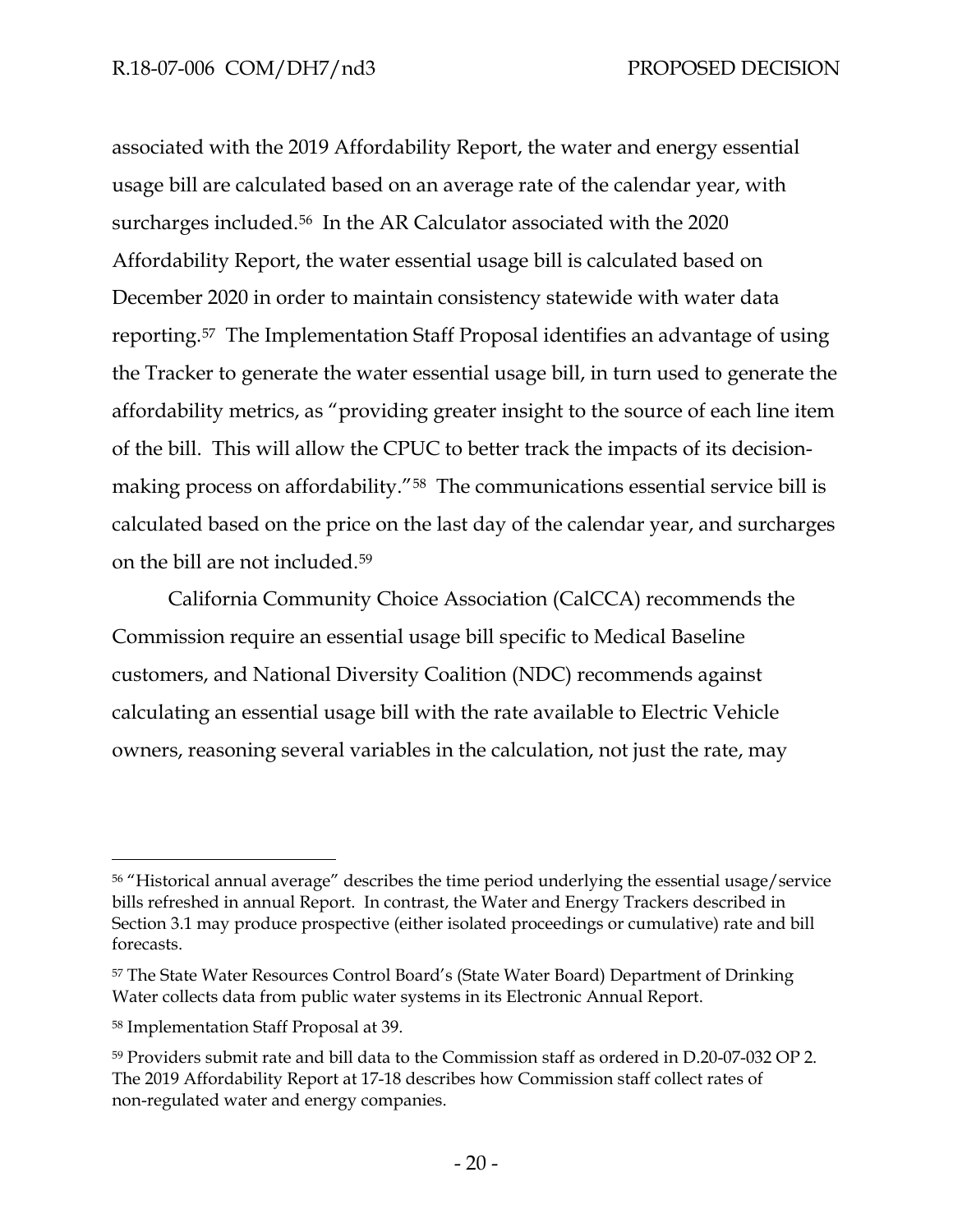associated with the 2019 Affordability Report, the water and energy essential usage bill are calculated based on an average rate of the calendar year, with surcharges included.[56] In the AR Calculator associated with the 2020 Affordability Report, the water essential usage bill is calculated based on December 2020 in order to maintain consistency statewide with water data reporting.[57] The Implementation Staff Proposal identifies an advantage of using the Tracker to generate the water essential usage bill, in turn used to generate the affordability metrics, as "providing greater insight to the source of each line item of the bill. This will allow the CPUC to better track the impacts of its decision-making process on affordability."[58] The communications essential service bill is calculated based on the price on the last day of the calendar year, and surcharges on the bill are not included.[59]

California Community Choice Association (CalCCA) recommends the Commission require an essential usage bill specific to Medical Baseline customers, and National Diversity Coalition (NDC) recommends against calculating an essential usage bill with the rate available to Electric Vehicle owners, reasoning several variables in the calculation, not just the rate, may

---

[56] "Historical annual average" describes the time period underlying the essential usage/service bills refreshed in annual Report. In contrast, the Water and Energy Trackers described in Section 3.1 may produce prospective (either isolated proceedings or cumulative) rate and bill forecasts.

[57] The State Water Resources Control Board's (State Water Board) Department of Drinking Water collects data from public water systems in its Electronic Annual Report.

[58] Implementation Staff Proposal at 39.

[59] Providers submit rate and bill data to the Commission staff as ordered in D.20-07-032 OP 2. The 2019 Affordability Report at 17-18 describes how Commission staff collect rates of non-regulated water and energy companies.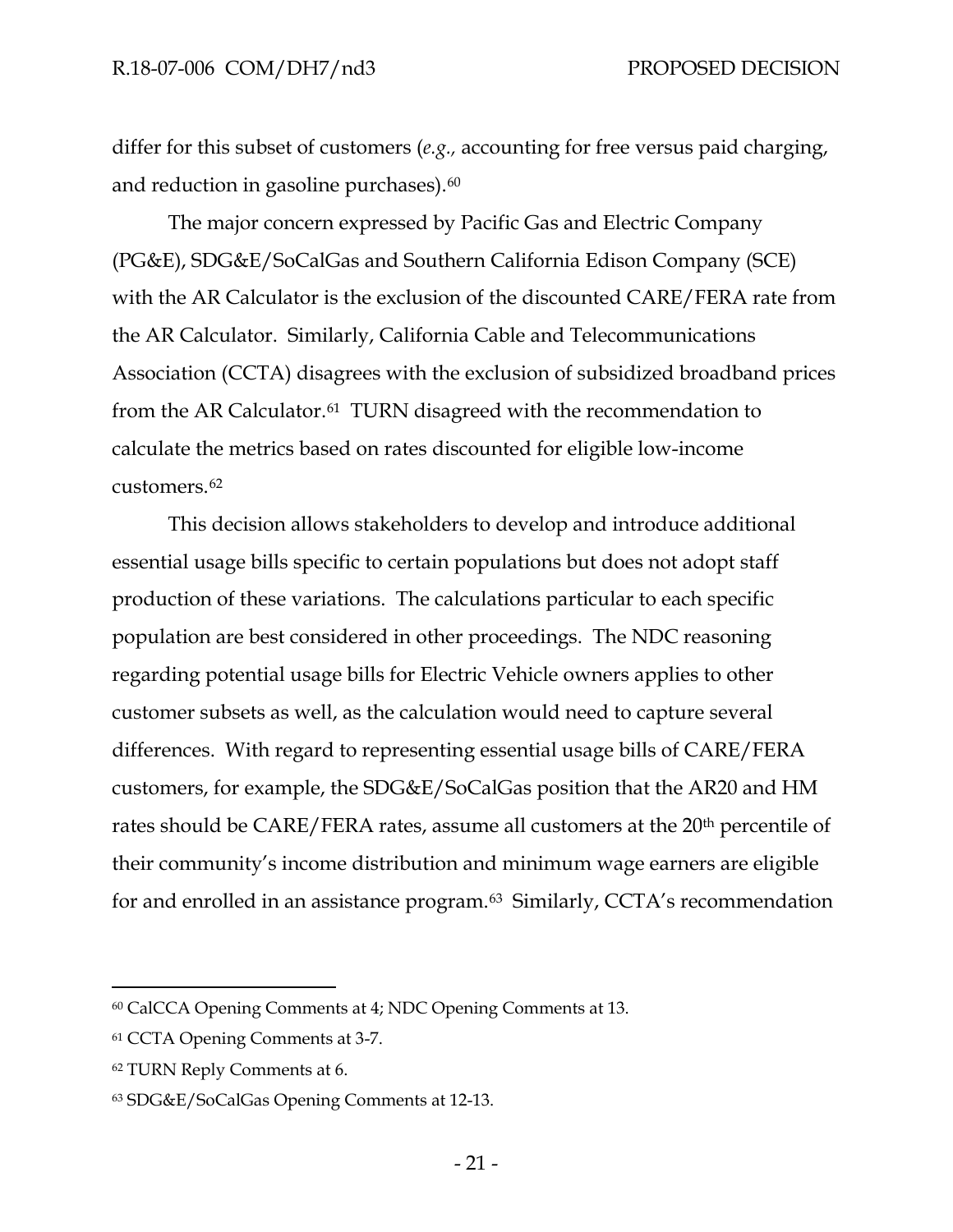differ for this subset of customers (*e.g.,* accounting for free versus paid charging, and reduction in gasoline purchases).[60]

The major concern expressed by Pacific Gas and Electric Company (PG&E), SDG&E/SoCalGas and Southern California Edison Company (SCE) with the AR Calculator is the exclusion of the discounted CARE/FERA rate from the AR Calculator. Similarly, California Cable and Telecommunications Association (CCTA) disagrees with the exclusion of subsidized broadband prices from the AR Calculator.[61] TURN disagreed with the recommendation to calculate the metrics based on rates discounted for eligible low-income customers.[62]

This decision allows stakeholders to develop and introduce additional essential usage bills specific to certain populations but does not adopt staff production of these variations. The calculations particular to each specific population are best considered in other proceedings. The NDC reasoning regarding potential usage bills for Electric Vehicle owners applies to other customer subsets as well, as the calculation would need to capture several differences. With regard to representing essential usage bills of CARE/FERA customers, for example, the SDG&E/SoCalGas position that the AR20 and HM rates should be CARE/FERA rates, assume all customers at the 20th percentile of their community's income distribution and minimum wage earners are eligible for and enrolled in an assistance program.[63] Similarly, CCTA's recommendation

---

[60] CalCCA Opening Comments at 4; NDC Opening Comments at 13.

[61] CCTA Opening Comments at 3-7.

[62] TURN Reply Comments at 6.

[63] SDG&E/SoCalGas Opening Comments at 12-13.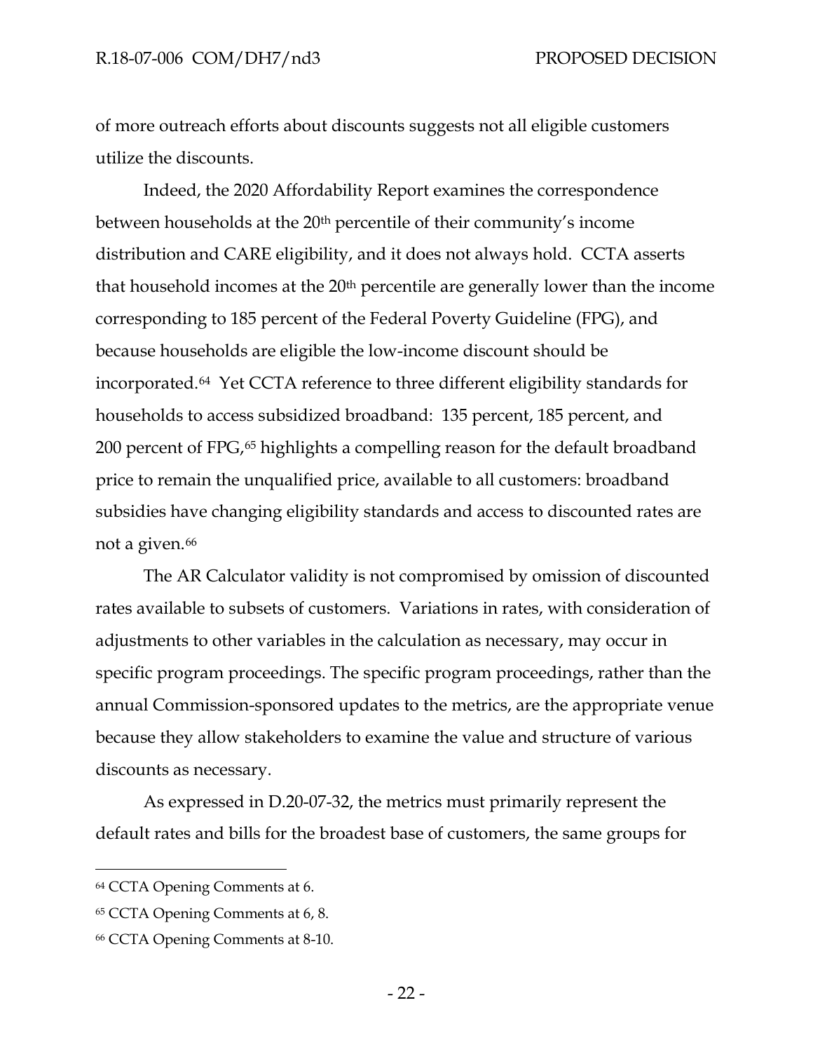of more outreach efforts about discounts suggests not all eligible customers utilize the discounts.

Indeed, the 2020 Affordability Report examines the correspondence between households at the 20th percentile of their community's income distribution and CARE eligibility, and it does not always hold. CCTA asserts that household incomes at the 20th percentile are generally lower than the income corresponding to 185 percent of the Federal Poverty Guideline (FPG), and because households are eligible the low-income discount should be incorporated.[64] Yet CCTA reference to three different eligibility standards for households to access subsidized broadband: 135 percent, 185 percent, and 200 percent of FPG,[65] highlights a compelling reason for the default broadband price to remain the unqualified price, available to all customers: broadband subsidies have changing eligibility standards and access to discounted rates are not a given.[66]

The AR Calculator validity is not compromised by omission of discounted rates available to subsets of customers. Variations in rates, with consideration of adjustments to other variables in the calculation as necessary, may occur in specific program proceedings. The specific program proceedings, rather than the annual Commission-sponsored updates to the metrics, are the appropriate venue because they allow stakeholders to examine the value and structure of various discounts as necessary.

As expressed in D.20-07-32, the metrics must primarily represent the default rates and bills for the broadest base of customers, the same groups for

---

[64] CCTA Opening Comments at 6.

[65] CCTA Opening Comments at 6, 8.

[66] CCTA Opening Comments at 8-10.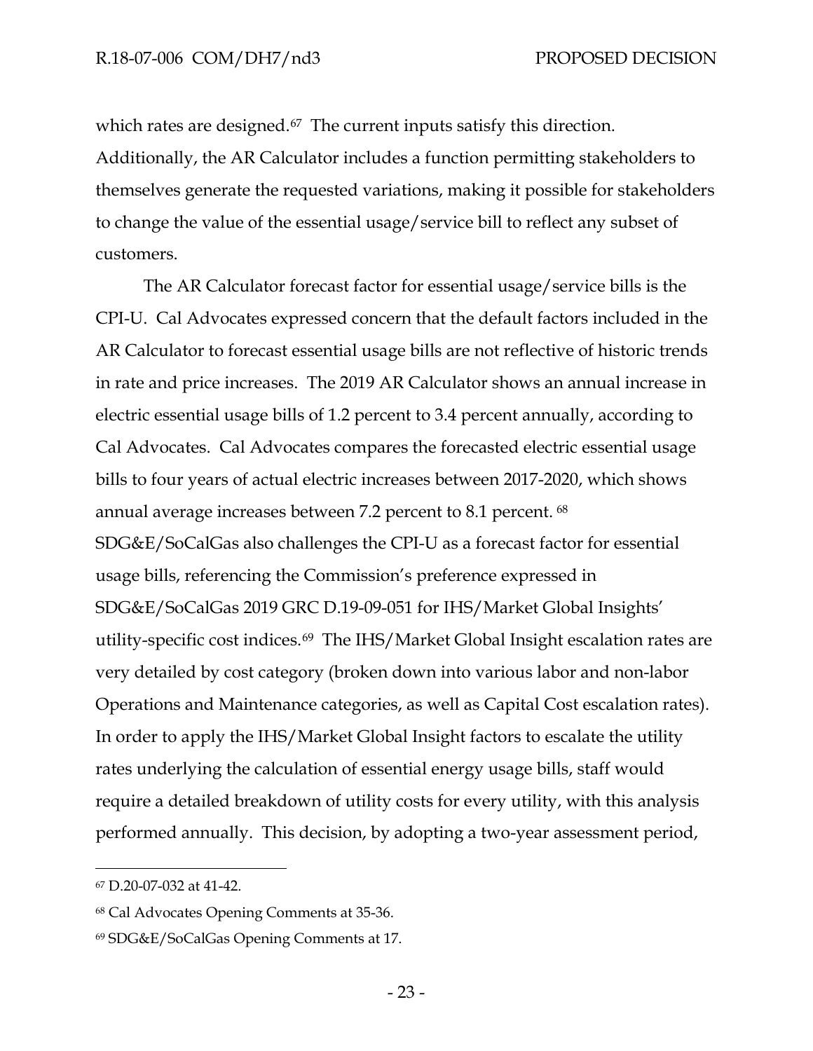which rates are designed.[67] The current inputs satisfy this direction. Additionally, the AR Calculator includes a function permitting stakeholders to themselves generate the requested variations, making it possible for stakeholders to change the value of the essential usage/service bill to reflect any subset of customers.

The AR Calculator forecast factor for essential usage/service bills is the CPI-U. Cal Advocates expressed concern that the default factors included in the AR Calculator to forecast essential usage bills are not reflective of historic trends in rate and price increases. The 2019 AR Calculator shows an annual increase in electric essential usage bills of 1.2 percent to 3.4 percent annually, according to Cal Advocates. Cal Advocates compares the forecasted electric essential usage bills to four years of actual electric increases between 2017-2020, which shows annual average increases between 7.2 percent to 8.1 percent.[68] SDG&E/SoCalGas also challenges the CPI-U as a forecast factor for essential usage bills, referencing the Commission's preference expressed in SDG&E/SoCalGas 2019 GRC D.19-09-051 for IHS/Market Global Insights' utility-specific cost indices.[69] The IHS/Market Global Insight escalation rates are very detailed by cost category (broken down into various labor and non-labor Operations and Maintenance categories, as well as Capital Cost escalation rates). In order to apply the IHS/Market Global Insight factors to escalate the utility rates underlying the calculation of essential energy usage bills, staff would require a detailed breakdown of utility costs for every utility, with this analysis performed annually. This decision, by adopting a two-year assessment period,

---

[67] D.20-07-032 at 41-42.

[68] Cal Advocates Opening Comments at 35-36.

[69] SDG&E/SoCalGas Opening Comments at 17.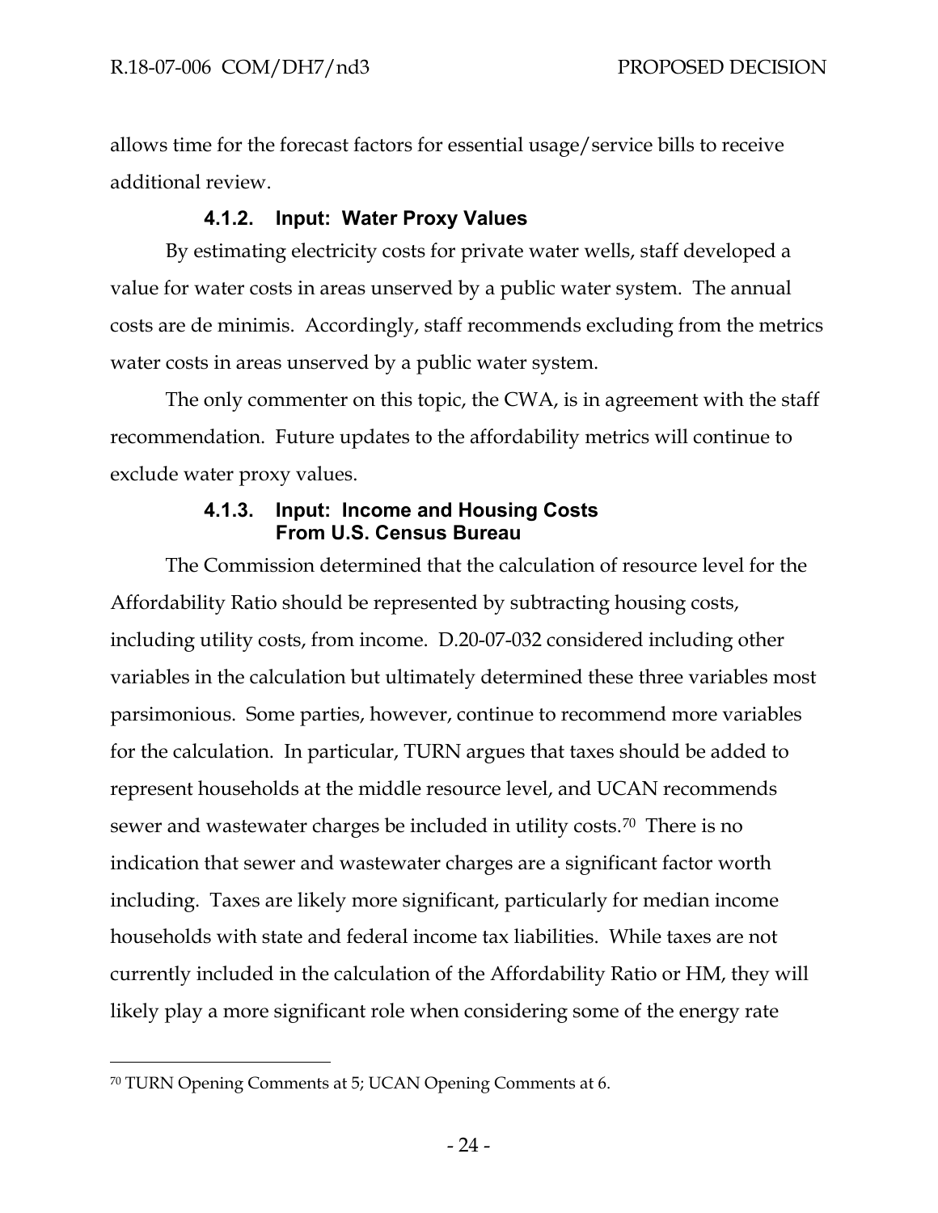allows time for the forecast factors for essential usage/service bills to receive additional review.

#### 4.1.2. Input: Water Proxy Values

By estimating electricity costs for private water wells, staff developed a value for water costs in areas unserved by a public water system. The annual costs are de minimis. Accordingly, staff recommends excluding from the metrics water costs in areas unserved by a public water system.

The only commenter on this topic, the CWA, is in agreement with the staff recommendation. Future updates to the affordability metrics will continue to exclude water proxy values.

#### 4.1.3. Input: Income and Housing Costs From U.S. Census Bureau

The Commission determined that the calculation of resource level for the Affordability Ratio should be represented by subtracting housing costs, including utility costs, from income. D.20-07-032 considered including other variables in the calculation but ultimately determined these three variables most parsimonious. Some parties, however, continue to recommend more variables for the calculation. In particular, TURN argues that taxes should be added to represent households at the middle resource level, and UCAN recommends sewer and wastewater charges be included in utility costs.[70] There is no indication that sewer and wastewater charges are a significant factor worth including. Taxes are likely more significant, particularly for median income households with state and federal income tax liabilities. While taxes are not currently included in the calculation of the Affordability Ratio or HM, they will likely play a more significant role when considering some of the energy rate

[70] TURN Opening Comments at 5; UCAN Opening Comments at 6.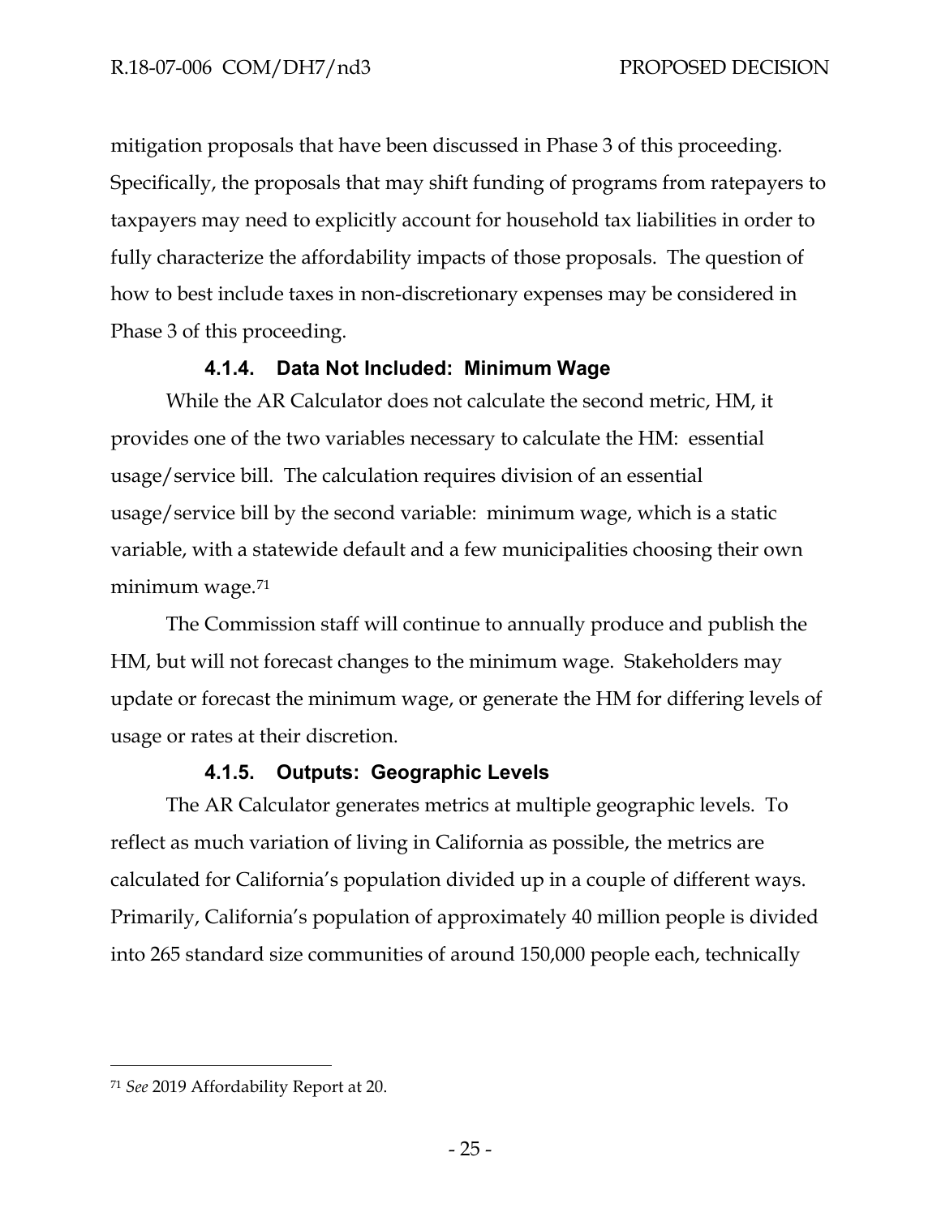mitigation proposals that have been discussed in Phase 3 of this proceeding. Specifically, the proposals that may shift funding of programs from ratepayers to taxpayers may need to explicitly account for household tax liabilities in order to fully characterize the affordability impacts of those proposals. The question of how to best include taxes in non-discretionary expenses may be considered in Phase 3 of this proceeding.

#### 4.1.4. Data Not Included: Minimum Wage

While the AR Calculator does not calculate the second metric, HM, it provides one of the two variables necessary to calculate the HM: essential usage/service bill. The calculation requires division of an essential usage/service bill by the second variable: minimum wage, which is a static variable, with a statewide default and a few municipalities choosing their own minimum wage.[71]

The Commission staff will continue to annually produce and publish the HM, but will not forecast changes to the minimum wage. Stakeholders may update or forecast the minimum wage, or generate the HM for differing levels of usage or rates at their discretion.

#### 4.1.5. Outputs: Geographic Levels

The AR Calculator generates metrics at multiple geographic levels. To reflect as much variation of living in California as possible, the metrics are calculated for California's population divided up in a couple of different ways. Primarily, California's population of approximately 40 million people is divided into 265 standard size communities of around 150,000 people each, technically

---

[71] *See* 2019 Affordability Report at 20.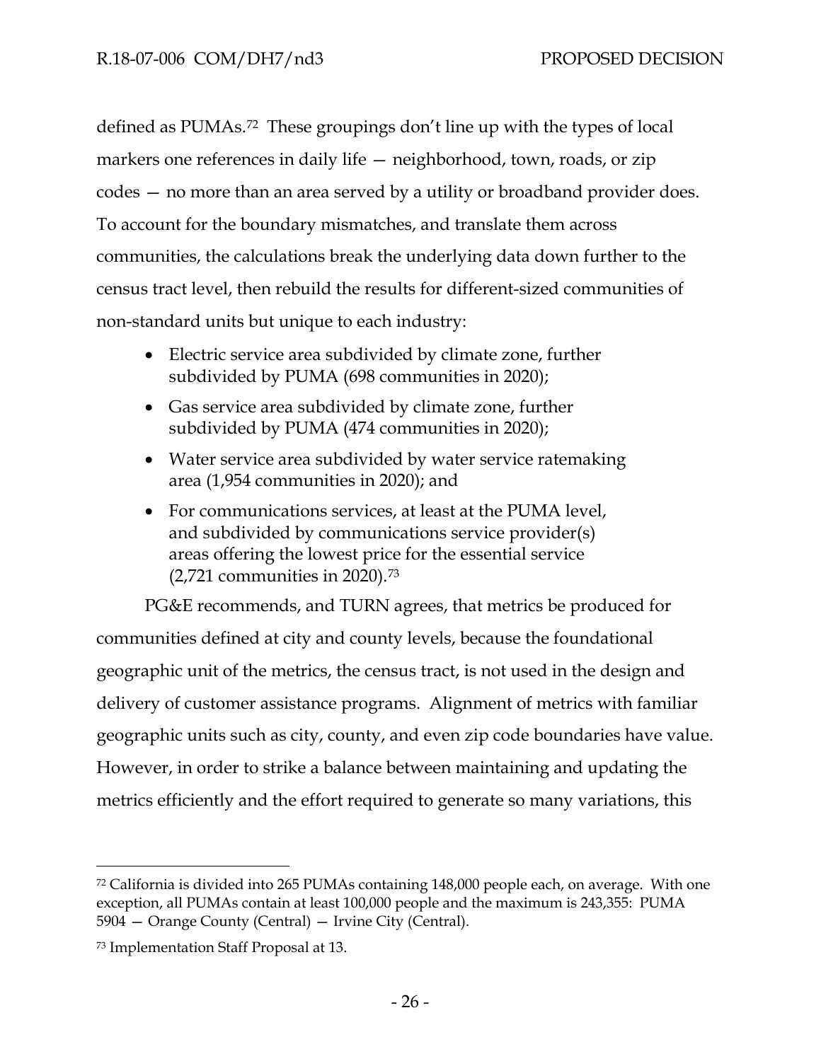defined as PUMAs.[72] These groupings don't line up with the types of local markers one references in daily life — neighborhood, town, roads, or zip codes — no more than an area served by a utility or broadband provider does. To account for the boundary mismatches, and translate them across communities, the calculations break the underlying data down further to the census tract level, then rebuild the results for different-sized communities of non-standard units but unique to each industry:

- Electric service area subdivided by climate zone, further subdivided by PUMA (698 communities in 2020);
- Gas service area subdivided by climate zone, further subdivided by PUMA (474 communities in 2020);
- Water service area subdivided by water service ratemaking area (1,954 communities in 2020); and
- For communications services, at least at the PUMA level, and subdivided by communications service provider(s) areas offering the lowest price for the essential service (2,721 communities in 2020).[73]

PG&E recommends, and TURN agrees, that metrics be produced for communities defined at city and county levels, because the foundational geographic unit of the metrics, the census tract, is not used in the design and delivery of customer assistance programs. Alignment of metrics with familiar geographic units such as city, county, and even zip code boundaries have value. However, in order to strike a balance between maintaining and updating the metrics efficiently and the effort required to generate so many variations, this

---

[72] California is divided into 265 PUMAs containing 148,000 people each, on average. With one exception, all PUMAs contain at least 100,000 people and the maximum is 243,355: PUMA 5904 — Orange County (Central) — Irvine City (Central).

[73] Implementation Staff Proposal at 13.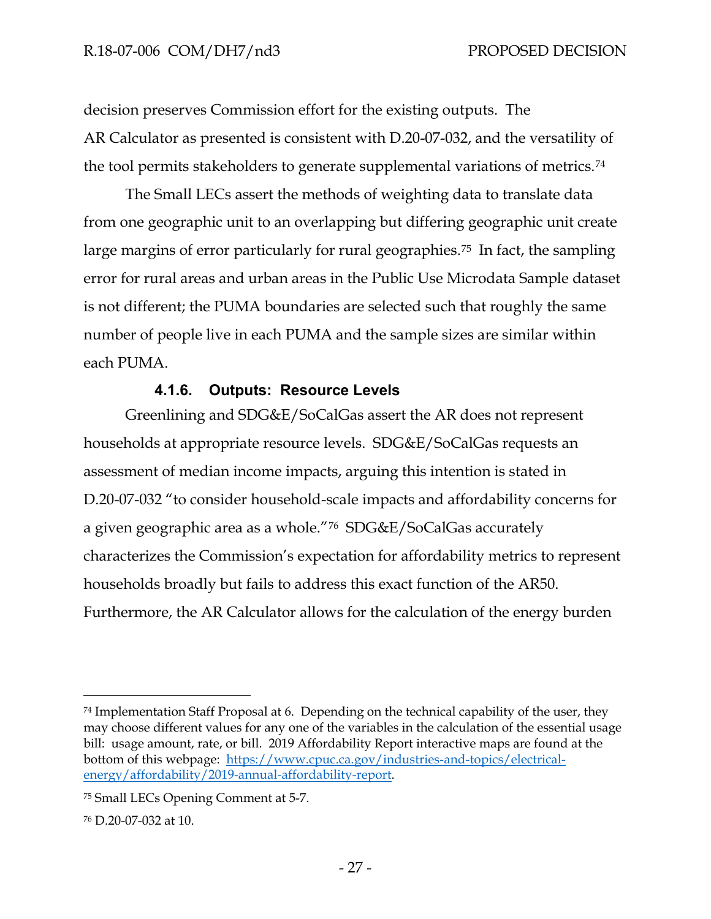decision preserves Commission effort for the existing outputs. The AR Calculator as presented is consistent with D.20-07-032, and the versatility of the tool permits stakeholders to generate supplemental variations of metrics.[74]

The Small LECs assert the methods of weighting data to translate data from one geographic unit to an overlapping but differing geographic unit create large margins of error particularly for rural geographies.[75] In fact, the sampling error for rural areas and urban areas in the Public Use Microdata Sample dataset is not different; the PUMA boundaries are selected such that roughly the same number of people live in each PUMA and the sample sizes are similar within each PUMA.

#### 4.1.6. Outputs: Resource Levels

Greenlining and SDG&E/SoCalGas assert the AR does not represent households at appropriate resource levels. SDG&E/SoCalGas requests an assessment of median income impacts, arguing this intention is stated in D.20-07-032 "to consider household-scale impacts and affordability concerns for a given geographic area as a whole."[76] SDG&E/SoCalGas accurately characterizes the Commission's expectation for affordability metrics to represent households broadly but fails to address this exact function of the AR50. Furthermore, the AR Calculator allows for the calculation of the energy burden

---

[74] Implementation Staff Proposal at 6. Depending on the technical capability of the user, they may choose different values for any one of the variables in the calculation of the essential usage bill: usage amount, rate, or bill. 2019 Affordability Report interactive maps are found at the bottom of this webpage: [https://www.cpuc.ca.gov/industries-and-topics/electrical-energy/affordability/2019-annual-affordability-report](https://www.cpuc.ca.gov/industries-and-topics/electrical-energy/affordability/2019-annual-affordability-report).

[75] Small LECs Opening Comment at 5-7.

[76] D.20-07-032 at 10.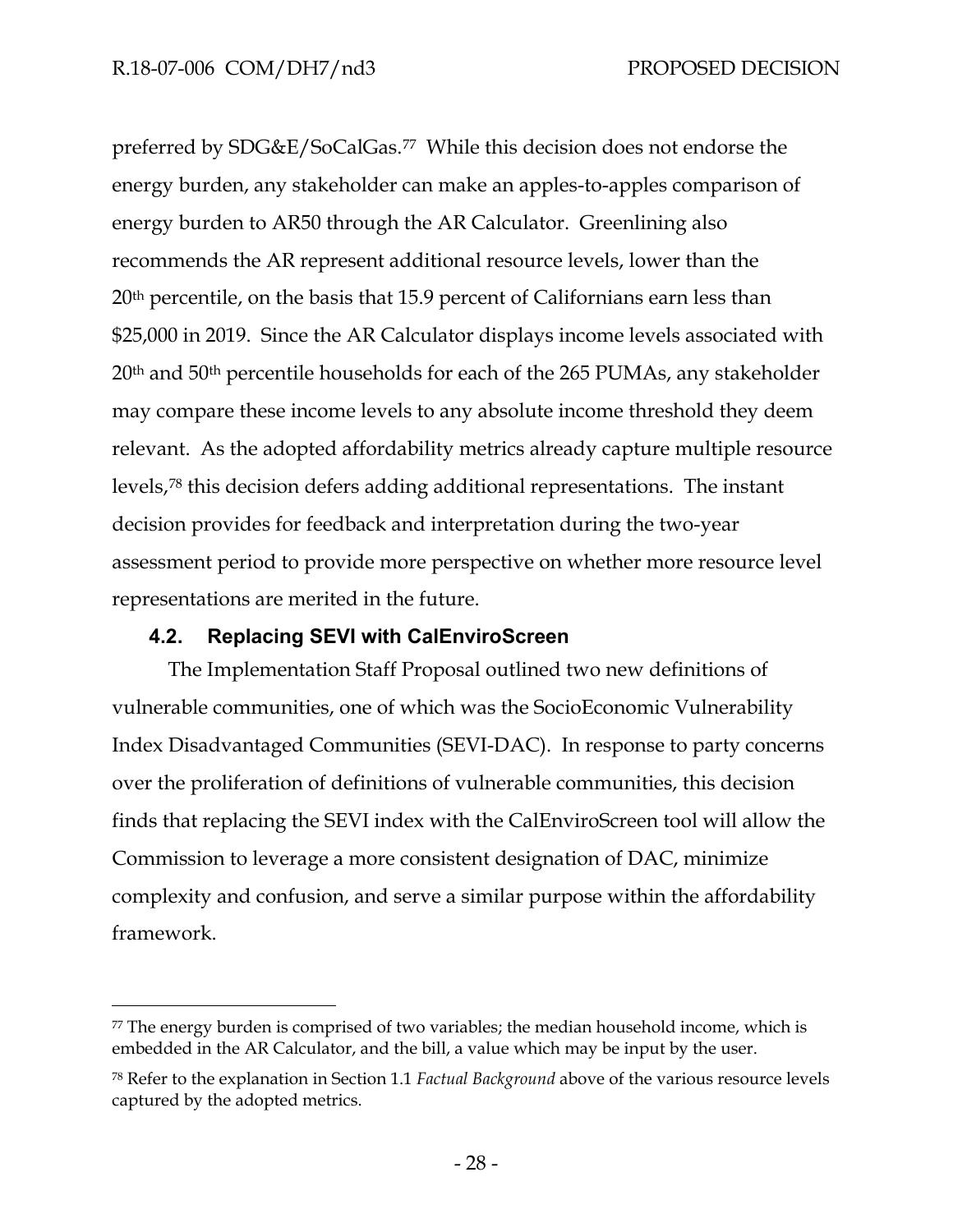preferred by SDG&E/SoCalGas.[77] While this decision does not endorse the energy burden, any stakeholder can make an apples-to-apples comparison of energy burden to AR50 through the AR Calculator. Greenlining also recommends the AR represent additional resource levels, lower than the 20th percentile, on the basis that 15.9 percent of Californians earn less than $25,000 in 2019. Since the AR Calculator displays income levels associated with 20th and 50th percentile households for each of the 265 PUMAs, any stakeholder may compare these income levels to any absolute income threshold they deem relevant. As the adopted affordability metrics already capture multiple resource levels,[78] this decision defers adding additional representations. The instant decision provides for feedback and interpretation during the two-year assessment period to provide more perspective on whether more resource level representations are merited in the future.

### 4.2. Replacing SEVI with CalEnviroScreen

The Implementation Staff Proposal outlined two new definitions of vulnerable communities, one of which was the SocioEconomic Vulnerability Index Disadvantaged Communities (SEVI-DAC). In response to party concerns over the proliferation of definitions of vulnerable communities, this decision finds that replacing the SEVI index with the CalEnviroScreen tool will allow the Commission to leverage a more consistent designation of DAC, minimize complexity and confusion, and serve a similar purpose within the affordability framework.

---

[77] The energy burden is comprised of two variables; the median household income, which is embedded in the AR Calculator, and the bill, a value which may be input by the user.

[78] Refer to the explanation in Section 1.1 *Factual Background* above of the various resource levels captured by the adopted metrics.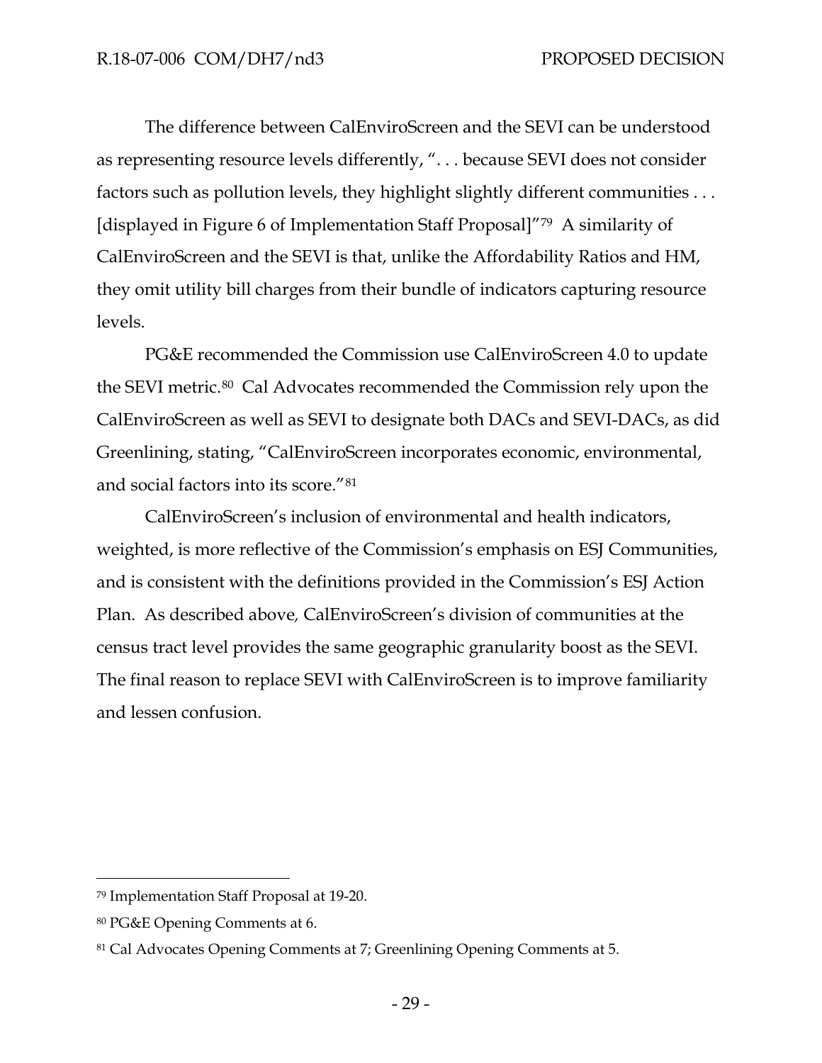The difference between CalEnviroScreen and the SEVI can be understood as representing resource levels differently, ". . . because SEVI does not consider factors such as pollution levels, they highlight slightly different communities . . . [displayed in Figure 6 of Implementation Staff Proposal]"[79] A similarity of CalEnviroScreen and the SEVI is that, unlike the Affordability Ratios and HM, they omit utility bill charges from their bundle of indicators capturing resource levels.

PG&E recommended the Commission use CalEnviroScreen 4.0 to update the SEVI metric.[80] Cal Advocates recommended the Commission rely upon the CalEnviroScreen as well as SEVI to designate both DACs and SEVI-DACs, as did Greenlining, stating, "CalEnviroScreen incorporates economic, environmental, and social factors into its score."[81]

CalEnviroScreen's inclusion of environmental and health indicators, weighted, is more reflective of the Commission's emphasis on ESJ Communities, and is consistent with the definitions provided in the Commission's ESJ Action Plan. As described above, CalEnviroScreen's division of communities at the census tract level provides the same geographic granularity boost as the SEVI. The final reason to replace SEVI with CalEnviroScreen is to improve familiarity and lessen confusion.

---

[79] Implementation Staff Proposal at 19-20.

[80] PG&E Opening Comments at 6.

[81] Cal Advocates Opening Comments at 7; Greenlining Opening Comments at 5.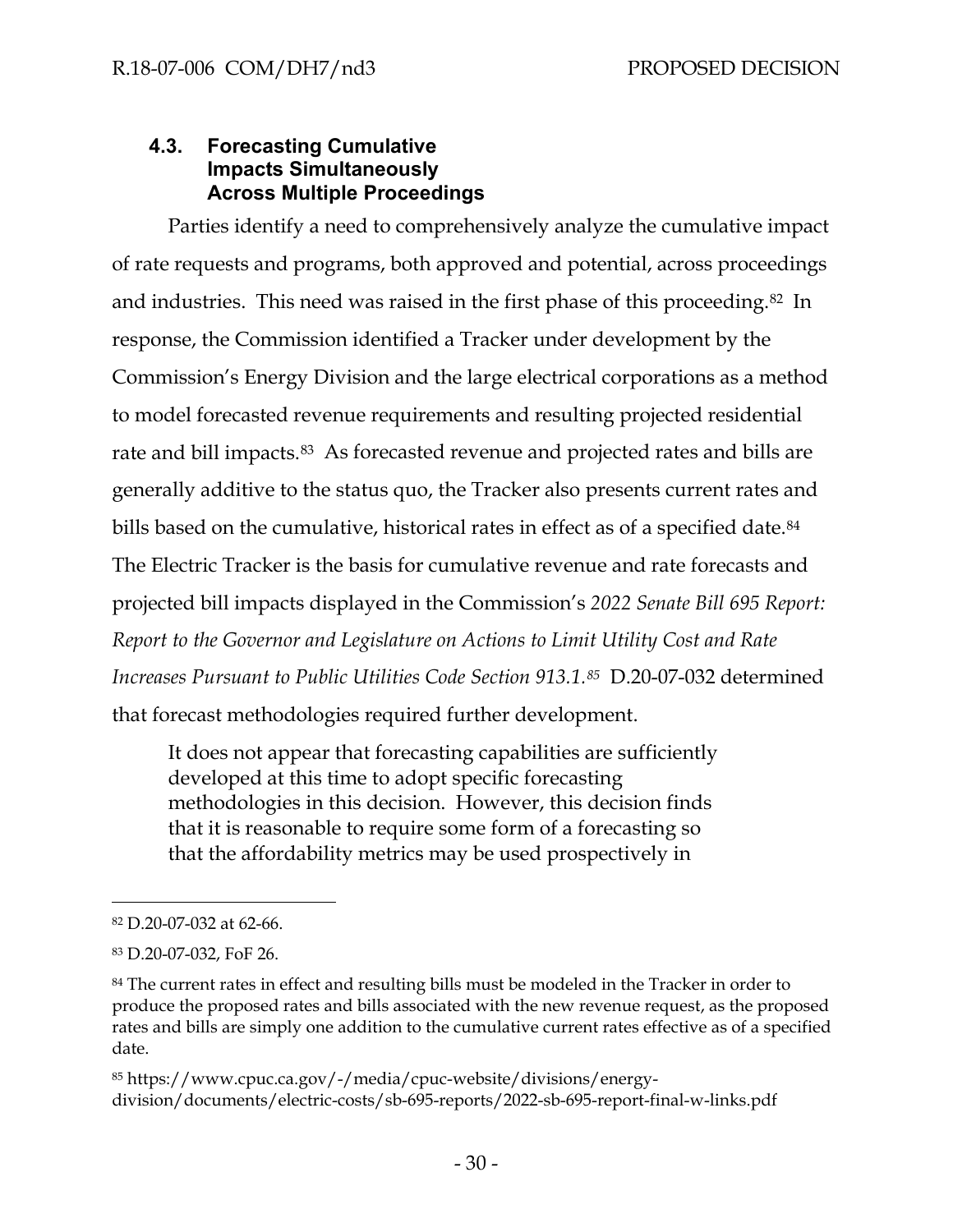### 4.3. Forecasting Cumulative Impacts Simultaneously Across Multiple Proceedings

Parties identify a need to comprehensively analyze the cumulative impact of rate requests and programs, both approved and potential, across proceedings and industries. This need was raised in the first phase of this proceeding.[82] In response, the Commission identified a Tracker under development by the Commission's Energy Division and the large electrical corporations as a method to model forecasted revenue requirements and resulting projected residential rate and bill impacts.[83] As forecasted revenue and projected rates and bills are generally additive to the status quo, the Tracker also presents current rates and bills based on the cumulative, historical rates in effect as of a specified date.[84] The Electric Tracker is the basis for cumulative revenue and rate forecasts and projected bill impacts displayed in the Commission's *2022 Senate Bill 695 Report: Report to the Governor and Legislature on Actions to Limit Utility Cost and Rate Increases Pursuant to Public Utilities Code Section 913.1.*[85] D.20-07-032 determined that forecast methodologies required further development.

> It does not appear that forecasting capabilities are sufficiently developed at this time to adopt specific forecasting methodologies in this decision. However, this decision finds that it is reasonable to require some form of a forecasting so that the affordability metrics may be used prospectively in

---

[82] D.20-07-032 at 62-66.

[83] D.20-07-032, FoF 26.

[84] The current rates in effect and resulting bills must be modeled in the Tracker in order to produce the proposed rates and bills associated with the new revenue request, as the proposed rates and bills are simply one addition to the cumulative current rates effective as of a specified date.

[85] https://www.cpuc.ca.gov/-/media/cpuc-website/divisions/energy-division/documents/electric-costs/sb-695-reports/2022-sb-695-report-final-w-links.pdf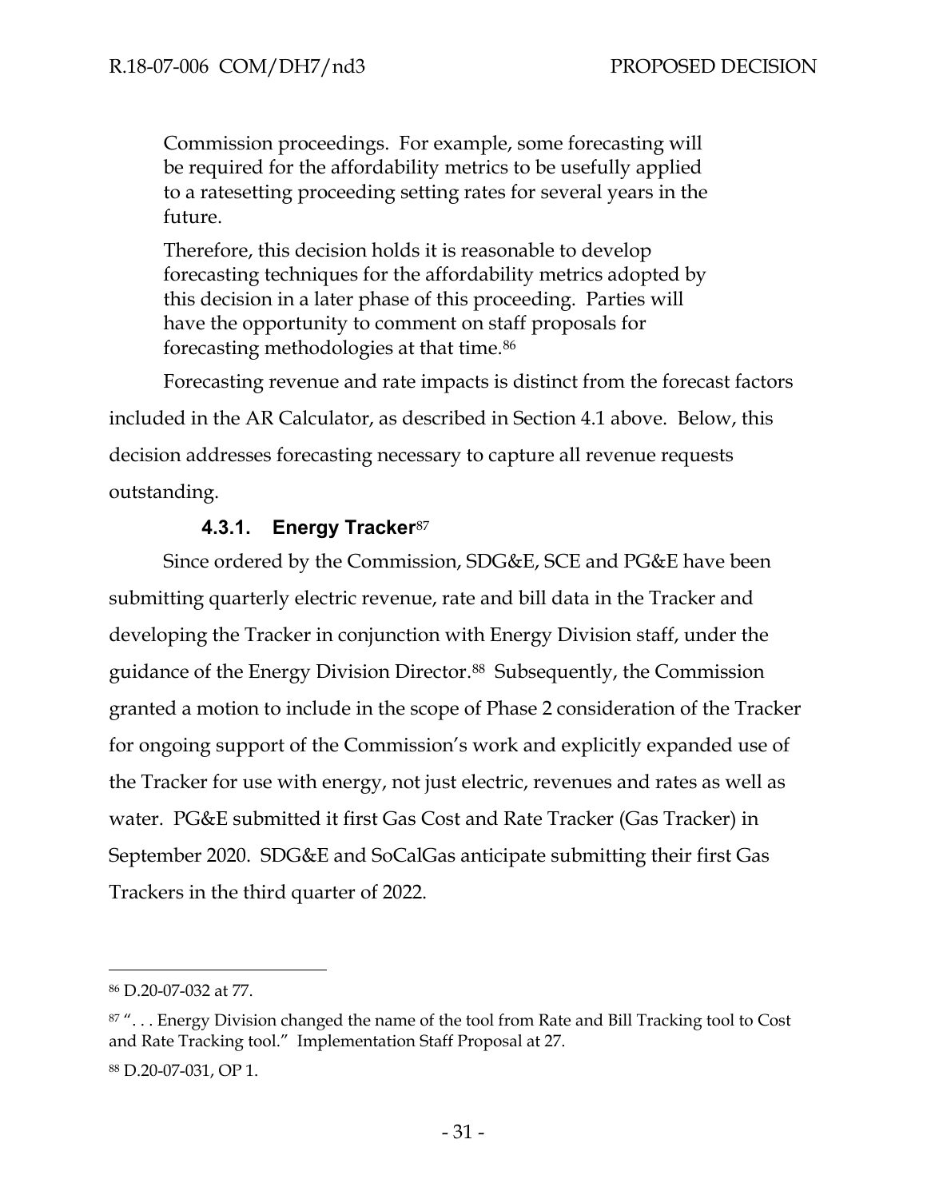> Commission proceedings. For example, some forecasting will be required for the affordability metrics to be usefully applied to a ratesetting proceeding setting rates for several years in the future.
>
> Therefore, this decision holds it is reasonable to develop forecasting techniques for the affordability metrics adopted by this decision in a later phase of this proceeding. Parties will have the opportunity to comment on staff proposals for forecasting methodologies at that time.[86]

Forecasting revenue and rate impacts is distinct from the forecast factors included in the AR Calculator, as described in Section 4.1 above. Below, this decision addresses forecasting necessary to capture all revenue requests outstanding.

### 4.3.1. Energy Tracker[87]

Since ordered by the Commission, SDG&E, SCE and PG&E have been submitting quarterly electric revenue, rate and bill data in the Tracker and developing the Tracker in conjunction with Energy Division staff, under the guidance of the Energy Division Director.[88] Subsequently, the Commission granted a motion to include in the scope of Phase 2 consideration of the Tracker for ongoing support of the Commission's work and explicitly expanded use of the Tracker for use with energy, not just electric, revenues and rates as well as water. PG&E submitted it first Gas Cost and Rate Tracker (Gas Tracker) in September 2020. SDG&E and SoCalGas anticipate submitting their first Gas Trackers in the third quarter of 2022.

---

[86] D.20-07-032 at 77.

[87] ". . . Energy Division changed the name of the tool from Rate and Bill Tracking tool to Cost and Rate Tracking tool." Implementation Staff Proposal at 27.

[88] D.20-07-031, OP 1.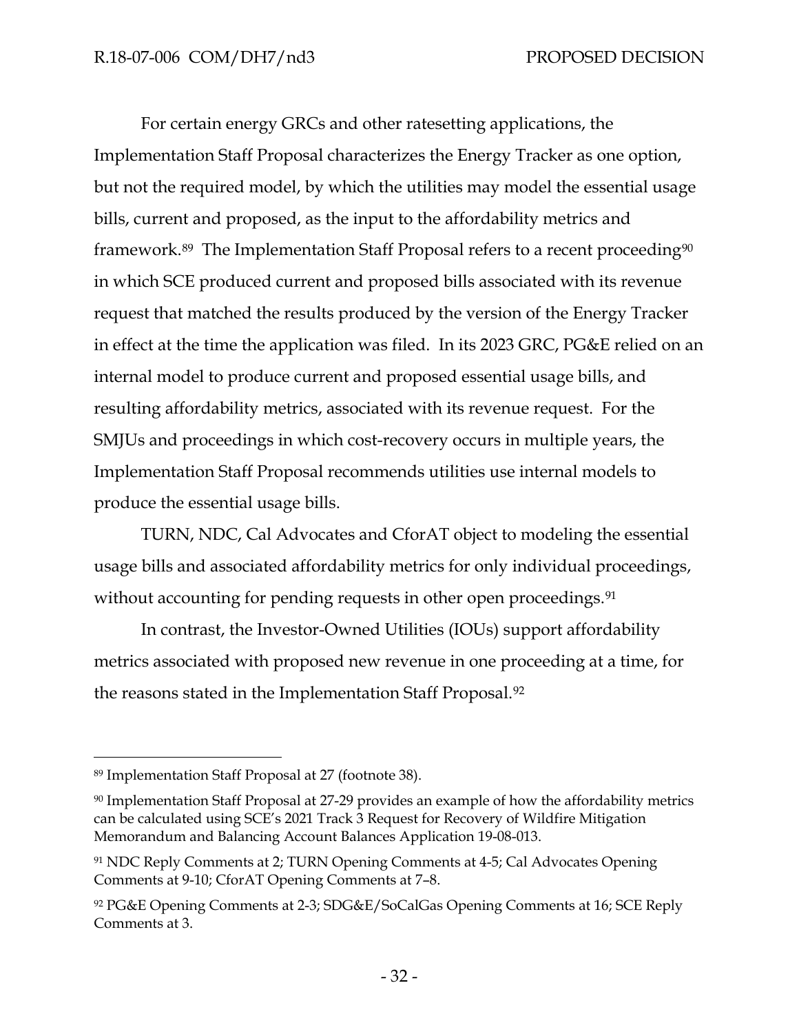For certain energy GRCs and other ratesetting applications, the Implementation Staff Proposal characterizes the Energy Tracker as one option, but not the required model, by which the utilities may model the essential usage bills, current and proposed, as the input to the affordability metrics and framework.[89] The Implementation Staff Proposal refers to a recent proceeding[90] in which SCE produced current and proposed bills associated with its revenue request that matched the results produced by the version of the Energy Tracker in effect at the time the application was filed. In its 2023 GRC, PG&E relied on an internal model to produce current and proposed essential usage bills, and resulting affordability metrics, associated with its revenue request. For the SMJUs and proceedings in which cost-recovery occurs in multiple years, the Implementation Staff Proposal recommends utilities use internal models to produce the essential usage bills.

TURN, NDC, Cal Advocates and CforAT object to modeling the essential usage bills and associated affordability metrics for only individual proceedings, without accounting for pending requests in other open proceedings.[91]

In contrast, the Investor-Owned Utilities (IOUs) support affordability metrics associated with proposed new revenue in one proceeding at a time, for the reasons stated in the Implementation Staff Proposal.[92]

---

[89] Implementation Staff Proposal at 27 (footnote 38).

[90] Implementation Staff Proposal at 27-29 provides an example of how the affordability metrics can be calculated using SCE's 2021 Track 3 Request for Recovery of Wildfire Mitigation Memorandum and Balancing Account Balances Application 19-08-013.

[91] NDC Reply Comments at 2; TURN Opening Comments at 4-5; Cal Advocates Opening Comments at 9-10; CforAT Opening Comments at 7–8.

[92] PG&E Opening Comments at 2-3; SDG&E/SoCalGas Opening Comments at 16; SCE Reply Comments at 3.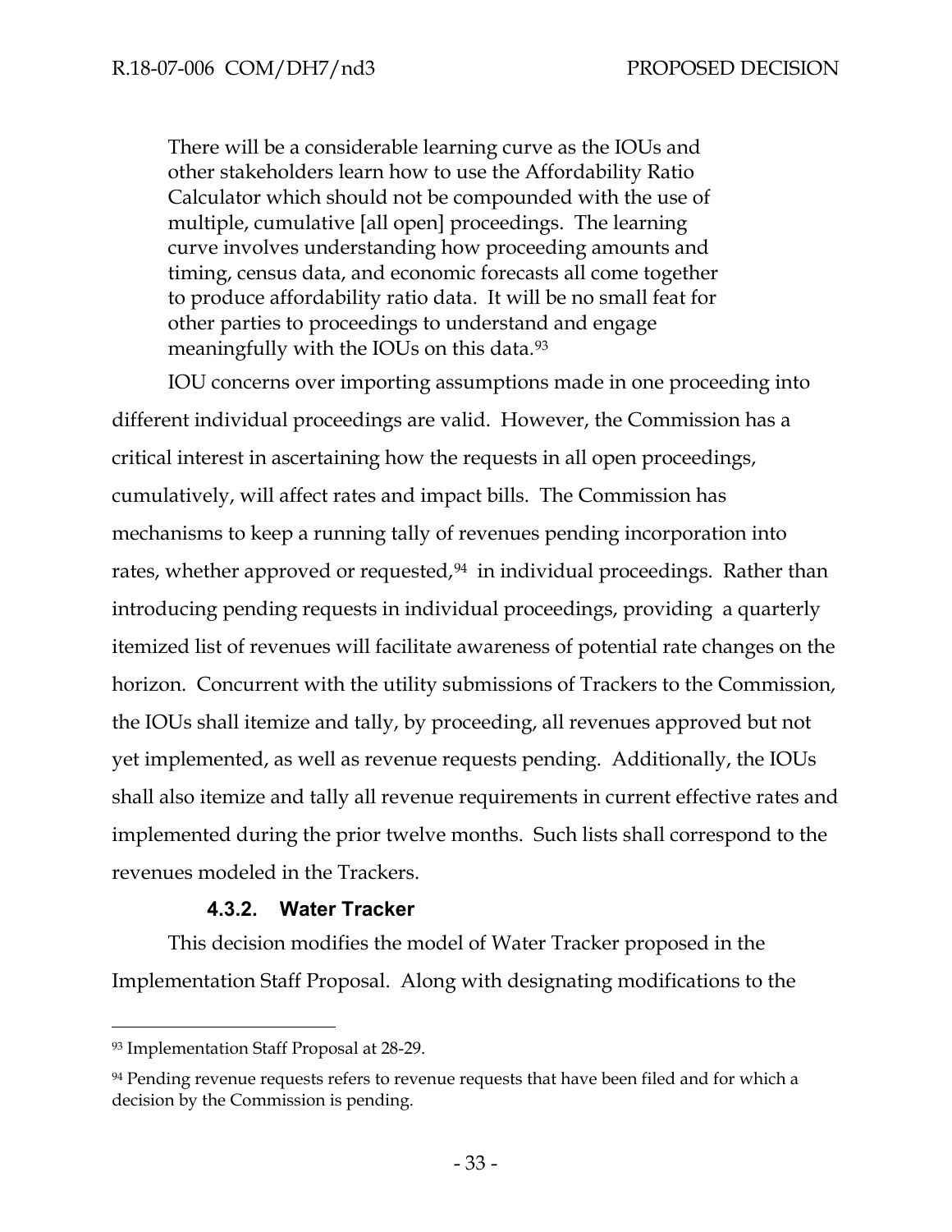> There will be a considerable learning curve as the IOUs and other stakeholders learn how to use the Affordability Ratio Calculator which should not be compounded with the use of multiple, cumulative [all open] proceedings. The learning curve involves understanding how proceeding amounts and timing, census data, and economic forecasts all come together to produce affordability ratio data. It will be no small feat for other parties to proceedings to understand and engage meaningfully with the IOUs on this data.[93]

IOU concerns over importing assumptions made in one proceeding into different individual proceedings are valid. However, the Commission has a critical interest in ascertaining how the requests in all open proceedings, cumulatively, will affect rates and impact bills. The Commission has mechanisms to keep a running tally of revenues pending incorporation into rates, whether approved or requested,[94] in individual proceedings. Rather than introducing pending requests in individual proceedings, providing a quarterly itemized list of revenues will facilitate awareness of potential rate changes on the horizon. Concurrent with the utility submissions of Trackers to the Commission, the IOUs shall itemize and tally, by proceeding, all revenues approved but not yet implemented, as well as revenue requests pending. Additionally, the IOUs shall also itemize and tally all revenue requirements in current effective rates and implemented during the prior twelve months. Such lists shall correspond to the revenues modeled in the Trackers.

#### 4.3.2. Water Tracker

This decision modifies the model of Water Tracker proposed in the Implementation Staff Proposal. Along with designating modifications to the

---

[93] Implementation Staff Proposal at 28-29.

[94] Pending revenue requests refers to revenue requests that have been filed and for which a decision by the Commission is pending.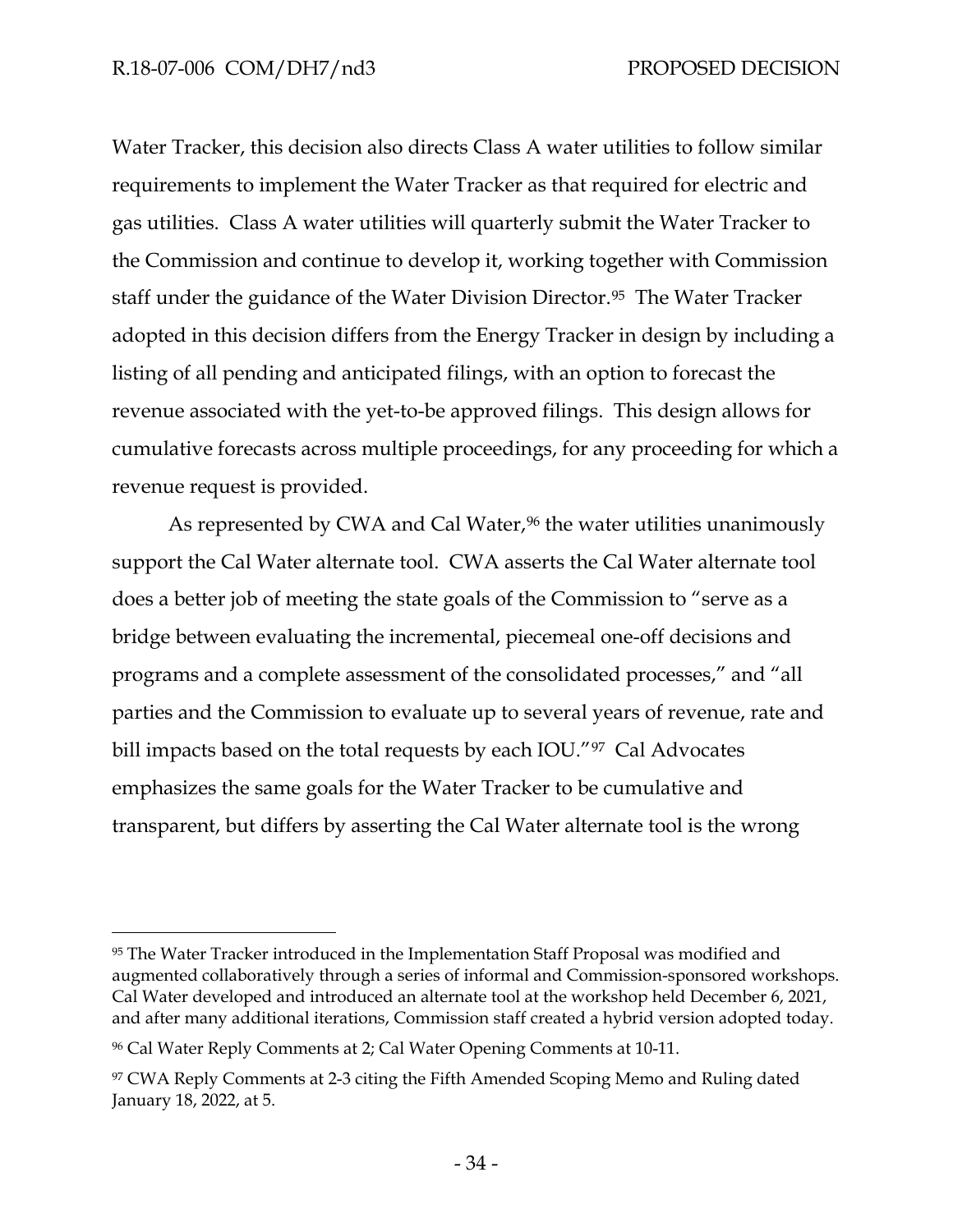Water Tracker, this decision also directs Class A water utilities to follow similar requirements to implement the Water Tracker as that required for electric and gas utilities. Class A water utilities will quarterly submit the Water Tracker to the Commission and continue to develop it, working together with Commission staff under the guidance of the Water Division Director.[95] The Water Tracker adopted in this decision differs from the Energy Tracker in design by including a listing of all pending and anticipated filings, with an option to forecast the revenue associated with the yet-to-be approved filings. This design allows for cumulative forecasts across multiple proceedings, for any proceeding for which a revenue request is provided.

As represented by CWA and Cal Water,[96] the water utilities unanimously support the Cal Water alternate tool. CWA asserts the Cal Water alternate tool does a better job of meeting the state goals of the Commission to "serve as a bridge between evaluating the incremental, piecemeal one-off decisions and programs and a complete assessment of the consolidated processes," and "all parties and the Commission to evaluate up to several years of revenue, rate and bill impacts based on the total requests by each IOU."[97] Cal Advocates emphasizes the same goals for the Water Tracker to be cumulative and transparent, but differs by asserting the Cal Water alternate tool is the wrong

---

[95] The Water Tracker introduced in the Implementation Staff Proposal was modified and augmented collaboratively through a series of informal and Commission-sponsored workshops. Cal Water developed and introduced an alternate tool at the workshop held December 6, 2021, and after many additional iterations, Commission staff created a hybrid version adopted today.

[96] Cal Water Reply Comments at 2; Cal Water Opening Comments at 10-11.

[97] CWA Reply Comments at 2-3 citing the Fifth Amended Scoping Memo and Ruling dated January 18, 2022, at 5.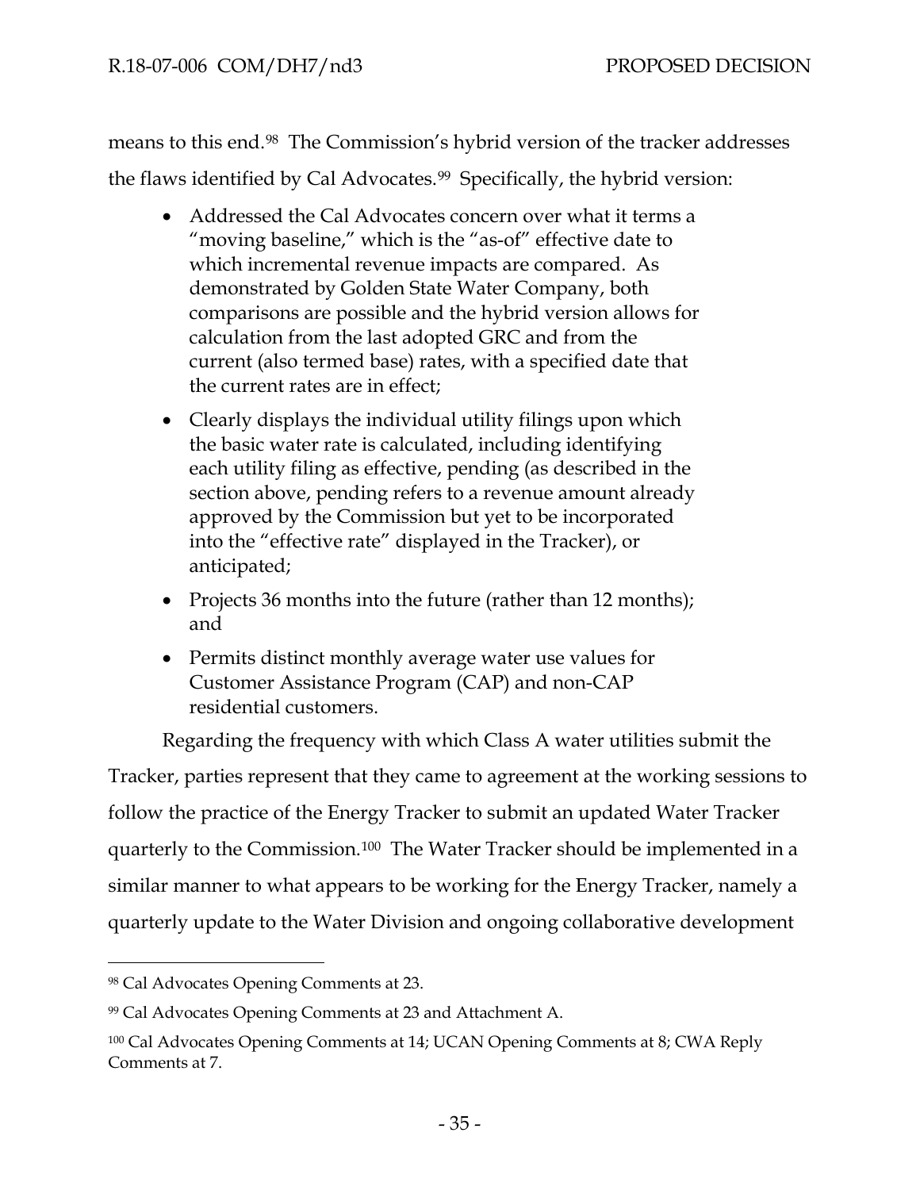means to this end.[98] The Commission's hybrid version of the tracker addresses the flaws identified by Cal Advocates.[99] Specifically, the hybrid version:

- Addressed the Cal Advocates concern over what it terms a "moving baseline," which is the "as-of" effective date to which incremental revenue impacts are compared. As demonstrated by Golden State Water Company, both comparisons are possible and the hybrid version allows for calculation from the last adopted GRC and from the current (also termed base) rates, with a specified date that the current rates are in effect;
- Clearly displays the individual utility filings upon which the basic water rate is calculated, including identifying each utility filing as effective, pending (as described in the section above, pending refers to a revenue amount already approved by the Commission but yet to be incorporated into the "effective rate" displayed in the Tracker), or anticipated;
- Projects 36 months into the future (rather than 12 months); and
- Permits distinct monthly average water use values for Customer Assistance Program (CAP) and non-CAP residential customers.

Regarding the frequency with which Class A water utilities submit the Tracker, parties represent that they came to agreement at the working sessions to follow the practice of the Energy Tracker to submit an updated Water Tracker quarterly to the Commission.[100] The Water Tracker should be implemented in a similar manner to what appears to be working for the Energy Tracker, namely a quarterly update to the Water Division and ongoing collaborative development

---

[98] Cal Advocates Opening Comments at 23.

[99] Cal Advocates Opening Comments at 23 and Attachment A.

[100] Cal Advocates Opening Comments at 14; UCAN Opening Comments at 8; CWA Reply Comments at 7.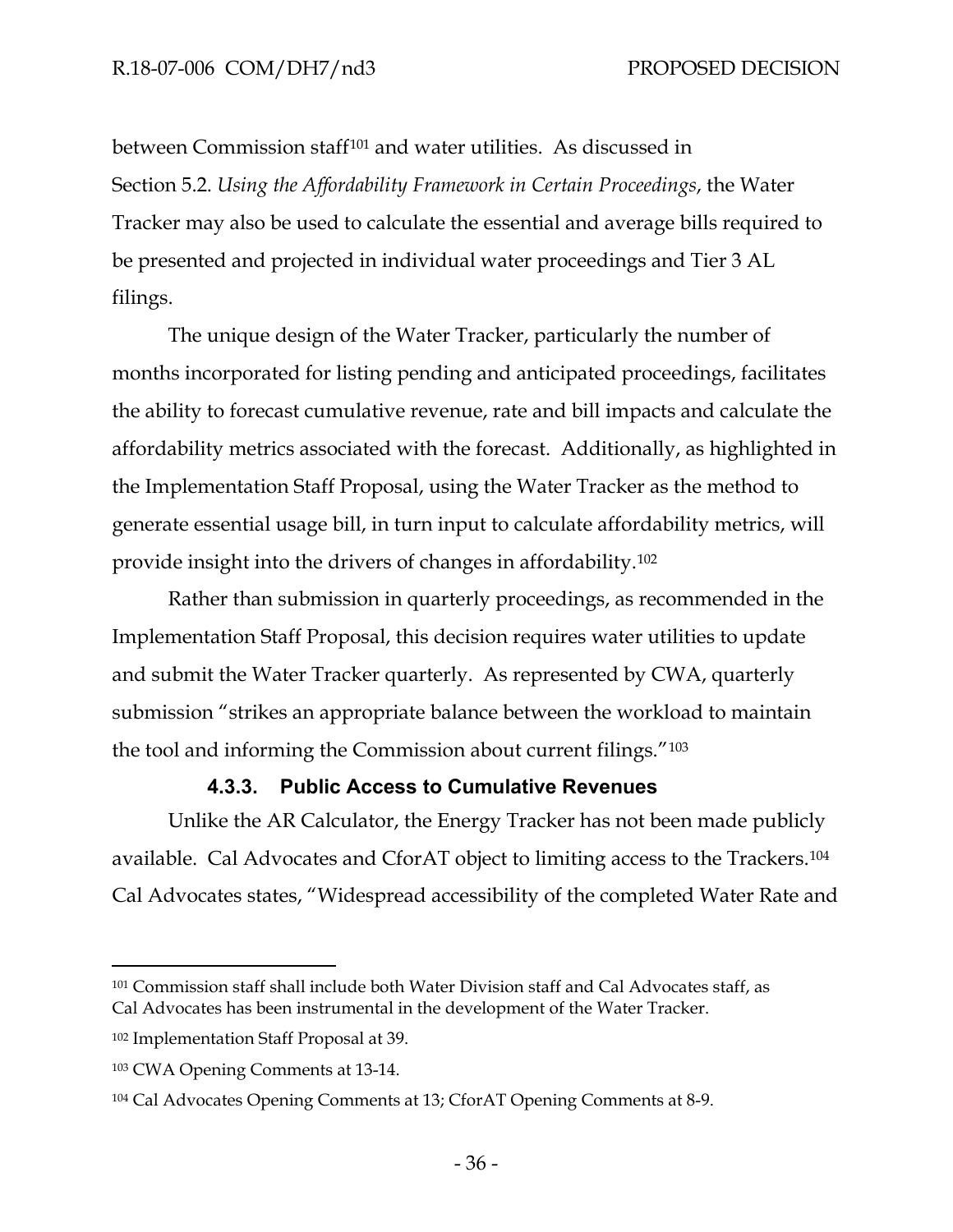between Commission staff[101] and water utilities. As discussed in Section 5.2. *Using the Affordability Framework in Certain Proceedings*, the Water Tracker may also be used to calculate the essential and average bills required to be presented and projected in individual water proceedings and Tier 3 AL filings.

The unique design of the Water Tracker, particularly the number of months incorporated for listing pending and anticipated proceedings, facilitates the ability to forecast cumulative revenue, rate and bill impacts and calculate the affordability metrics associated with the forecast. Additionally, as highlighted in the Implementation Staff Proposal, using the Water Tracker as the method to generate essential usage bill, in turn input to calculate affordability metrics, will provide insight into the drivers of changes in affordability.[102]

Rather than submission in quarterly proceedings, as recommended in the Implementation Staff Proposal, this decision requires water utilities to update and submit the Water Tracker quarterly. As represented by CWA, quarterly submission "strikes an appropriate balance between the workload to maintain the tool and informing the Commission about current filings."[103]

#### 4.3.3. Public Access to Cumulative Revenues

Unlike the AR Calculator, the Energy Tracker has not been made publicly available. Cal Advocates and CforAT object to limiting access to the Trackers.[104] Cal Advocates states, "Widespread accessibility of the completed Water Rate and

---

[101] Commission staff shall include both Water Division staff and Cal Advocates staff, as Cal Advocates has been instrumental in the development of the Water Tracker.

[102] Implementation Staff Proposal at 39.

[103] CWA Opening Comments at 13-14.

[104] Cal Advocates Opening Comments at 13; CforAT Opening Comments at 8-9.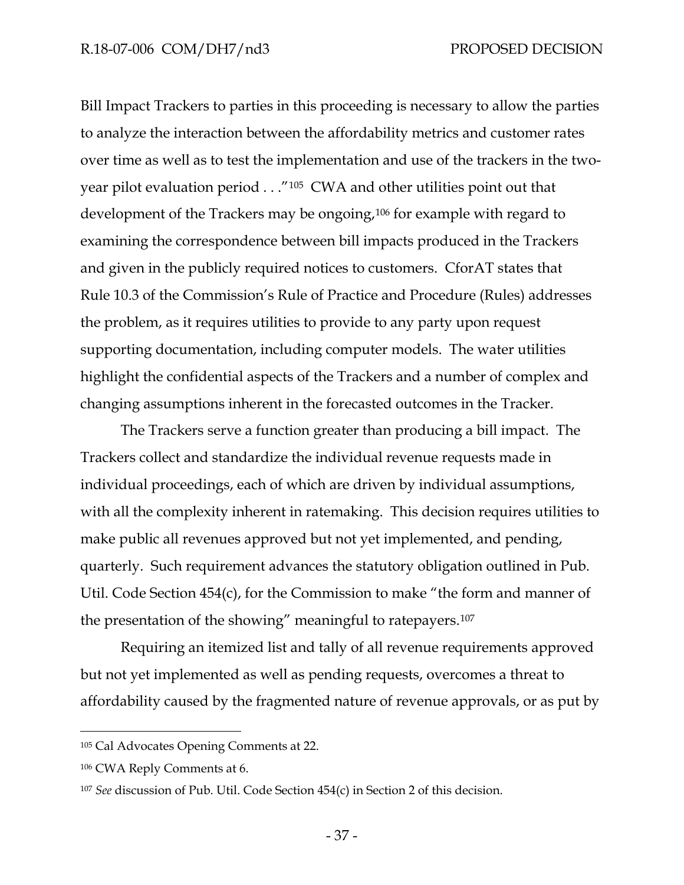Bill Impact Trackers to parties in this proceeding is necessary to allow the parties to analyze the interaction between the affordability metrics and customer rates over time as well as to test the implementation and use of the trackers in the two-year pilot evaluation period . . ."[105] CWA and other utilities point out that development of the Trackers may be ongoing,[106] for example with regard to examining the correspondence between bill impacts produced in the Trackers and given in the publicly required notices to customers. CforAT states that Rule 10.3 of the Commission's Rule of Practice and Procedure (Rules) addresses the problem, as it requires utilities to provide to any party upon request supporting documentation, including computer models. The water utilities highlight the confidential aspects of the Trackers and a number of complex and changing assumptions inherent in the forecasted outcomes in the Tracker.

The Trackers serve a function greater than producing a bill impact. The Trackers collect and standardize the individual revenue requests made in individual proceedings, each of which are driven by individual assumptions, with all the complexity inherent in ratemaking. This decision requires utilities to make public all revenues approved but not yet implemented, and pending, quarterly. Such requirement advances the statutory obligation outlined in Pub. Util. Code Section 454(c), for the Commission to make "the form and manner of the presentation of the showing" meaningful to ratepayers.[107]

Requiring an itemized list and tally of all revenue requirements approved but not yet implemented as well as pending requests, overcomes a threat to affordability caused by the fragmented nature of revenue approvals, or as put by

---

[105] Cal Advocates Opening Comments at 22.

[106] CWA Reply Comments at 6.

[107] *See* discussion of Pub. Util. Code Section 454(c) in Section 2 of this decision.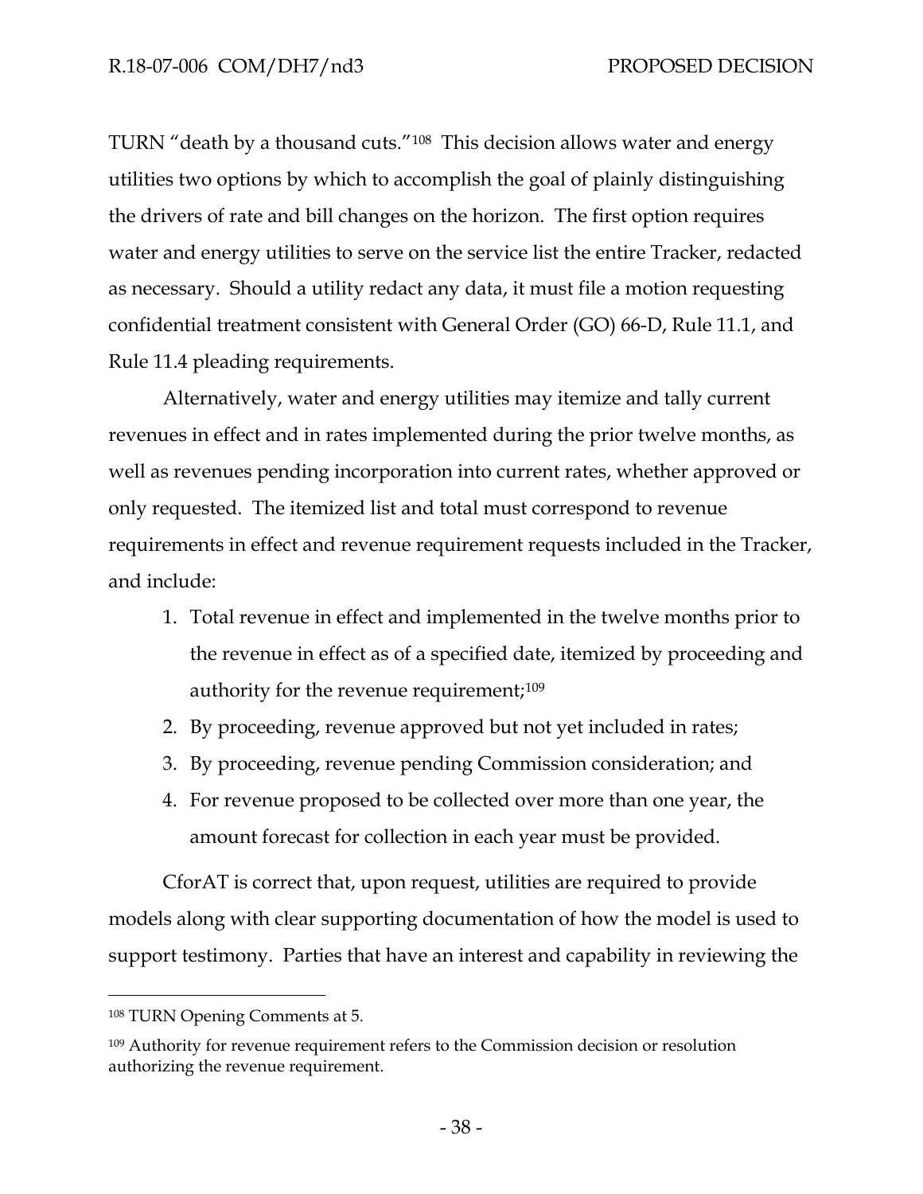TURN "death by a thousand cuts."[108] This decision allows water and energy utilities two options by which to accomplish the goal of plainly distinguishing the drivers of rate and bill changes on the horizon. The first option requires water and energy utilities to serve on the service list the entire Tracker, redacted as necessary. Should a utility redact any data, it must file a motion requesting confidential treatment consistent with General Order (GO) 66-D, Rule 11.1, and Rule 11.4 pleading requirements.

Alternatively, water and energy utilities may itemize and tally current revenues in effect and in rates implemented during the prior twelve months, as well as revenues pending incorporation into current rates, whether approved or only requested. The itemized list and total must correspond to revenue requirements in effect and revenue requirement requests included in the Tracker, and include:

1. Total revenue in effect and implemented in the twelve months prior to the revenue in effect as of a specified date, itemized by proceeding and authority for the revenue requirement;[109]
2. By proceeding, revenue approved but not yet included in rates;
3. By proceeding, revenue pending Commission consideration; and
4. For revenue proposed to be collected over more than one year, the amount forecast for collection in each year must be provided.

CforAT is correct that, upon request, utilities are required to provide models along with clear supporting documentation of how the model is used to support testimony. Parties that have an interest and capability in reviewing the

[108] TURN Opening Comments at 5.

[109] Authority for revenue requirement refers to the Commission decision or resolution authorizing the revenue requirement.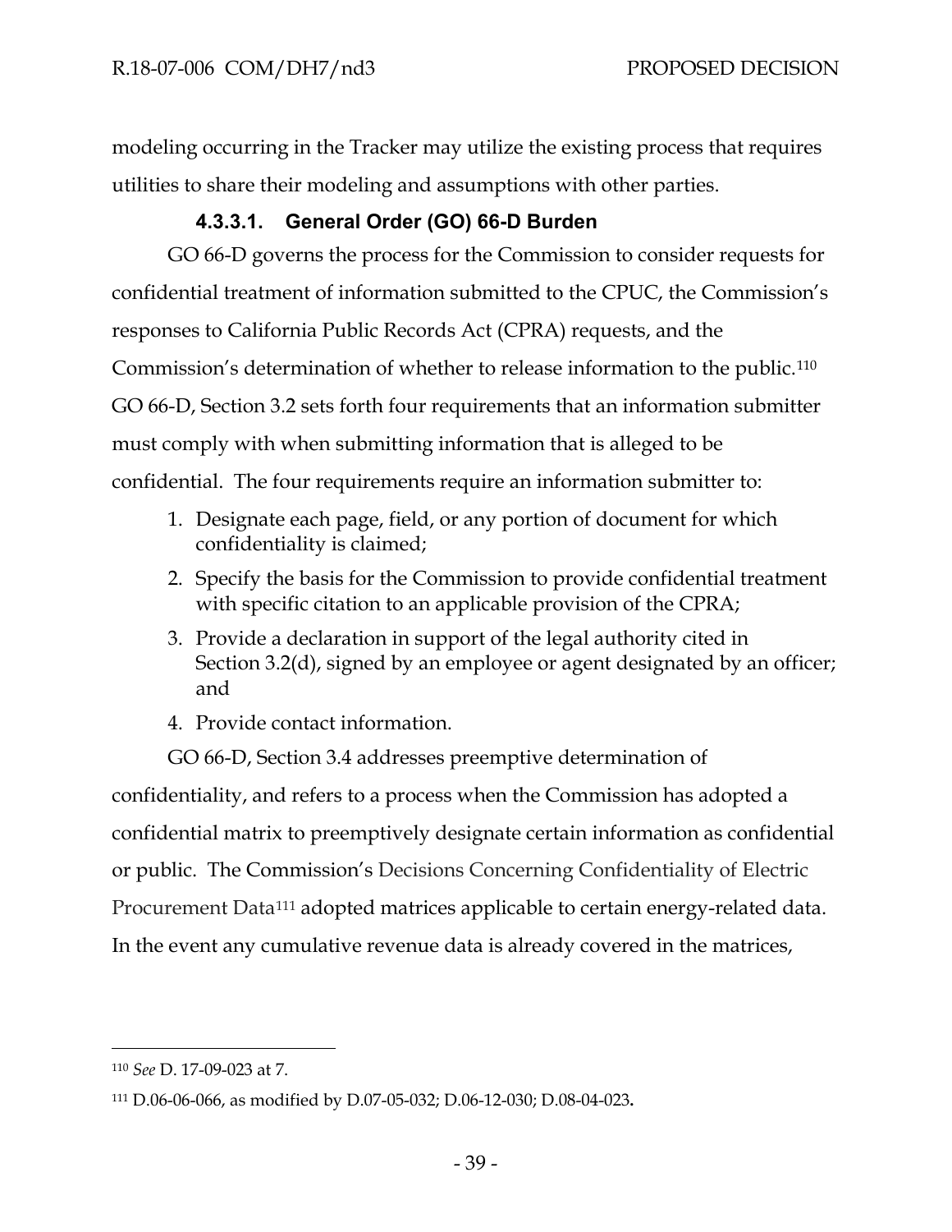modeling occurring in the Tracker may utilize the existing process that requires utilities to share their modeling and assumptions with other parties.

#### 4.3.3.1. General Order (GO) 66-D Burden

GO 66-D governs the process for the Commission to consider requests for confidential treatment of information submitted to the CPUC, the Commission's responses to California Public Records Act (CPRA) requests, and the Commission's determination of whether to release information to the public.[110] GO 66-D, Section 3.2 sets forth four requirements that an information submitter must comply with when submitting information that is alleged to be confidential. The four requirements require an information submitter to:

1. Designate each page, field, or any portion of document for which confidentiality is claimed;
2. Specify the basis for the Commission to provide confidential treatment with specific citation to an applicable provision of the CPRA;
3. Provide a declaration in support of the legal authority cited in Section 3.2(d), signed by an employee or agent designated by an officer; and
4. Provide contact information.

GO 66-D, Section 3.4 addresses preemptive determination of confidentiality, and refers to a process when the Commission has adopted a confidential matrix to preemptively designate certain information as confidential or public. The Commission's Decisions Concerning Confidentiality of Electric Procurement Data[111] adopted matrices applicable to certain energy-related data. In the event any cumulative revenue data is already covered in the matrices,

---

[110] *See* D. 17-09-023 at 7.

[111] D.06-06-066, as modified by D.07-05-032; D.06-12-030; D.08-04-023**.**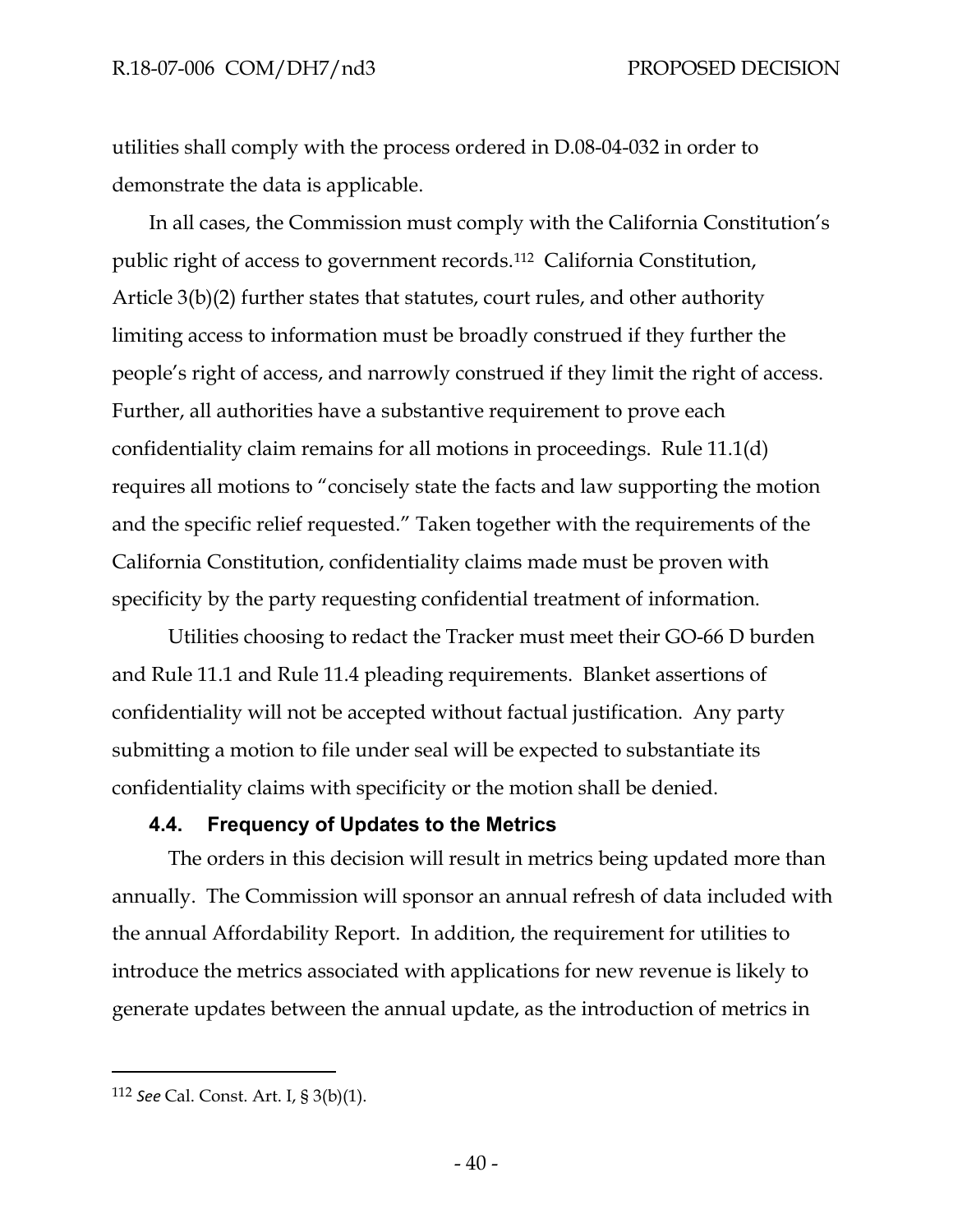utilities shall comply with the process ordered in D.08-04-032 in order to demonstrate the data is applicable.

In all cases, the Commission must comply with the California Constitution's public right of access to government records.[112] California Constitution, Article 3(b)(2) further states that statutes, court rules, and other authority limiting access to information must be broadly construed if they further the people's right of access, and narrowly construed if they limit the right of access. Further, all authorities have a substantive requirement to prove each confidentiality claim remains for all motions in proceedings. Rule 11.1(d) requires all motions to "concisely state the facts and law supporting the motion and the specific relief requested." Taken together with the requirements of the California Constitution, confidentiality claims made must be proven with specificity by the party requesting confidential treatment of information.

Utilities choosing to redact the Tracker must meet their GO-66 D burden and Rule 11.1 and Rule 11.4 pleading requirements. Blanket assertions of confidentiality will not be accepted without factual justification. Any party submitting a motion to file under seal will be expected to substantiate its confidentiality claims with specificity or the motion shall be denied.

### 4.4. Frequency of Updates to the Metrics

The orders in this decision will result in metrics being updated more than annually. The Commission will sponsor an annual refresh of data included with the annual Affordability Report. In addition, the requirement for utilities to introduce the metrics associated with applications for new revenue is likely to generate updates between the annual update, as the introduction of metrics in

---

[112] *See* Cal. Const. Art. I, § 3(b)(1).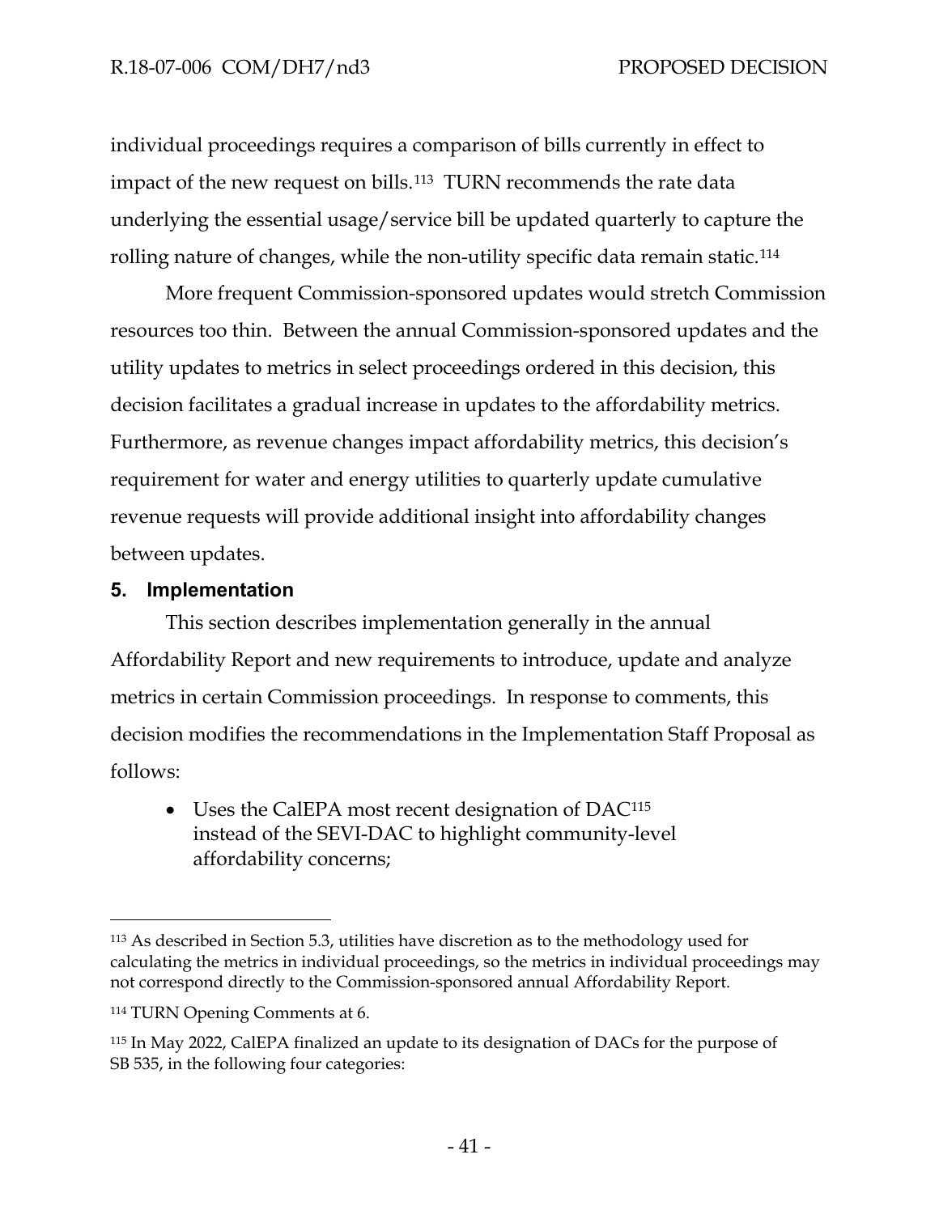individual proceedings requires a comparison of bills currently in effect to impact of the new request on bills.[113] TURN recommends the rate data underlying the essential usage/service bill be updated quarterly to capture the rolling nature of changes, while the non-utility specific data remain static.[114]

More frequent Commission-sponsored updates would stretch Commission resources too thin. Between the annual Commission-sponsored updates and the utility updates to metrics in select proceedings ordered in this decision, this decision facilitates a gradual increase in updates to the affordability metrics. Furthermore, as revenue changes impact affordability metrics, this decision's requirement for water and energy utilities to quarterly update cumulative revenue requests will provide additional insight into affordability changes between updates.

## 5. Implementation

This section describes implementation generally in the annual Affordability Report and new requirements to introduce, update and analyze metrics in certain Commission proceedings. In response to comments, this decision modifies the recommendations in the Implementation Staff Proposal as follows:

- Uses the CalEPA most recent designation of DAC[115] instead of the SEVI-DAC to highlight community-level affordability concerns;

---

[113] As described in Section 5.3, utilities have discretion as to the methodology used for calculating the metrics in individual proceedings, so the metrics in individual proceedings may not correspond directly to the Commission-sponsored annual Affordability Report.

[114] TURN Opening Comments at 6.

[115] In May 2022, CalEPA finalized an update to its designation of DACs for the purpose of SB 535, in the following four categories: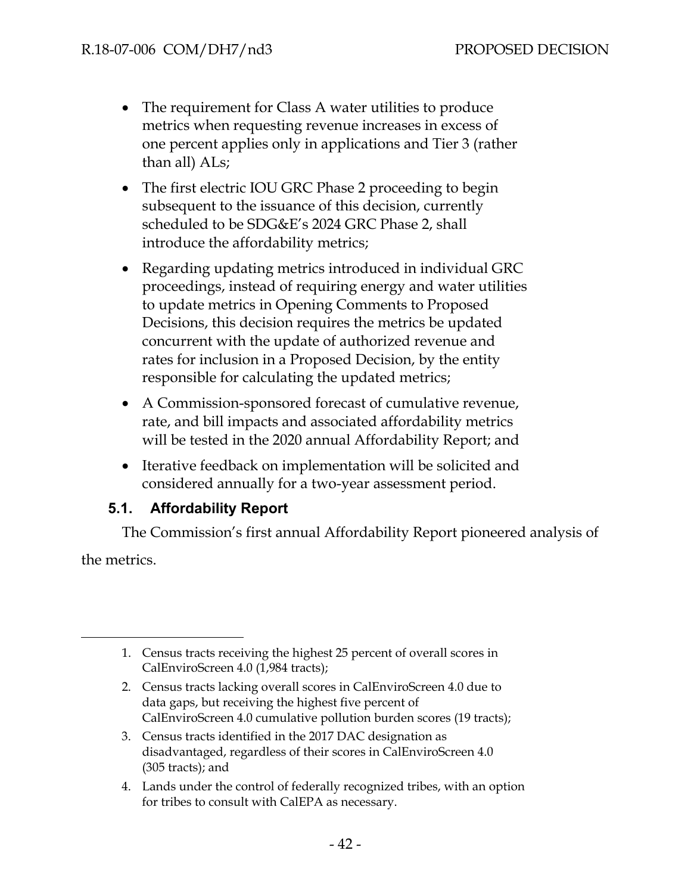- The requirement for Class A water utilities to produce metrics when requesting revenue increases in excess of one percent applies only in applications and Tier 3 (rather than all) ALs;
- The first electric IOU GRC Phase 2 proceeding to begin subsequent to the issuance of this decision, currently scheduled to be SDG&E's 2024 GRC Phase 2, shall introduce the affordability metrics;
- Regarding updating metrics introduced in individual GRC proceedings, instead of requiring energy and water utilities to update metrics in Opening Comments to Proposed Decisions, this decision requires the metrics be updated concurrent with the update of authorized revenue and rates for inclusion in a Proposed Decision, by the entity responsible for calculating the updated metrics;
- A Commission-sponsored forecast of cumulative revenue, rate, and bill impacts and associated affordability metrics will be tested in the 2020 annual Affordability Report; and
- Iterative feedback on implementation will be solicited and considered annually for a two-year assessment period.

### 5.1. Affordability Report

The Commission's first annual Affordability Report pioneered analysis of the metrics.

---

1. Census tracts receiving the highest 25 percent of overall scores in CalEnviroScreen 4.0 (1,984 tracts);
2. Census tracts lacking overall scores in CalEnviroScreen 4.0 due to data gaps, but receiving the highest five percent of CalEnviroScreen 4.0 cumulative pollution burden scores (19 tracts);
3. Census tracts identified in the 2017 DAC designation as disadvantaged, regardless of their scores in CalEnviroScreen 4.0 (305 tracts); and
4. Lands under the control of federally recognized tribes, with an option for tribes to consult with CalEPA as necessary.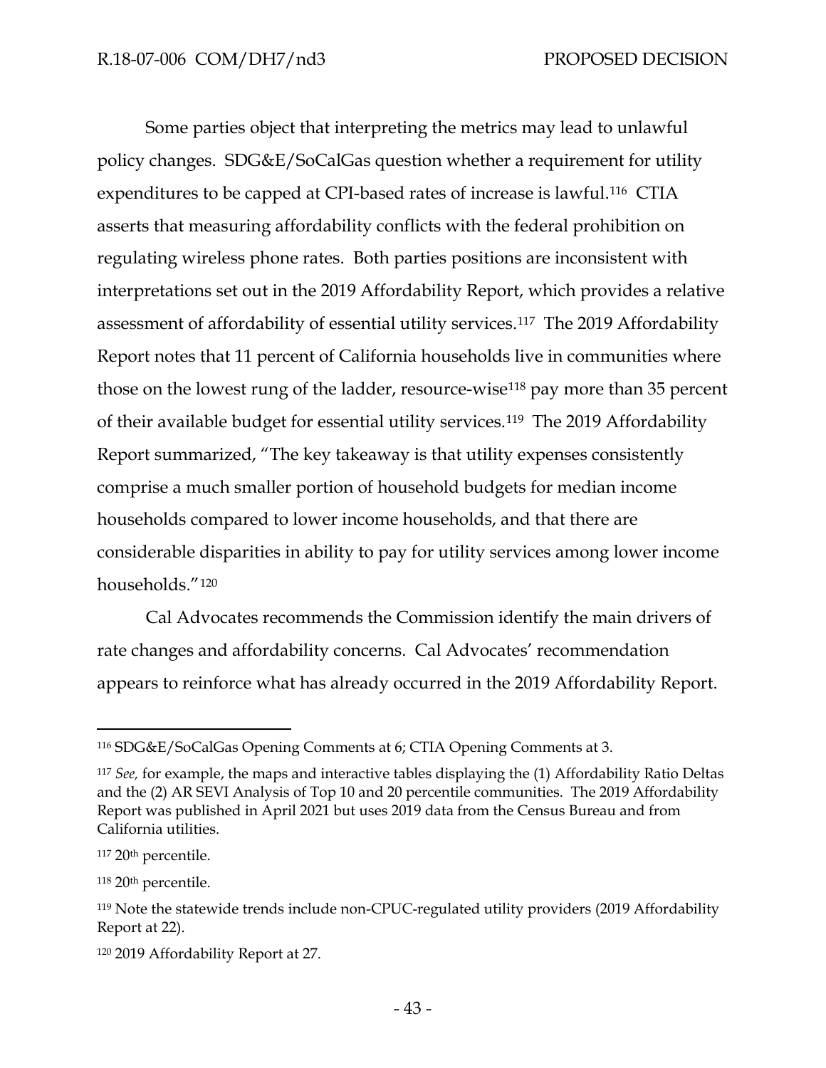Some parties object that interpreting the metrics may lead to unlawful policy changes. SDG&E/SoCalGas question whether a requirement for utility expenditures to be capped at CPI-based rates of increase is lawful.[116] CTIA asserts that measuring affordability conflicts with the federal prohibition on regulating wireless phone rates. Both parties positions are inconsistent with interpretations set out in the 2019 Affordability Report, which provides a relative assessment of affordability of essential utility services.[117] The 2019 Affordability Report notes that 11 percent of California households live in communities where those on the lowest rung of the ladder, resource-wise[118] pay more than 35 percent of their available budget for essential utility services.[119] The 2019 Affordability Report summarized, "The key takeaway is that utility expenses consistently comprise a much smaller portion of household budgets for median income households compared to lower income households, and that there are considerable disparities in ability to pay for utility services among lower income households."[120]

Cal Advocates recommends the Commission identify the main drivers of rate changes and affordability concerns. Cal Advocates' recommendation appears to reinforce what has already occurred in the 2019 Affordability Report.

---

[116] SDG&E/SoCalGas Opening Comments at 6; CTIA Opening Comments at 3.

[117] *See,* for example, the maps and interactive tables displaying the (1) Affordability Ratio Deltas and the (2) AR SEVI Analysis of Top 10 and 20 percentile communities. The 2019 Affordability Report was published in April 2021 but uses 2019 data from the Census Bureau and from California utilities.

[117] 20th percentile.

[118] 20th percentile.

[119] Note the statewide trends include non-CPUC-regulated utility providers (2019 Affordability Report at 22).

[120] 2019 Affordability Report at 27.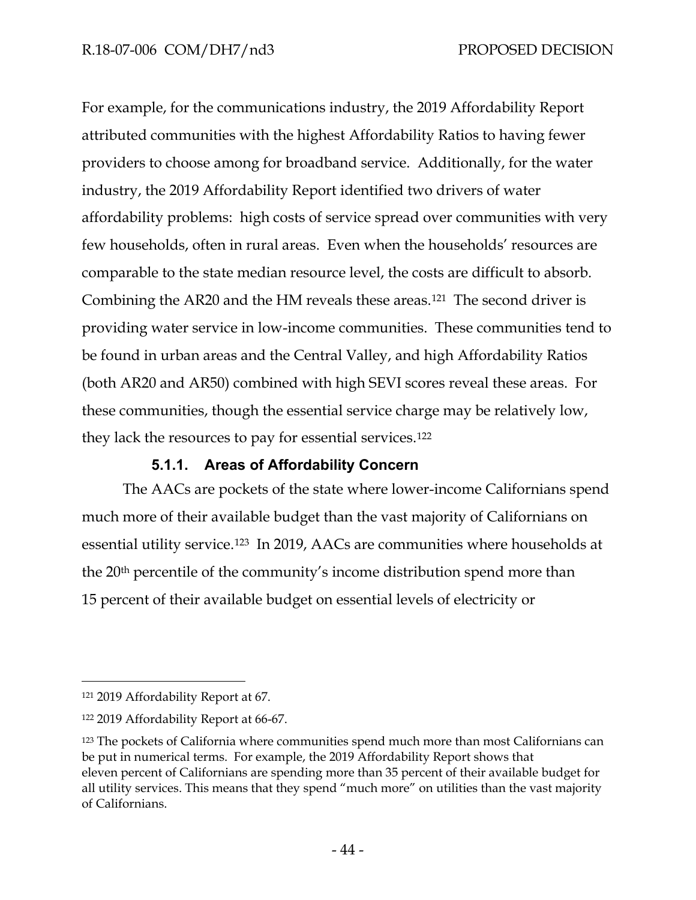For example, for the communications industry, the 2019 Affordability Report attributed communities with the highest Affordability Ratios to having fewer providers to choose among for broadband service. Additionally, for the water industry, the 2019 Affordability Report identified two drivers of water affordability problems: high costs of service spread over communities with very few households, often in rural areas. Even when the households' resources are comparable to the state median resource level, the costs are difficult to absorb. Combining the AR20 and the HM reveals these areas.[121] The second driver is providing water service in low-income communities. These communities tend to be found in urban areas and the Central Valley, and high Affordability Ratios (both AR20 and AR50) combined with high SEVI scores reveal these areas. For these communities, though the essential service charge may be relatively low, they lack the resources to pay for essential services.[122]

#### 5.1.1. Areas of Affordability Concern

The AACs are pockets of the state where lower-income Californians spend much more of their available budget than the vast majority of Californians on essential utility service.[123] In 2019, AACs are communities where households at the 20th percentile of the community's income distribution spend more than 15 percent of their available budget on essential levels of electricity or

---

[121] 2019 Affordability Report at 67.

[122] 2019 Affordability Report at 66-67.

[123] The pockets of California where communities spend much more than most Californians can be put in numerical terms. For example, the 2019 Affordability Report shows that eleven percent of Californians are spending more than 35 percent of their available budget for all utility services. This means that they spend "much more" on utilities than the vast majority of Californians.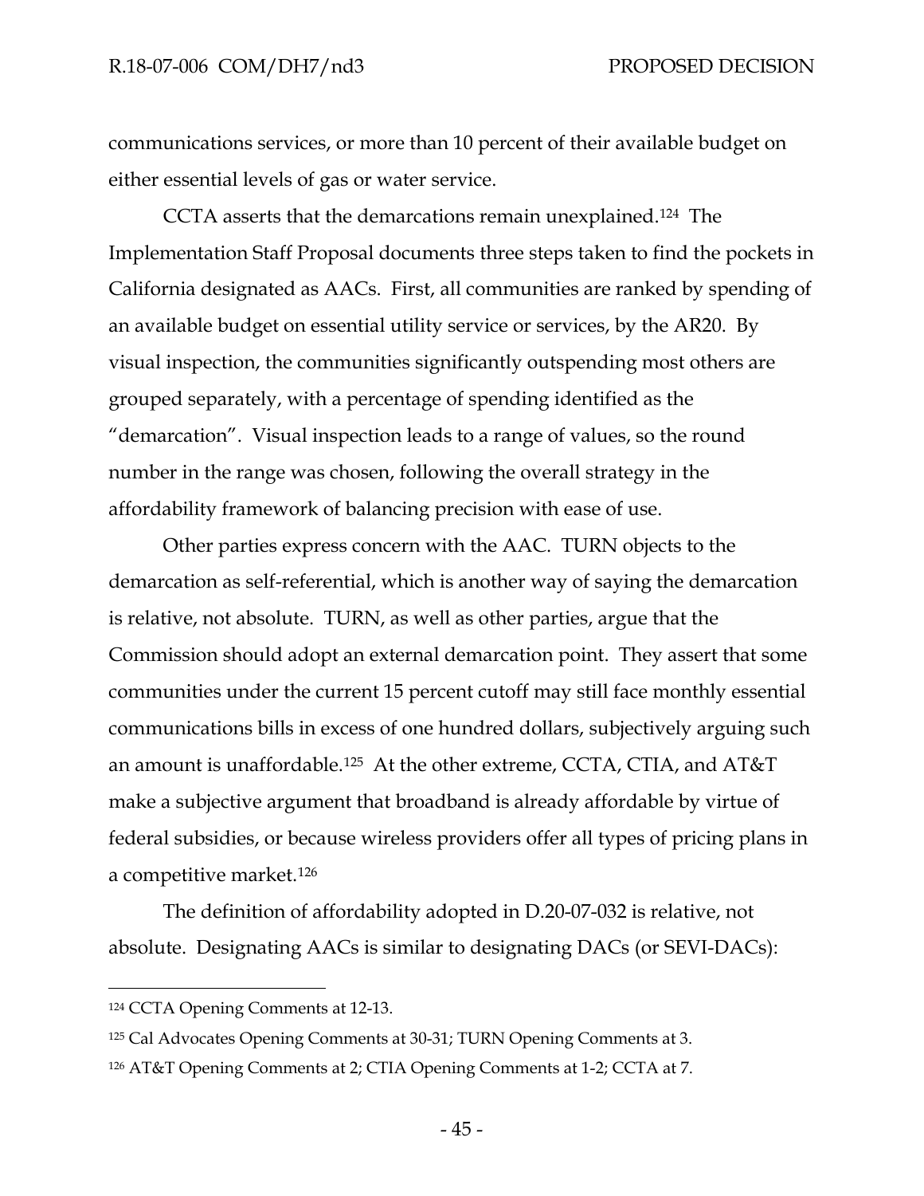communications services, or more than 10 percent of their available budget on either essential levels of gas or water service.

CCTA asserts that the demarcations remain unexplained.[124] The Implementation Staff Proposal documents three steps taken to find the pockets in California designated as AACs. First, all communities are ranked by spending of an available budget on essential utility service or services, by the AR20. By visual inspection, the communities significantly outspending most others are grouped separately, with a percentage of spending identified as the "demarcation". Visual inspection leads to a range of values, so the round number in the range was chosen, following the overall strategy in the affordability framework of balancing precision with ease of use.

Other parties express concern with the AAC. TURN objects to the demarcation as self-referential, which is another way of saying the demarcation is relative, not absolute. TURN, as well as other parties, argue that the Commission should adopt an external demarcation point. They assert that some communities under the current 15 percent cutoff may still face monthly essential communications bills in excess of one hundred dollars, subjectively arguing such an amount is unaffordable.[125] At the other extreme, CCTA, CTIA, and AT&T make a subjective argument that broadband is already affordable by virtue of federal subsidies, or because wireless providers offer all types of pricing plans in a competitive market.[126]

The definition of affordability adopted in D.20-07-032 is relative, not absolute. Designating AACs is similar to designating DACs (or SEVI-DACs):

---

[124] CCTA Opening Comments at 12-13.

[125] Cal Advocates Opening Comments at 30-31; TURN Opening Comments at 3.

[126] AT&T Opening Comments at 2; CTIA Opening Comments at 1-2; CCTA at 7.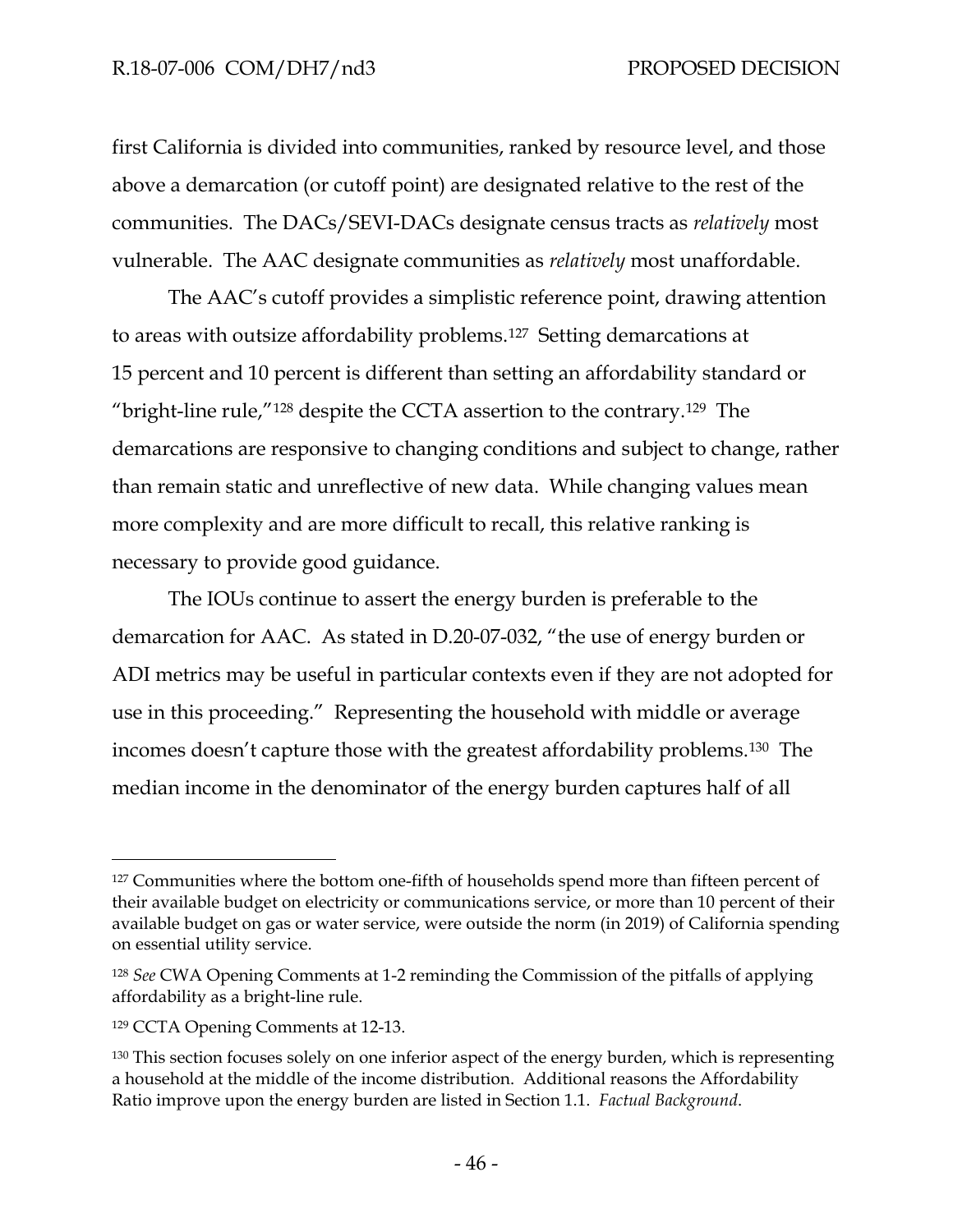first California is divided into communities, ranked by resource level, and those above a demarcation (or cutoff point) are designated relative to the rest of the communities. The DACs/SEVI-DACs designate census tracts as *relatively* most vulnerable. The AAC designate communities as *relatively* most unaffordable.

The AAC's cutoff provides a simplistic reference point, drawing attention to areas with outsize affordability problems.[127] Setting demarcations at 15 percent and 10 percent is different than setting an affordability standard or "bright-line rule,"[128] despite the CCTA assertion to the contrary.[129] The demarcations are responsive to changing conditions and subject to change, rather than remain static and unreflective of new data. While changing values mean more complexity and are more difficult to recall, this relative ranking is necessary to provide good guidance.

The IOUs continue to assert the energy burden is preferable to the demarcation for AAC. As stated in D.20-07-032, "the use of energy burden or ADI metrics may be useful in particular contexts even if they are not adopted for use in this proceeding." Representing the household with middle or average incomes doesn't capture those with the greatest affordability problems.[130] The median income in the denominator of the energy burden captures half of all

---

[127] Communities where the bottom one-fifth of households spend more than fifteen percent of their available budget on electricity or communications service, or more than 10 percent of their available budget on gas or water service, were outside the norm (in 2019) of California spending on essential utility service.

[128] *See* CWA Opening Comments at 1-2 reminding the Commission of the pitfalls of applying affordability as a bright-line rule.

[129] CCTA Opening Comments at 12-13.

[130] This section focuses solely on one inferior aspect of the energy burden, which is representing a household at the middle of the income distribution. Additional reasons the Affordability Ratio improve upon the energy burden are listed in Section 1.1. *Factual Background*.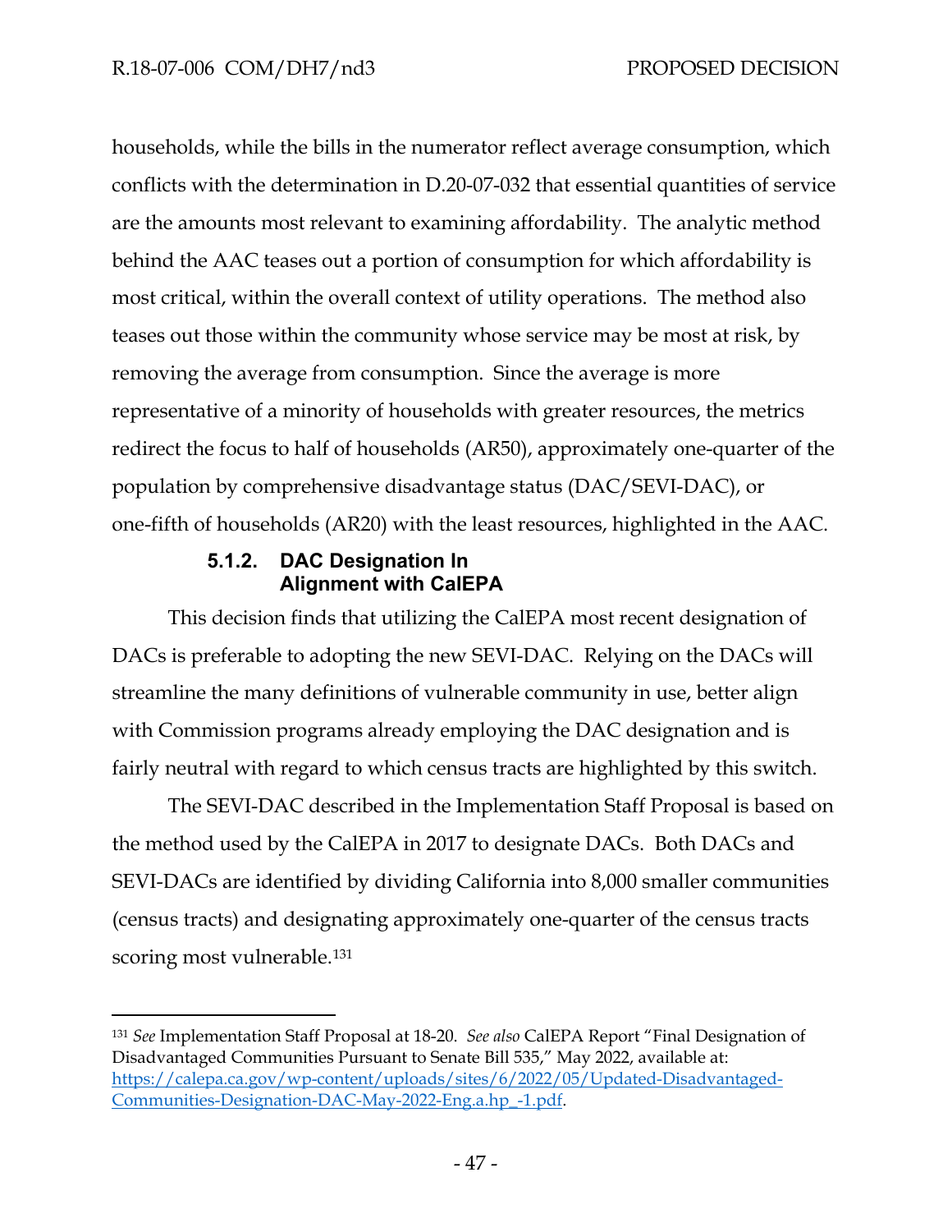households, while the bills in the numerator reflect average consumption, which conflicts with the determination in D.20-07-032 that essential quantities of service are the amounts most relevant to examining affordability. The analytic method behind the AAC teases out a portion of consumption for which affordability is most critical, within the overall context of utility operations. The method also teases out those within the community whose service may be most at risk, by removing the average from consumption. Since the average is more representative of a minority of households with greater resources, the metrics redirect the focus to half of households (AR50), approximately one-quarter of the population by comprehensive disadvantage status (DAC/SEVI-DAC), or one-fifth of households (AR20) with the least resources, highlighted in the AAC.

#### 5.1.2. DAC Designation In Alignment with CalEPA

This decision finds that utilizing the CalEPA most recent designation of DACs is preferable to adopting the new SEVI-DAC. Relying on the DACs will streamline the many definitions of vulnerable community in use, better align with Commission programs already employing the DAC designation and is fairly neutral with regard to which census tracts are highlighted by this switch.

The SEVI-DAC described in the Implementation Staff Proposal is based on the method used by the CalEPA in 2017 to designate DACs. Both DACs and SEVI-DACs are identified by dividing California into 8,000 smaller communities (census tracts) and designating approximately one-quarter of the census tracts scoring most vulnerable.[131]

---

[131] *See* Implementation Staff Proposal at 18-20. *See also* CalEPA Report "Final Designation of Disadvantaged Communities Pursuant to Senate Bill 535," May 2022, available at: https://calepa.ca.gov/wp-content/uploads/sites/6/2022/05/Updated-Disadvantaged-Communities-Designation-DAC-May-2022-Eng.a.hp_-1.pdf.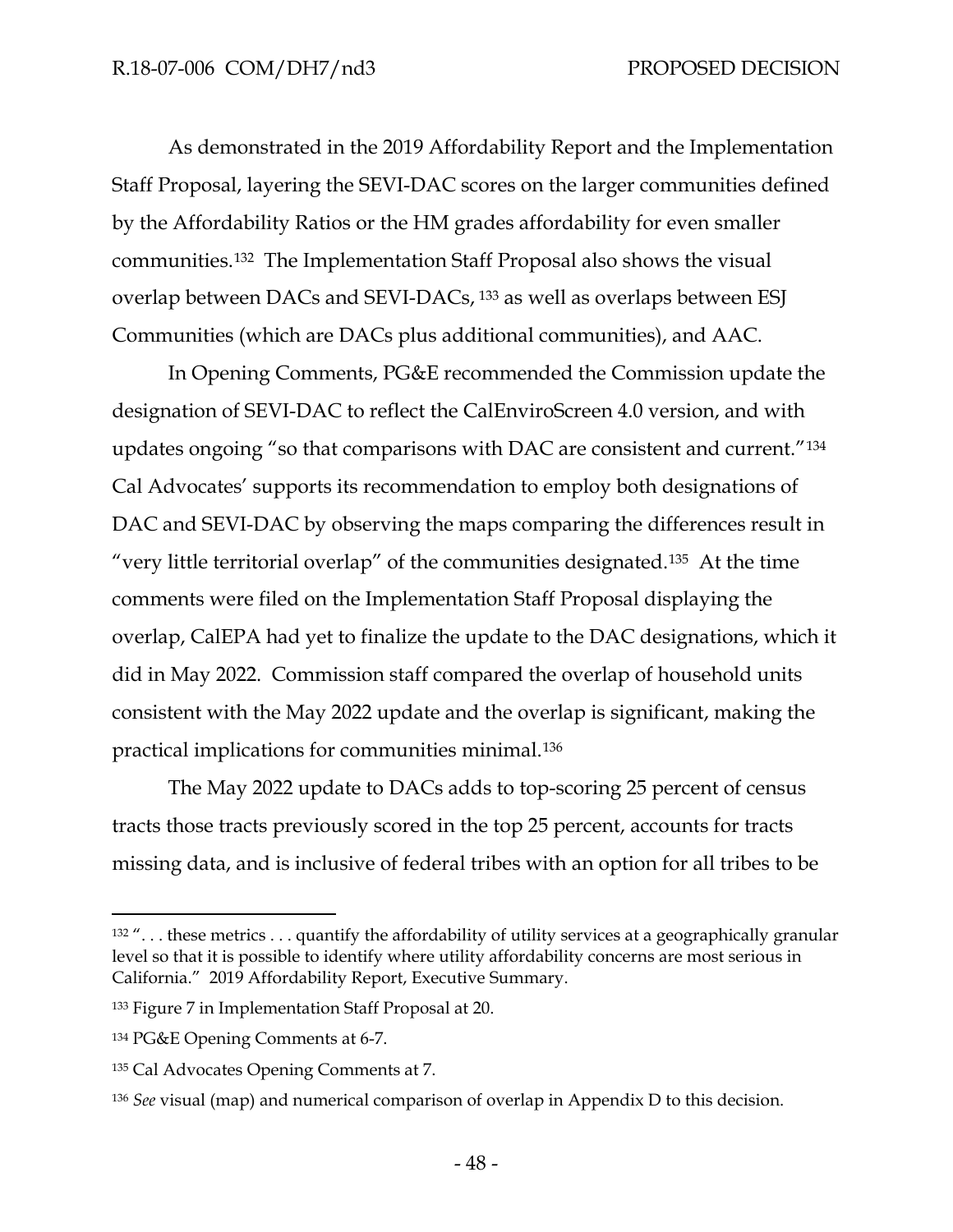As demonstrated in the 2019 Affordability Report and the Implementation Staff Proposal, layering the SEVI-DAC scores on the larger communities defined by the Affordability Ratios or the HM grades affordability for even smaller communities.[132] The Implementation Staff Proposal also shows the visual overlap between DACs and SEVI-DACs, [133] as well as overlaps between ESJ Communities (which are DACs plus additional communities), and AAC.

In Opening Comments, PG&E recommended the Commission update the designation of SEVI-DAC to reflect the CalEnviroScreen 4.0 version, and with updates ongoing "so that comparisons with DAC are consistent and current."[134] Cal Advocates' supports its recommendation to employ both designations of DAC and SEVI-DAC by observing the maps comparing the differences result in "very little territorial overlap" of the communities designated.[135] At the time comments were filed on the Implementation Staff Proposal displaying the overlap, CalEPA had yet to finalize the update to the DAC designations, which it did in May 2022. Commission staff compared the overlap of household units consistent with the May 2022 update and the overlap is significant, making the practical implications for communities minimal.[136]

The May 2022 update to DACs adds to top-scoring 25 percent of census tracts those tracts previously scored in the top 25 percent, accounts for tracts missing data, and is inclusive of federal tribes with an option for all tribes to be

---

[132] ". . . these metrics . . . quantify the affordability of utility services at a geographically granular level so that it is possible to identify where utility affordability concerns are most serious in California." 2019 Affordability Report, Executive Summary.

[133] Figure 7 in Implementation Staff Proposal at 20.

[134] PG&E Opening Comments at 6-7.

[135] Cal Advocates Opening Comments at 7.

[136] *See* visual (map) and numerical comparison of overlap in Appendix D to this decision.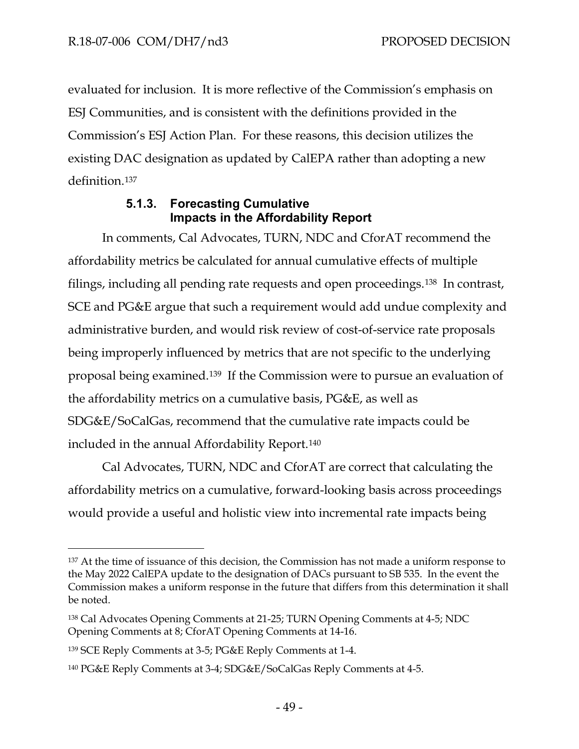evaluated for inclusion. It is more reflective of the Commission's emphasis on ESJ Communities, and is consistent with the definitions provided in the Commission's ESJ Action Plan. For these reasons, this decision utilizes the existing DAC designation as updated by CalEPA rather than adopting a new definition.[137]

### 5.1.3. Forecasting Cumulative Impacts in the Affordability Report

In comments, Cal Advocates, TURN, NDC and CforAT recommend the affordability metrics be calculated for annual cumulative effects of multiple filings, including all pending rate requests and open proceedings.[138] In contrast, SCE and PG&E argue that such a requirement would add undue complexity and administrative burden, and would risk review of cost-of-service rate proposals being improperly influenced by metrics that are not specific to the underlying proposal being examined.[139] If the Commission were to pursue an evaluation of the affordability metrics on a cumulative basis, PG&E, as well as SDG&E/SoCalGas, recommend that the cumulative rate impacts could be included in the annual Affordability Report.[140]

Cal Advocates, TURN, NDC and CforAT are correct that calculating the affordability metrics on a cumulative, forward-looking basis across proceedings would provide a useful and holistic view into incremental rate impacts being

---

[137] At the time of issuance of this decision, the Commission has not made a uniform response to the May 2022 CalEPA update to the designation of DACs pursuant to SB 535. In the event the Commission makes a uniform response in the future that differs from this determination it shall be noted.

[138] Cal Advocates Opening Comments at 21-25; TURN Opening Comments at 4-5; NDC Opening Comments at 8; CforAT Opening Comments at 14-16.

[139] SCE Reply Comments at 3-5; PG&E Reply Comments at 1-4.

[140] PG&E Reply Comments at 3-4; SDG&E/SoCalGas Reply Comments at 4-5.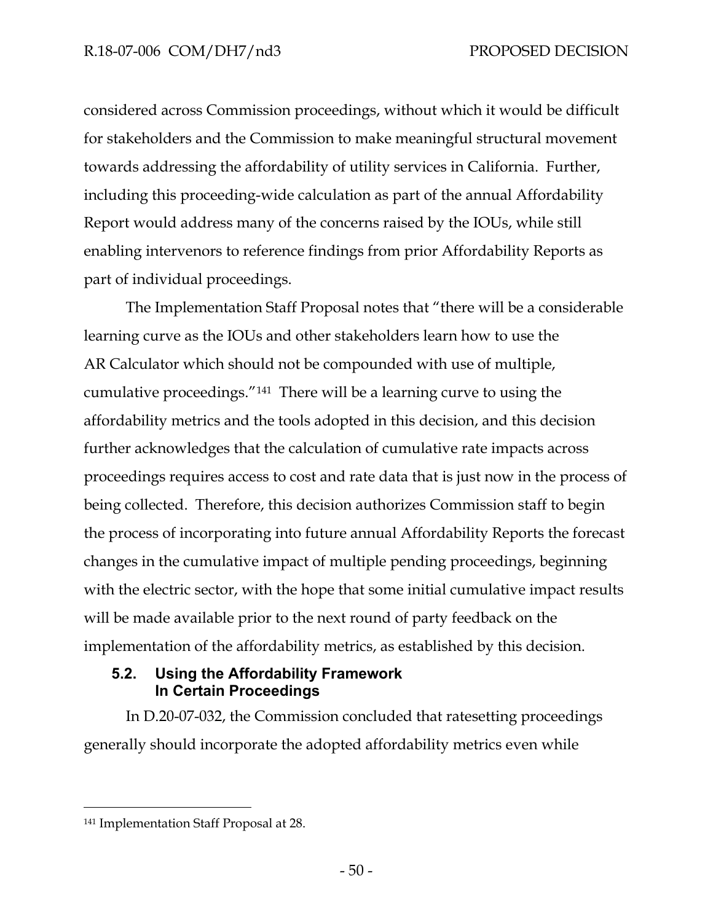considered across Commission proceedings, without which it would be difficult for stakeholders and the Commission to make meaningful structural movement towards addressing the affordability of utility services in California. Further, including this proceeding-wide calculation as part of the annual Affordability Report would address many of the concerns raised by the IOUs, while still enabling intervenors to reference findings from prior Affordability Reports as part of individual proceedings.

The Implementation Staff Proposal notes that "there will be a considerable learning curve as the IOUs and other stakeholders learn how to use the AR Calculator which should not be compounded with use of multiple, cumulative proceedings."[141] There will be a learning curve to using the affordability metrics and the tools adopted in this decision, and this decision further acknowledges that the calculation of cumulative rate impacts across proceedings requires access to cost and rate data that is just now in the process of being collected. Therefore, this decision authorizes Commission staff to begin the process of incorporating into future annual Affordability Reports the forecast changes in the cumulative impact of multiple pending proceedings, beginning with the electric sector, with the hope that some initial cumulative impact results will be made available prior to the next round of party feedback on the implementation of the affordability metrics, as established by this decision.

### 5.2. Using the Affordability Framework In Certain Proceedings

In D.20-07-032, the Commission concluded that ratesetting proceedings generally should incorporate the adopted affordability metrics even while

---

[141] Implementation Staff Proposal at 28.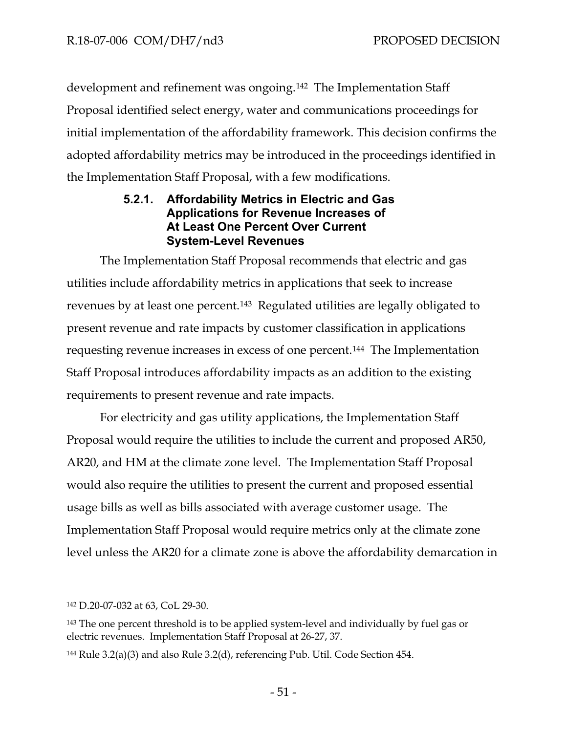development and refinement was ongoing.[142] The Implementation Staff Proposal identified select energy, water and communications proceedings for initial implementation of the affordability framework. This decision confirms the adopted affordability metrics may be introduced in the proceedings identified in the Implementation Staff Proposal, with a few modifications.

#### 5.2.1. Affordability Metrics in Electric and Gas Applications for Revenue Increases of At Least One Percent Over Current System-Level Revenues

The Implementation Staff Proposal recommends that electric and gas utilities include affordability metrics in applications that seek to increase revenues by at least one percent.[143] Regulated utilities are legally obligated to present revenue and rate impacts by customer classification in applications requesting revenue increases in excess of one percent.[144] The Implementation Staff Proposal introduces affordability impacts as an addition to the existing requirements to present revenue and rate impacts.

For electricity and gas utility applications, the Implementation Staff Proposal would require the utilities to include the current and proposed AR50, AR20, and HM at the climate zone level. The Implementation Staff Proposal would also require the utilities to present the current and proposed essential usage bills as well as bills associated with average customer usage. The Implementation Staff Proposal would require metrics only at the climate zone level unless the AR20 for a climate zone is above the affordability demarcation in

---

[142] D.20-07-032 at 63, CoL 29-30.

[143] The one percent threshold is to be applied system-level and individually by fuel gas or electric revenues. Implementation Staff Proposal at 26-27, 37.

[144] Rule 3.2(a)(3) and also Rule 3.2(d), referencing Pub. Util. Code Section 454.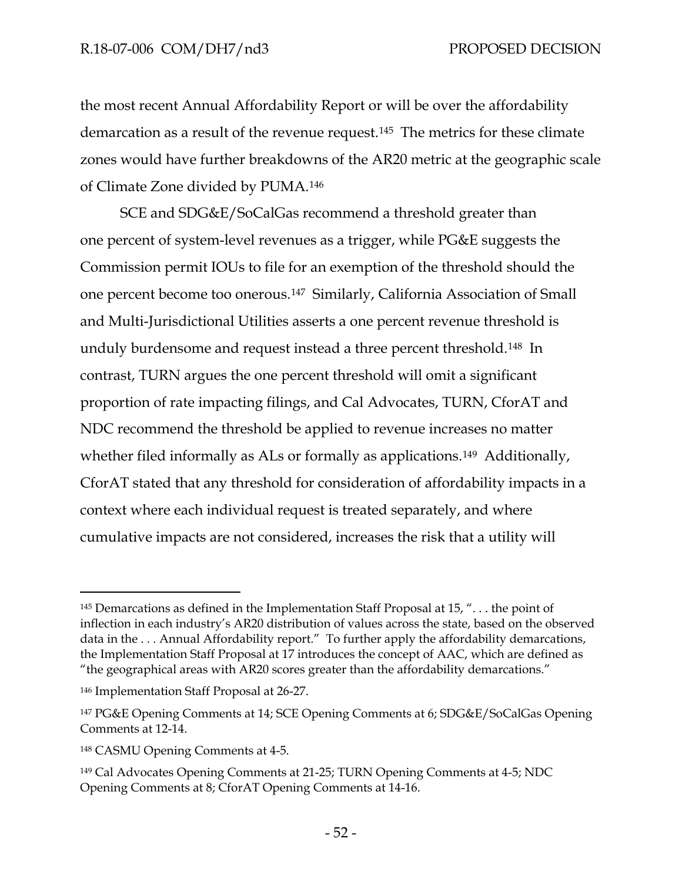the most recent Annual Affordability Report or will be over the affordability demarcation as a result of the revenue request.[145] The metrics for these climate zones would have further breakdowns of the AR20 metric at the geographic scale of Climate Zone divided by PUMA.[146]

SCE and SDG&E/SoCalGas recommend a threshold greater than one percent of system-level revenues as a trigger, while PG&E suggests the Commission permit IOUs to file for an exemption of the threshold should the one percent become too onerous.[147] Similarly, California Association of Small and Multi-Jurisdictional Utilities asserts a one percent revenue threshold is unduly burdensome and request instead a three percent threshold.[148] In contrast, TURN argues the one percent threshold will omit a significant proportion of rate impacting filings, and Cal Advocates, TURN, CforAT and NDC recommend the threshold be applied to revenue increases no matter whether filed informally as ALs or formally as applications.[149] Additionally, CforAT stated that any threshold for consideration of affordability impacts in a context where each individual request is treated separately, and where cumulative impacts are not considered, increases the risk that a utility will

---

[145] Demarcations as defined in the Implementation Staff Proposal at 15, ". . . the point of inflection in each industry's AR20 distribution of values across the state, based on the observed data in the . . . Annual Affordability report." To further apply the affordability demarcations, the Implementation Staff Proposal at 17 introduces the concept of AAC, which are defined as "the geographical areas with AR20 scores greater than the affordability demarcations."

[146] Implementation Staff Proposal at 26-27.

[147] PG&E Opening Comments at 14; SCE Opening Comments at 6; SDG&E/SoCalGas Opening Comments at 12-14.

[148] CASMU Opening Comments at 4-5.

[149] Cal Advocates Opening Comments at 21-25; TURN Opening Comments at 4-5; NDC Opening Comments at 8; CforAT Opening Comments at 14-16.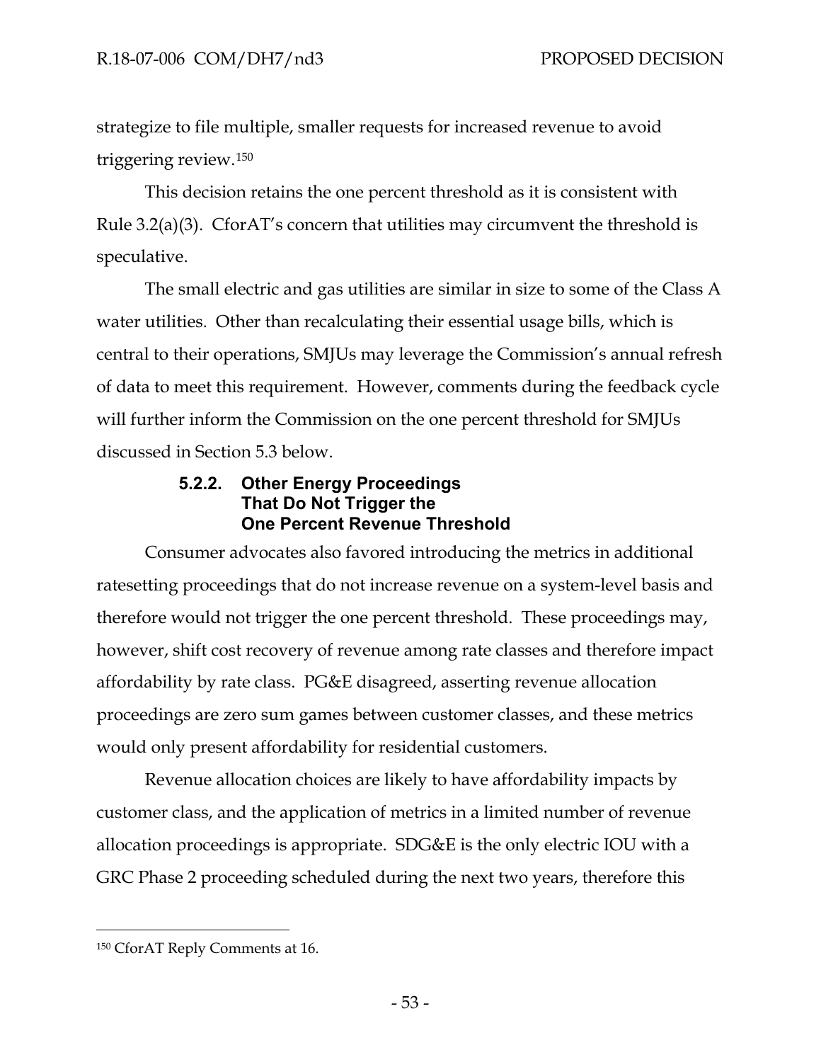strategize to file multiple, smaller requests for increased revenue to avoid triggering review.[150]

This decision retains the one percent threshold as it is consistent with Rule 3.2(a)(3). CforAT's concern that utilities may circumvent the threshold is speculative.

The small electric and gas utilities are similar in size to some of the Class A water utilities. Other than recalculating their essential usage bills, which is central to their operations, SMJUs may leverage the Commission's annual refresh of data to meet this requirement. However, comments during the feedback cycle will further inform the Commission on the one percent threshold for SMJUs discussed in Section 5.3 below.

#### 5.2.2. Other Energy Proceedings That Do Not Trigger the One Percent Revenue Threshold

Consumer advocates also favored introducing the metrics in additional ratesetting proceedings that do not increase revenue on a system-level basis and therefore would not trigger the one percent threshold. These proceedings may, however, shift cost recovery of revenue among rate classes and therefore impact affordability by rate class. PG&E disagreed, asserting revenue allocation proceedings are zero sum games between customer classes, and these metrics would only present affordability for residential customers.

Revenue allocation choices are likely to have affordability impacts by customer class, and the application of metrics in a limited number of revenue allocation proceedings is appropriate. SDG&E is the only electric IOU with a GRC Phase 2 proceeding scheduled during the next two years, therefore this

[150] CforAT Reply Comments at 16.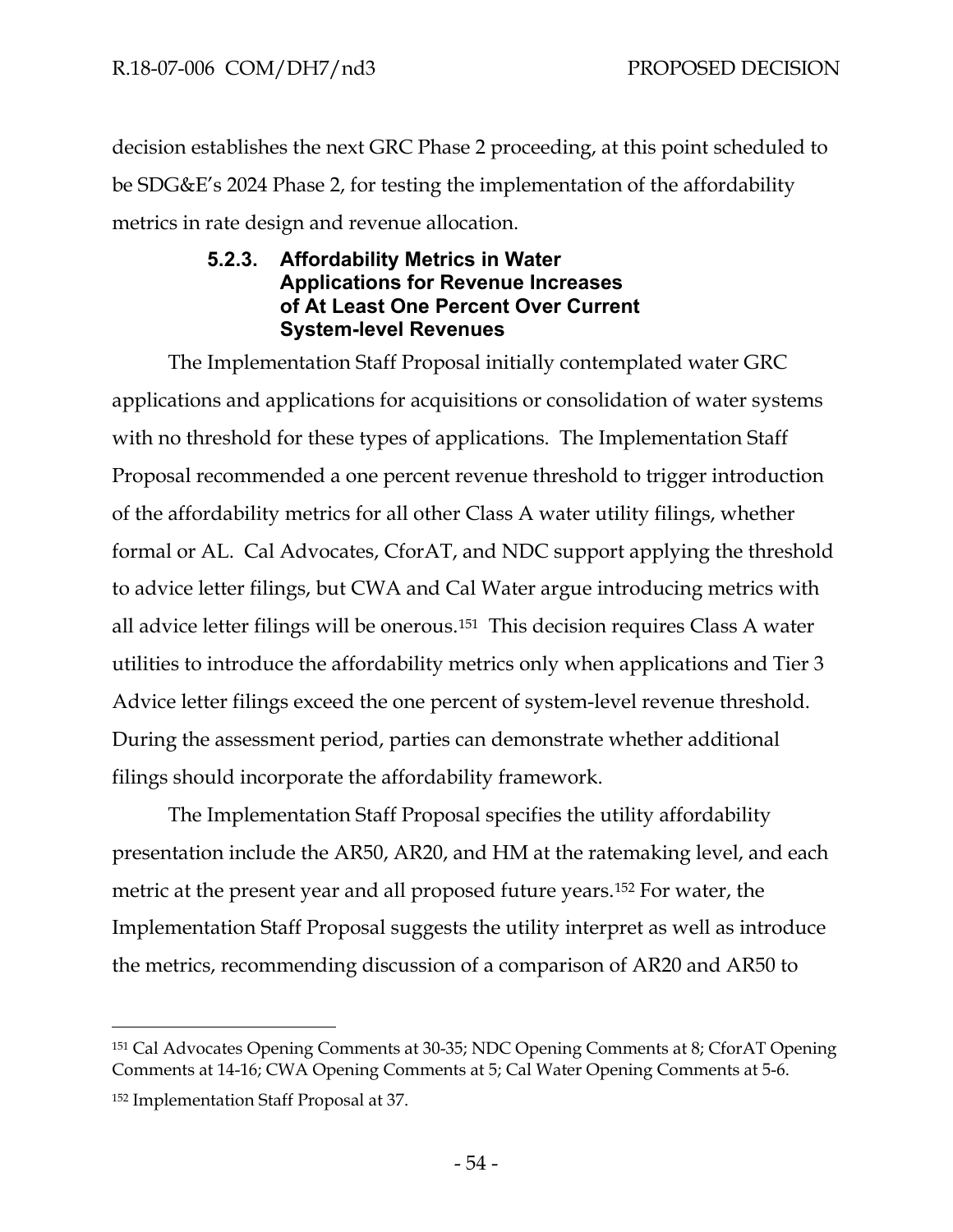decision establishes the next GRC Phase 2 proceeding, at this point scheduled to be SDG&E's 2024 Phase 2, for testing the implementation of the affordability metrics in rate design and revenue allocation.

#### 5.2.3. Affordability Metrics in Water Applications for Revenue Increases of At Least One Percent Over Current System-level Revenues

The Implementation Staff Proposal initially contemplated water GRC applications and applications for acquisitions or consolidation of water systems with no threshold for these types of applications. The Implementation Staff Proposal recommended a one percent revenue threshold to trigger introduction of the affordability metrics for all other Class A water utility filings, whether formal or AL. Cal Advocates, CforAT, and NDC support applying the threshold to advice letter filings, but CWA and Cal Water argue introducing metrics with all advice letter filings will be onerous.[151] This decision requires Class A water utilities to introduce the affordability metrics only when applications and Tier 3 Advice letter filings exceed the one percent of system-level revenue threshold. During the assessment period, parties can demonstrate whether additional filings should incorporate the affordability framework.

The Implementation Staff Proposal specifies the utility affordability presentation include the AR50, AR20, and HM at the ratemaking level, and each metric at the present year and all proposed future years.[152] For water, the Implementation Staff Proposal suggests the utility interpret as well as introduce the metrics, recommending discussion of a comparison of AR20 and AR50 to

---

[151] Cal Advocates Opening Comments at 30-35; NDC Opening Comments at 8; CforAT Opening Comments at 14-16; CWA Opening Comments at 5; Cal Water Opening Comments at 5-6.

[152] Implementation Staff Proposal at 37.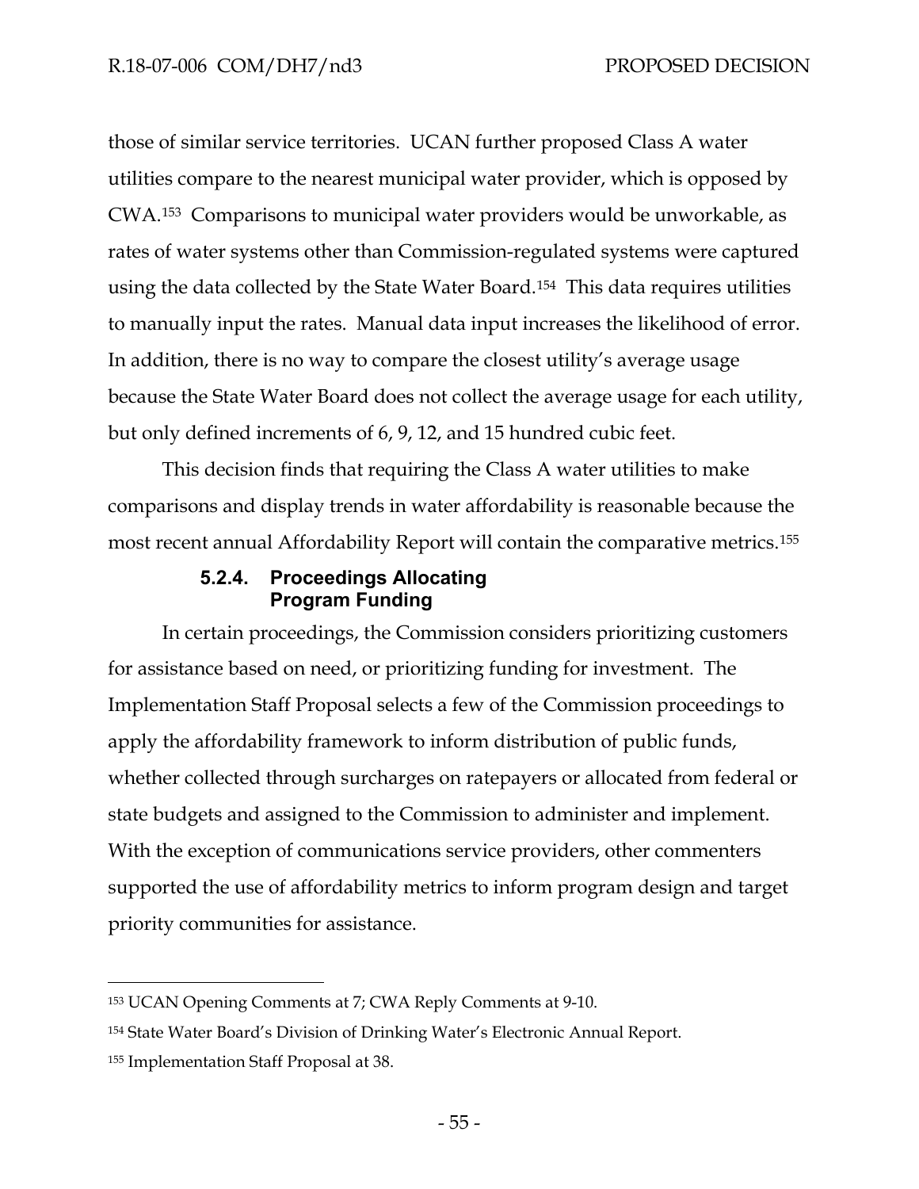those of similar service territories. UCAN further proposed Class A water utilities compare to the nearest municipal water provider, which is opposed by CWA.[153] Comparisons to municipal water providers would be unworkable, as rates of water systems other than Commission-regulated systems were captured using the data collected by the State Water Board.[154] This data requires utilities to manually input the rates. Manual data input increases the likelihood of error. In addition, there is no way to compare the closest utility's average usage because the State Water Board does not collect the average usage for each utility, but only defined increments of 6, 9, 12, and 15 hundred cubic feet.

This decision finds that requiring the Class A water utilities to make comparisons and display trends in water affordability is reasonable because the most recent annual Affordability Report will contain the comparative metrics.[155]

#### 5.2.4. Proceedings Allocating Program Funding

In certain proceedings, the Commission considers prioritizing customers for assistance based on need, or prioritizing funding for investment. The Implementation Staff Proposal selects a few of the Commission proceedings to apply the affordability framework to inform distribution of public funds, whether collected through surcharges on ratepayers or allocated from federal or state budgets and assigned to the Commission to administer and implement. With the exception of communications service providers, other commenters supported the use of affordability metrics to inform program design and target priority communities for assistance.

---

[153] UCAN Opening Comments at 7; CWA Reply Comments at 9-10.

[154] State Water Board's Division of Drinking Water's Electronic Annual Report.

[155] Implementation Staff Proposal at 38.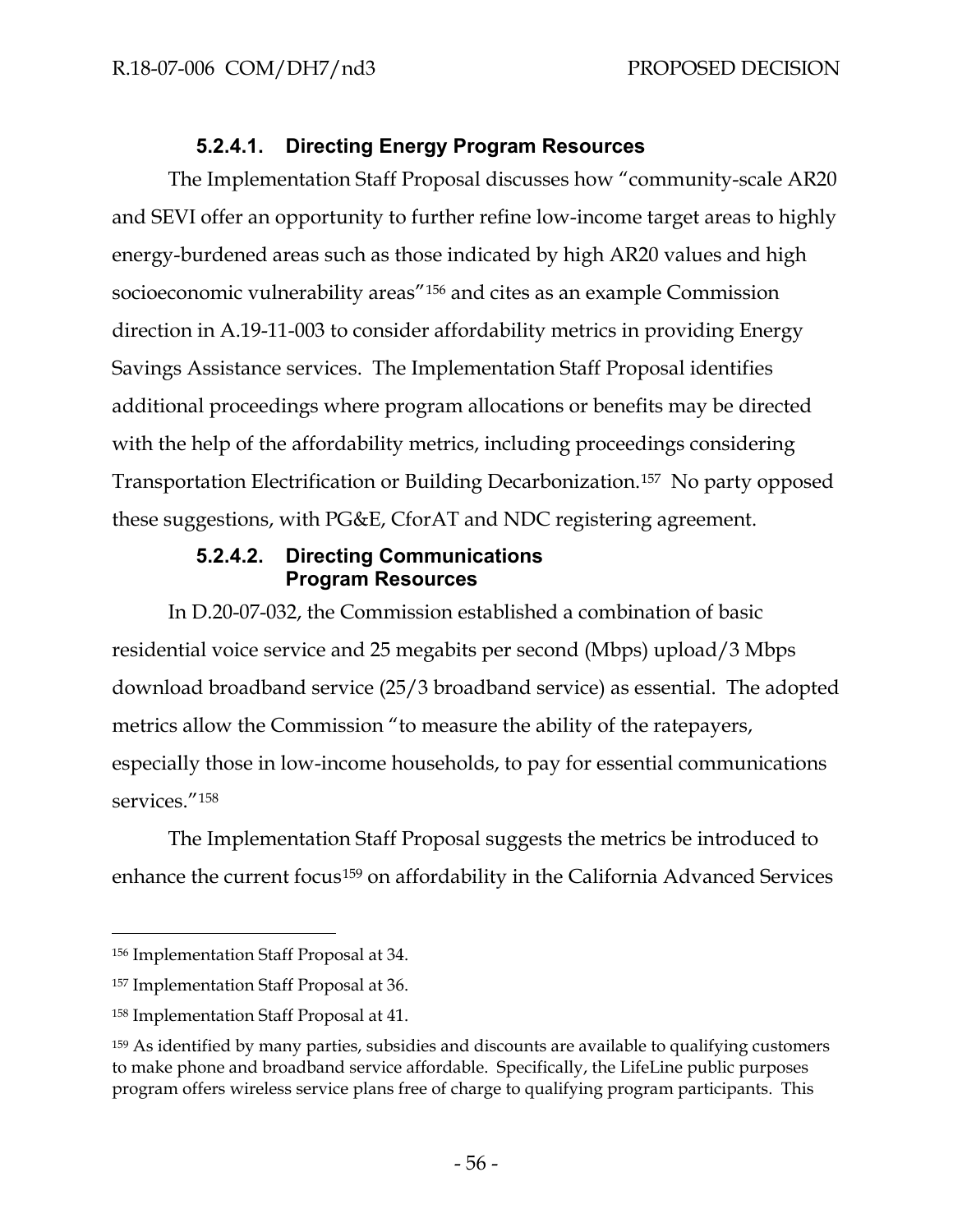#### 5.2.4.1. Directing Energy Program Resources

The Implementation Staff Proposal discusses how "community-scale AR20 and SEVI offer an opportunity to further refine low-income target areas to highly energy-burdened areas such as those indicated by high AR20 values and high socioeconomic vulnerability areas"[156] and cites as an example Commission direction in A.19-11-003 to consider affordability metrics in providing Energy Savings Assistance services. The Implementation Staff Proposal identifies additional proceedings where program allocations or benefits may be directed with the help of the affordability metrics, including proceedings considering Transportation Electrification or Building Decarbonization.[157] No party opposed these suggestions, with PG&E, CforAT and NDC registering agreement.

#### 5.2.4.2. Directing Communications Program Resources

In D.20-07-032, the Commission established a combination of basic residential voice service and 25 megabits per second (Mbps) upload/3 Mbps download broadband service (25/3 broadband service) as essential. The adopted metrics allow the Commission "to measure the ability of the ratepayers, especially those in low-income households, to pay for essential communications services."[158]

The Implementation Staff Proposal suggests the metrics be introduced to enhance the current focus[159] on affordability in the California Advanced Services

---

[156] Implementation Staff Proposal at 34.

[157] Implementation Staff Proposal at 36.

[158] Implementation Staff Proposal at 41.

[159] As identified by many parties, subsidies and discounts are available to qualifying customers to make phone and broadband service affordable. Specifically, the LifeLine public purposes program offers wireless service plans free of charge to qualifying program participants. This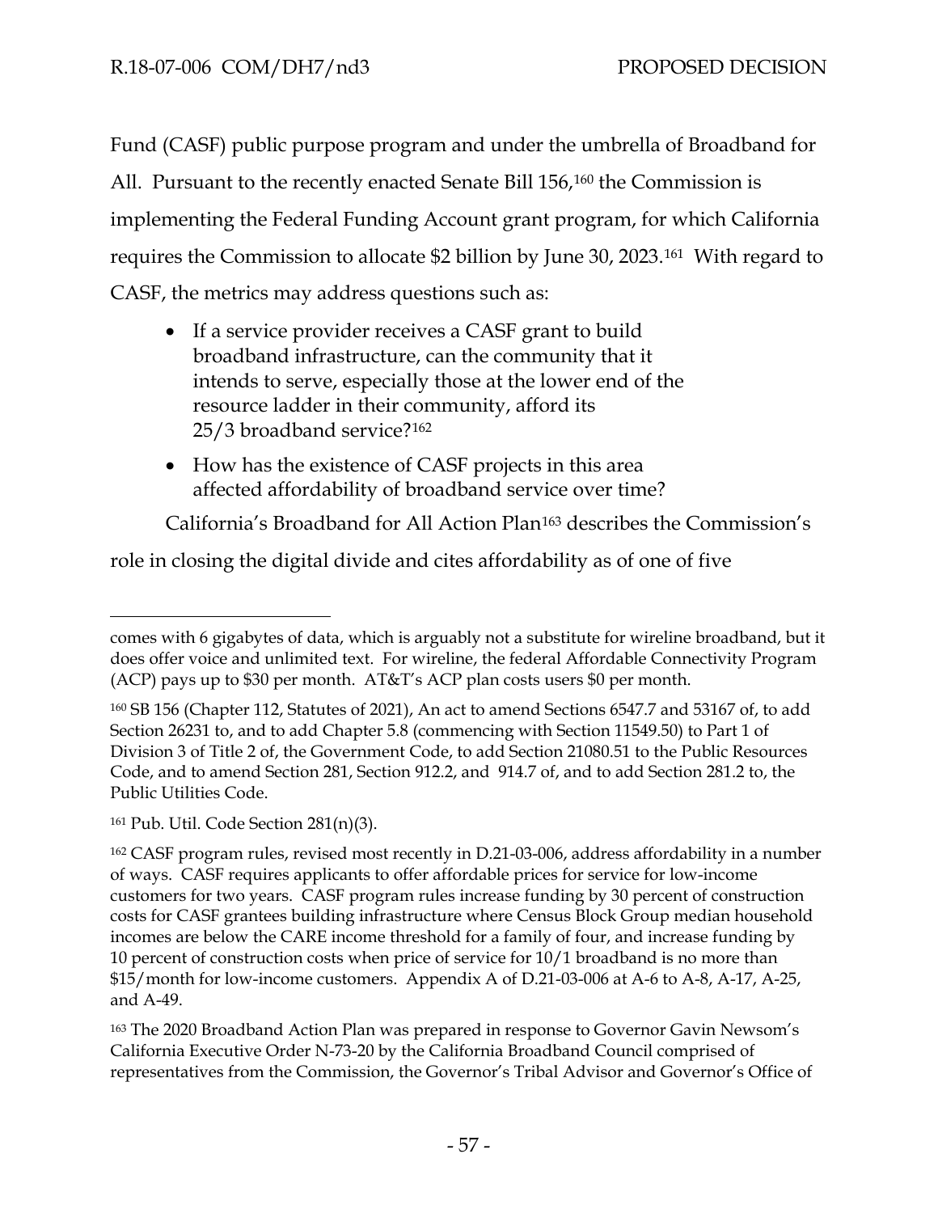Fund (CASF) public purpose program and under the umbrella of Broadband for All. Pursuant to the recently enacted Senate Bill 156,[160] the Commission is implementing the Federal Funding Account grant program, for which California requires the Commission to allocate $2 billion by June 30, 2023.[161] With regard to CASF, the metrics may address questions such as:

- If a service provider receives a CASF grant to build broadband infrastructure, can the community that it intends to serve, especially those at the lower end of the resource ladder in their community, afford its 25/3 broadband service?[162]
- How has the existence of CASF projects in this area affected affordability of broadband service over time?

California's Broadband for All Action Plan[163] describes the Commission's role in closing the digital divide and cites affordability as of one of five

---

comes with 6 gigabytes of data, which is arguably not a substitute for wireline broadband, but it does offer voice and unlimited text. For wireline, the federal Affordable Connectivity Program (ACP) pays up to $30 per month. AT&T's ACP plan costs users $0 per month.

[160] SB 156 (Chapter 112, Statutes of 2021), An act to amend Sections 6547.7 and 53167 of, to add Section 26231 to, and to add Chapter 5.8 (commencing with Section 11549.50) to Part 1 of Division 3 of Title 2 of, the Government Code, to add Section 21080.51 to the Public Resources Code, and to amend Section 281, Section 912.2, and 914.7 of, and to add Section 281.2 to, the Public Utilities Code.

[161] Pub. Util. Code Section 281(n)(3).

[162] CASF program rules, revised most recently in D.21-03-006, address affordability in a number of ways. CASF requires applicants to offer affordable prices for service for low-income customers for two years. CASF program rules increase funding by 30 percent of construction costs for CASF grantees building infrastructure where Census Block Group median household incomes are below the CARE income threshold for a family of four, and increase funding by 10 percent of construction costs when price of service for 10/1 broadband is no more than $15/month for low-income customers. Appendix A of D.21-03-006 at A-6 to A-8, A-17, A-25, and A-49.

[163] The 2020 Broadband Action Plan was prepared in response to Governor Gavin Newsom's California Executive Order N-73-20 by the California Broadband Council comprised of representatives from the Commission, the Governor's Tribal Advisor and Governor's Office of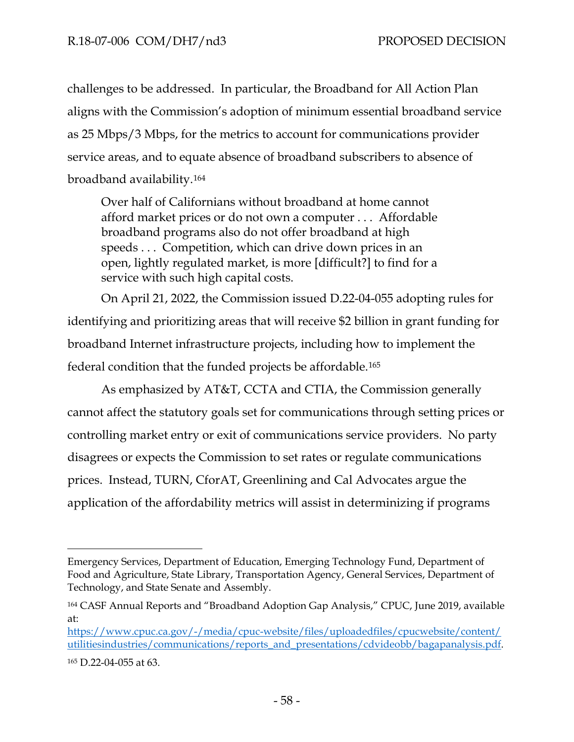challenges to be addressed. In particular, the Broadband for All Action Plan aligns with the Commission's adoption of minimum essential broadband service as 25 Mbps/3 Mbps, for the metrics to account for communications provider service areas, and to equate absence of broadband subscribers to absence of broadband availability.[164]

> Over half of Californians without broadband at home cannot afford market prices or do not own a computer . . . Affordable broadband programs also do not offer broadband at high speeds . . . Competition, which can drive down prices in an open, lightly regulated market, is more [difficult?] to find for a service with such high capital costs.

On April 21, 2022, the Commission issued D.22-04-055 adopting rules for identifying and prioritizing areas that will receive $2 billion in grant funding for broadband Internet infrastructure projects, including how to implement the federal condition that the funded projects be affordable.[165]

As emphasized by AT&T, CCTA and CTIA, the Commission generally cannot affect the statutory goals set for communications through setting prices or controlling market entry or exit of communications service providers. No party disagrees or expects the Commission to set rates or regulate communications prices. Instead, TURN, CforAT, Greenlining and Cal Advocates argue the application of the affordability metrics will assist in determinizing if programs

---

Emergency Services, Department of Education, Emerging Technology Fund, Department of Food and Agriculture, State Library, Transportation Agency, General Services, Department of Technology, and State Senate and Assembly.

[164] CASF Annual Reports and "Broadband Adoption Gap Analysis," CPUC, June 2019, available at: https://www.cpuc.ca.gov/-/media/cpuc-website/files/uploadedfiles/cpucwebsite/content/utilitiesindustries/communications/reports_and_presentations/cdvideobb/bagapanalysis.pdf.

[165] D.22-04-055 at 63.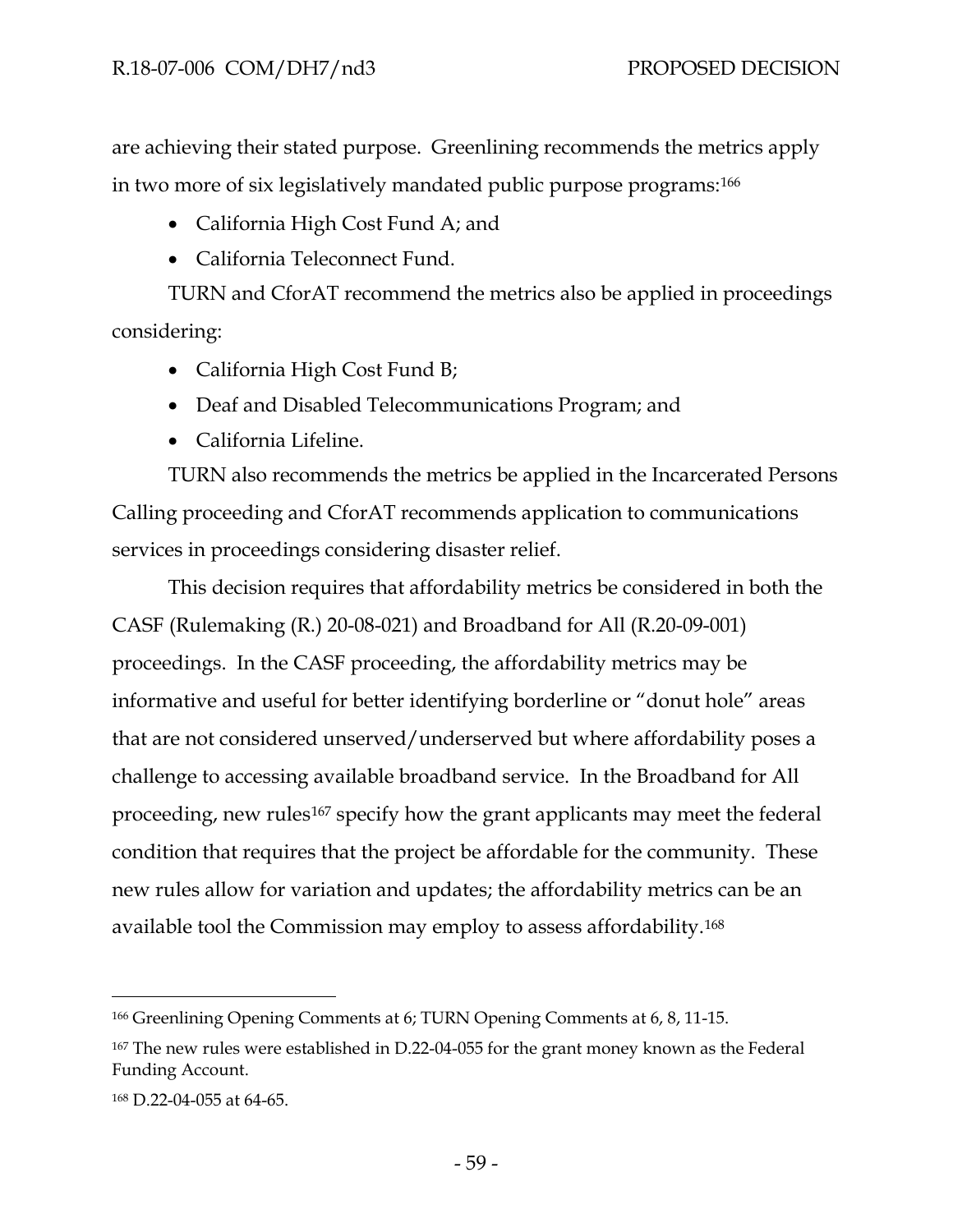are achieving their stated purpose. Greenlining recommends the metrics apply in two more of six legislatively mandated public purpose programs:[166]

- California High Cost Fund A; and
- California Teleconnect Fund.

TURN and CforAT recommend the metrics also be applied in proceedings considering:

- California High Cost Fund B;
- Deaf and Disabled Telecommunications Program; and
- California Lifeline.

TURN also recommends the metrics be applied in the Incarcerated Persons Calling proceeding and CforAT recommends application to communications services in proceedings considering disaster relief.

This decision requires that affordability metrics be considered in both the CASF (Rulemaking (R.) 20-08-021) and Broadband for All (R.20-09-001) proceedings. In the CASF proceeding, the affordability metrics may be informative and useful for better identifying borderline or "donut hole" areas that are not considered unserved/underserved but where affordability poses a challenge to accessing available broadband service. In the Broadband for All proceeding, new rules[167] specify how the grant applicants may meet the federal condition that requires that the project be affordable for the community. These new rules allow for variation and updates; the affordability metrics can be an available tool the Commission may employ to assess affordability.[168]

---

[166] Greenlining Opening Comments at 6; TURN Opening Comments at 6, 8, 11-15.

[167] The new rules were established in D.22-04-055 for the grant money known as the Federal Funding Account.

[168] D.22-04-055 at 64-65.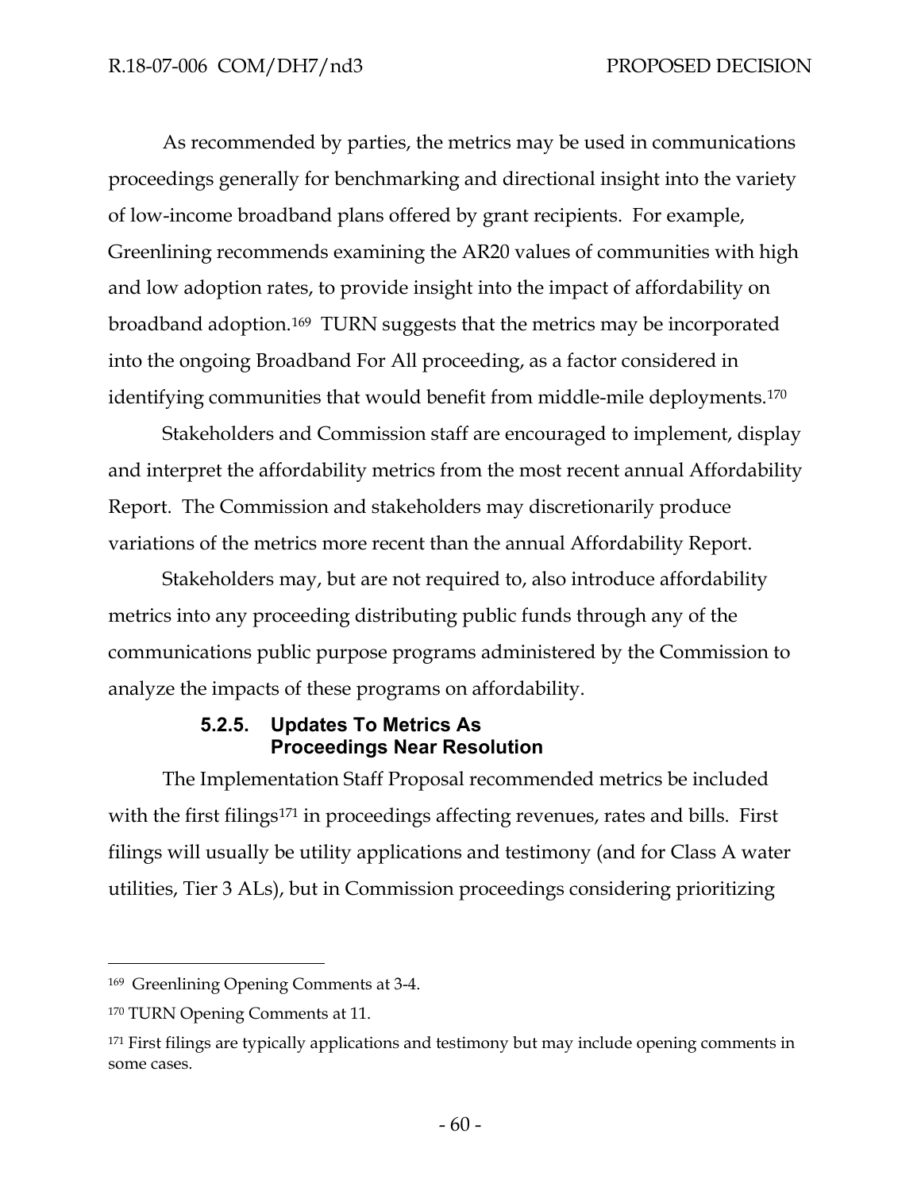As recommended by parties, the metrics may be used in communications proceedings generally for benchmarking and directional insight into the variety of low-income broadband plans offered by grant recipients. For example, Greenlining recommends examining the AR20 values of communities with high and low adoption rates, to provide insight into the impact of affordability on broadband adoption.[169] TURN suggests that the metrics may be incorporated into the ongoing Broadband For All proceeding, as a factor considered in identifying communities that would benefit from middle-mile deployments.[170]

Stakeholders and Commission staff are encouraged to implement, display and interpret the affordability metrics from the most recent annual Affordability Report. The Commission and stakeholders may discretionarily produce variations of the metrics more recent than the annual Affordability Report.

Stakeholders may, but are not required to, also introduce affordability metrics into any proceeding distributing public funds through any of the communications public purpose programs administered by the Commission to analyze the impacts of these programs on affordability.

#### 5.2.5. Updates To Metrics As Proceedings Near Resolution

The Implementation Staff Proposal recommended metrics be included with the first filings[171] in proceedings affecting revenues, rates and bills. First filings will usually be utility applications and testimony (and for Class A water utilities, Tier 3 ALs), but in Commission proceedings considering prioritizing

---

[169] Greenlining Opening Comments at 3-4.

[170] TURN Opening Comments at 11.

[171] First filings are typically applications and testimony but may include opening comments in some cases.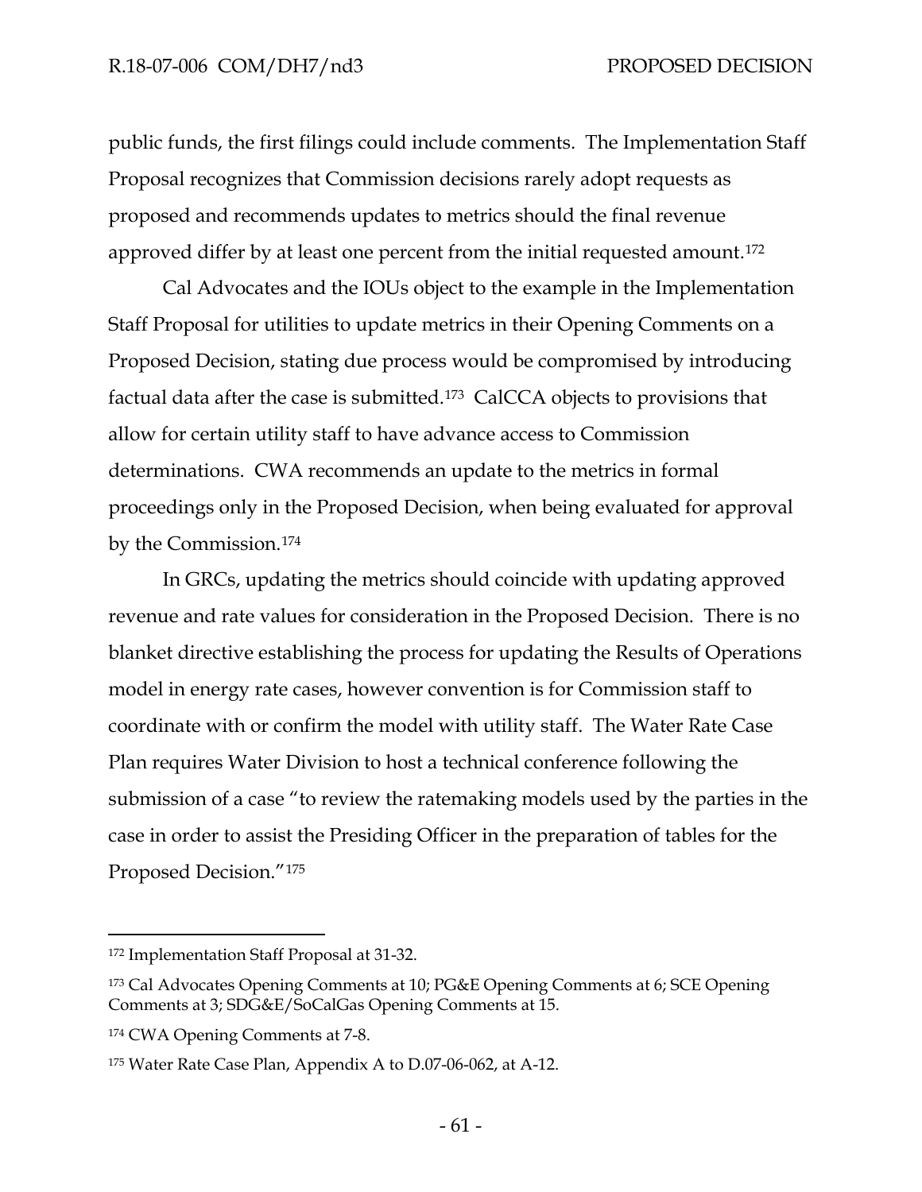public funds, the first filings could include comments. The Implementation Staff Proposal recognizes that Commission decisions rarely adopt requests as proposed and recommends updates to metrics should the final revenue approved differ by at least one percent from the initial requested amount.[172]

Cal Advocates and the IOUs object to the example in the Implementation Staff Proposal for utilities to update metrics in their Opening Comments on a Proposed Decision, stating due process would be compromised by introducing factual data after the case is submitted.[173] CalCCA objects to provisions that allow for certain utility staff to have advance access to Commission determinations. CWA recommends an update to the metrics in formal proceedings only in the Proposed Decision, when being evaluated for approval by the Commission.[174]

In GRCs, updating the metrics should coincide with updating approved revenue and rate values for consideration in the Proposed Decision. There is no blanket directive establishing the process for updating the Results of Operations model in energy rate cases, however convention is for Commission staff to coordinate with or confirm the model with utility staff. The Water Rate Case Plan requires Water Division to host a technical conference following the submission of a case "to review the ratemaking models used by the parties in the case in order to assist the Presiding Officer in the preparation of tables for the Proposed Decision."[175]

---

[172] Implementation Staff Proposal at 31-32.

[173] Cal Advocates Opening Comments at 10; PG&E Opening Comments at 6; SCE Opening Comments at 3; SDG&E/SoCalGas Opening Comments at 15.

[174] CWA Opening Comments at 7-8.

[175] Water Rate Case Plan, Appendix A to D.07-06-062, at A-12.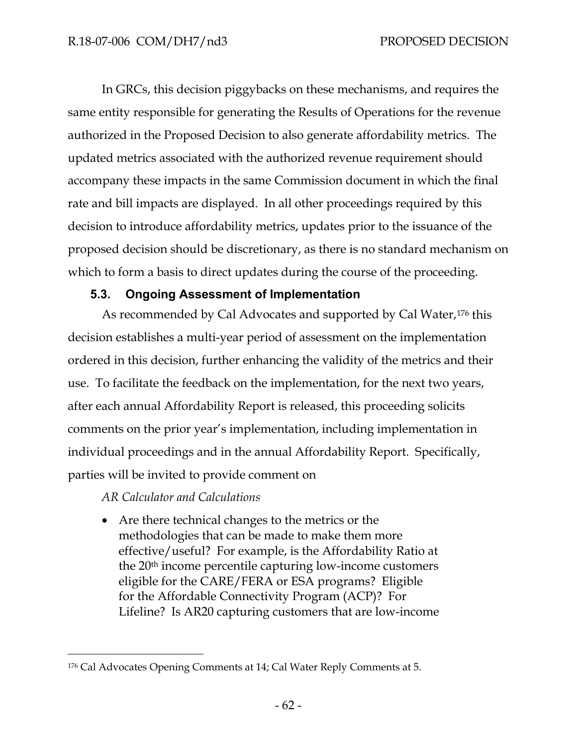In GRCs, this decision piggybacks on these mechanisms, and requires the same entity responsible for generating the Results of Operations for the revenue authorized in the Proposed Decision to also generate affordability metrics. The updated metrics associated with the authorized revenue requirement should accompany these impacts in the same Commission document in which the final rate and bill impacts are displayed. In all other proceedings required by this decision to introduce affordability metrics, updates prior to the issuance of the proposed decision should be discretionary, as there is no standard mechanism on which to form a basis to direct updates during the course of the proceeding.

### 5.3. Ongoing Assessment of Implementation

As recommended by Cal Advocates and supported by Cal Water,[176] this decision establishes a multi-year period of assessment on the implementation ordered in this decision, further enhancing the validity of the metrics and their use. To facilitate the feedback on the implementation, for the next two years, after each annual Affordability Report is released, this proceeding solicits comments on the prior year's implementation, including implementation in individual proceedings and in the annual Affordability Report. Specifically, parties will be invited to provide comment on

*AR Calculator and Calculations*

- Are there technical changes to the metrics or the methodologies that can be made to make them more effective/useful? For example, is the Affordability Ratio at the 20th income percentile capturing low-income customers eligible for the CARE/FERA or ESA programs? Eligible for the Affordable Connectivity Program (ACP)? For Lifeline? Is AR20 capturing customers that are low-income

---

[176] Cal Advocates Opening Comments at 14; Cal Water Reply Comments at 5.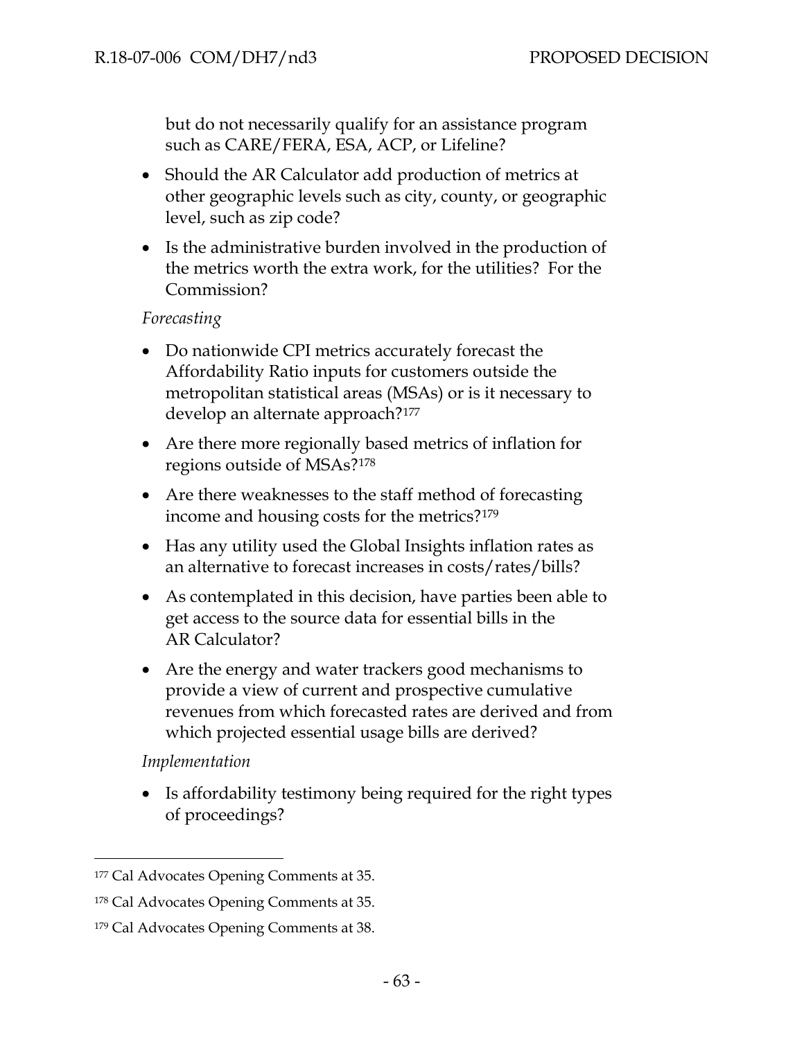but do not necessarily qualify for an assistance program such as CARE/FERA, ESA, ACP, or Lifeline?

- Should the AR Calculator add production of metrics at other geographic levels such as city, county, or geographic level, such as zip code?
- Is the administrative burden involved in the production of the metrics worth the extra work, for the utilities? For the Commission?

*Forecasting*

- Do nationwide CPI metrics accurately forecast the Affordability Ratio inputs for customers outside the metropolitan statistical areas (MSAs) or is it necessary to develop an alternate approach?[177]
- Are there more regionally based metrics of inflation for regions outside of MSAs?[178]
- Are there weaknesses to the staff method of forecasting income and housing costs for the metrics?[179]
- Has any utility used the Global Insights inflation rates as an alternative to forecast increases in costs/rates/bills?
- As contemplated in this decision, have parties been able to get access to the source data for essential bills in the AR Calculator?
- Are the energy and water trackers good mechanisms to provide a view of current and prospective cumulative revenues from which forecasted rates are derived and from which projected essential usage bills are derived?

*Implementation*

- Is affordability testimony being required for the right types of proceedings?

---

[177] Cal Advocates Opening Comments at 35.

[178] Cal Advocates Opening Comments at 35.

[179] Cal Advocates Opening Comments at 38.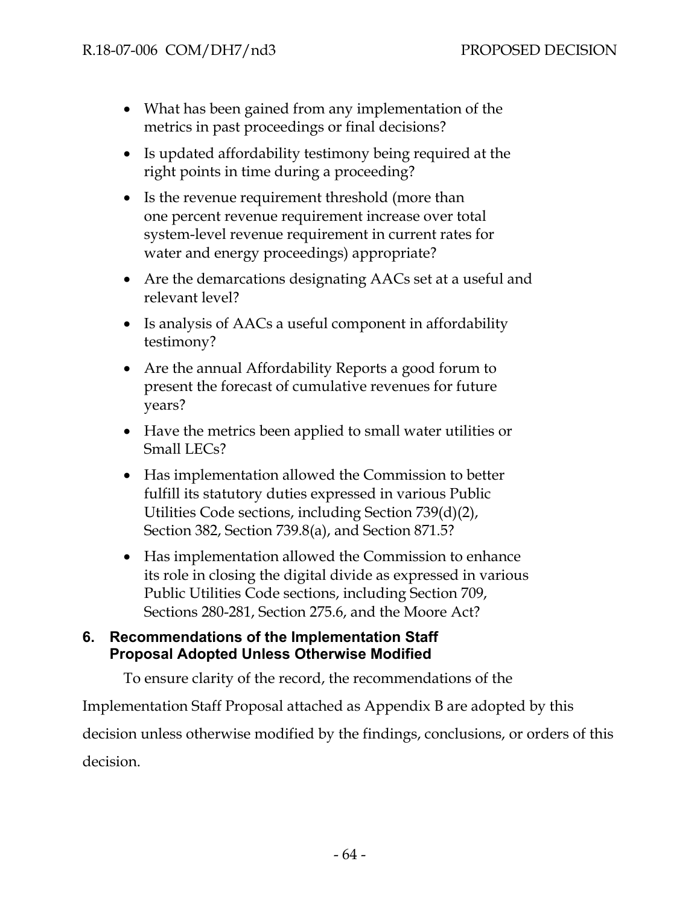- What has been gained from any implementation of the metrics in past proceedings or final decisions?
- Is updated affordability testimony being required at the right points in time during a proceeding?
- Is the revenue requirement threshold (more than one percent revenue requirement increase over total system-level revenue requirement in current rates for water and energy proceedings) appropriate?
- Are the demarcations designating AACs set at a useful and relevant level?
- Is analysis of AACs a useful component in affordability testimony?
- Are the annual Affordability Reports a good forum to present the forecast of cumulative revenues for future years?
- Have the metrics been applied to small water utilities or Small LECs?
- Has implementation allowed the Commission to better fulfill its statutory duties expressed in various Public Utilities Code sections, including Section 739(d)(2), Section 382, Section 739.8(a), and Section 871.5?
- Has implementation allowed the Commission to enhance its role in closing the digital divide as expressed in various Public Utilities Code sections, including Section 709, Sections 280-281, Section 275.6, and the Moore Act?

## 6. Recommendations of the Implementation Staff Proposal Adopted Unless Otherwise Modified

To ensure clarity of the record, the recommendations of the Implementation Staff Proposal attached as Appendix B are adopted by this decision unless otherwise modified by the findings, conclusions, or orders of this decision.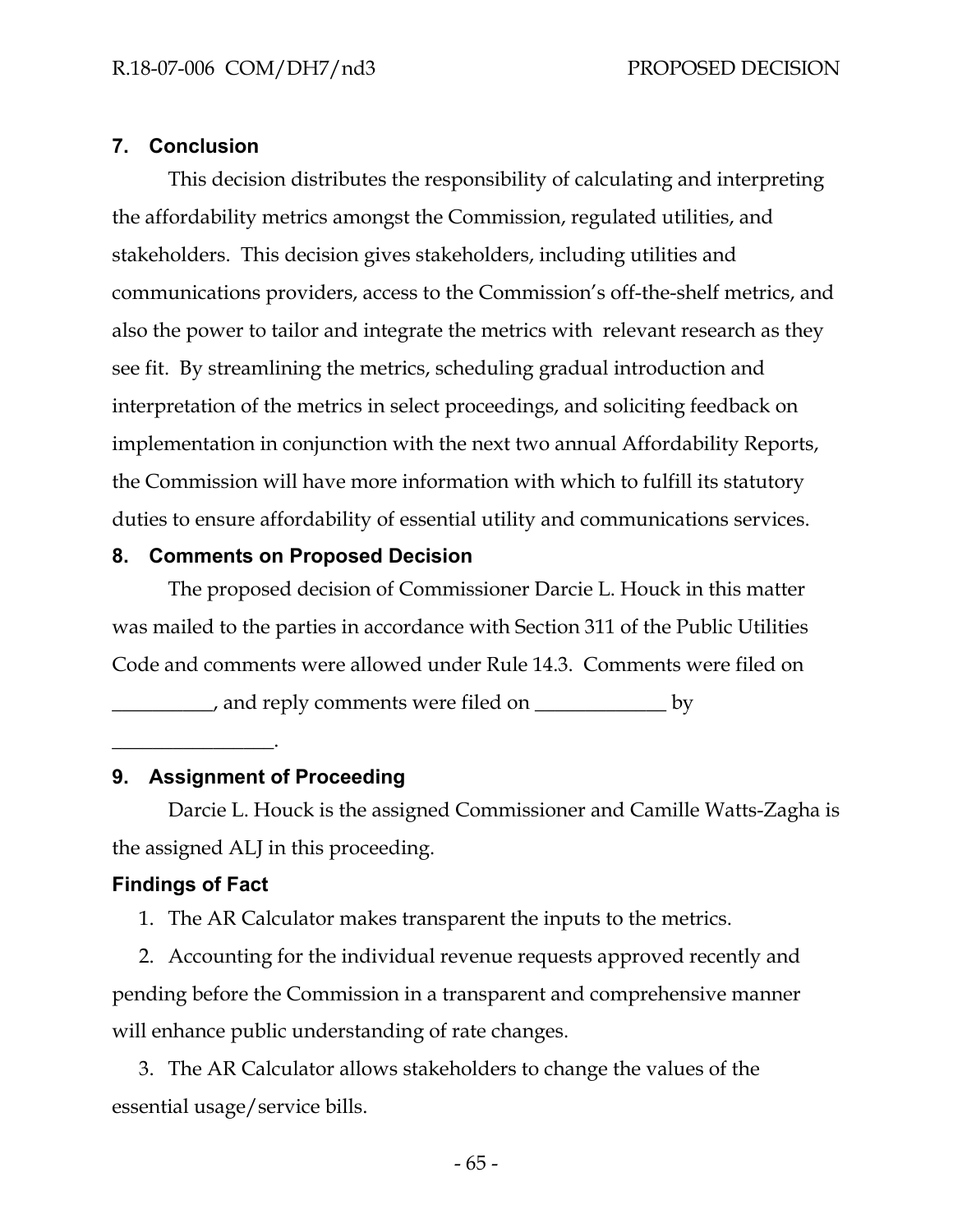## 7. Conclusion

This decision distributes the responsibility of calculating and interpreting the affordability metrics amongst the Commission, regulated utilities, and stakeholders. This decision gives stakeholders, including utilities and communications providers, access to the Commission's off-the-shelf metrics, and also the power to tailor and integrate the metrics with relevant research as they see fit. By streamlining the metrics, scheduling gradual introduction and interpretation of the metrics in select proceedings, and soliciting feedback on implementation in conjunction with the next two annual Affordability Reports, the Commission will have more information with which to fulfill its statutory duties to ensure affordability of essential utility and communications services.

## 8. Comments on Proposed Decision

The proposed decision of Commissioner Darcie L. Houck in this matter was mailed to the parties in accordance with Section 311 of the Public Utilities Code and comments were allowed under Rule 14.3. Comments were filed on __________, and reply comments were filed on _____________ by ________________.

## 9. Assignment of Proceeding

Darcie L. Houck is the assigned Commissioner and Camille Watts-Zagha is the assigned ALJ in this proceeding.

## Findings of Fact

1. The AR Calculator makes transparent the inputs to the metrics.
2. Accounting for the individual revenue requests approved recently and pending before the Commission in a transparent and comprehensive manner will enhance public understanding of rate changes.
3. The AR Calculator allows stakeholders to change the values of the essential usage/service bills.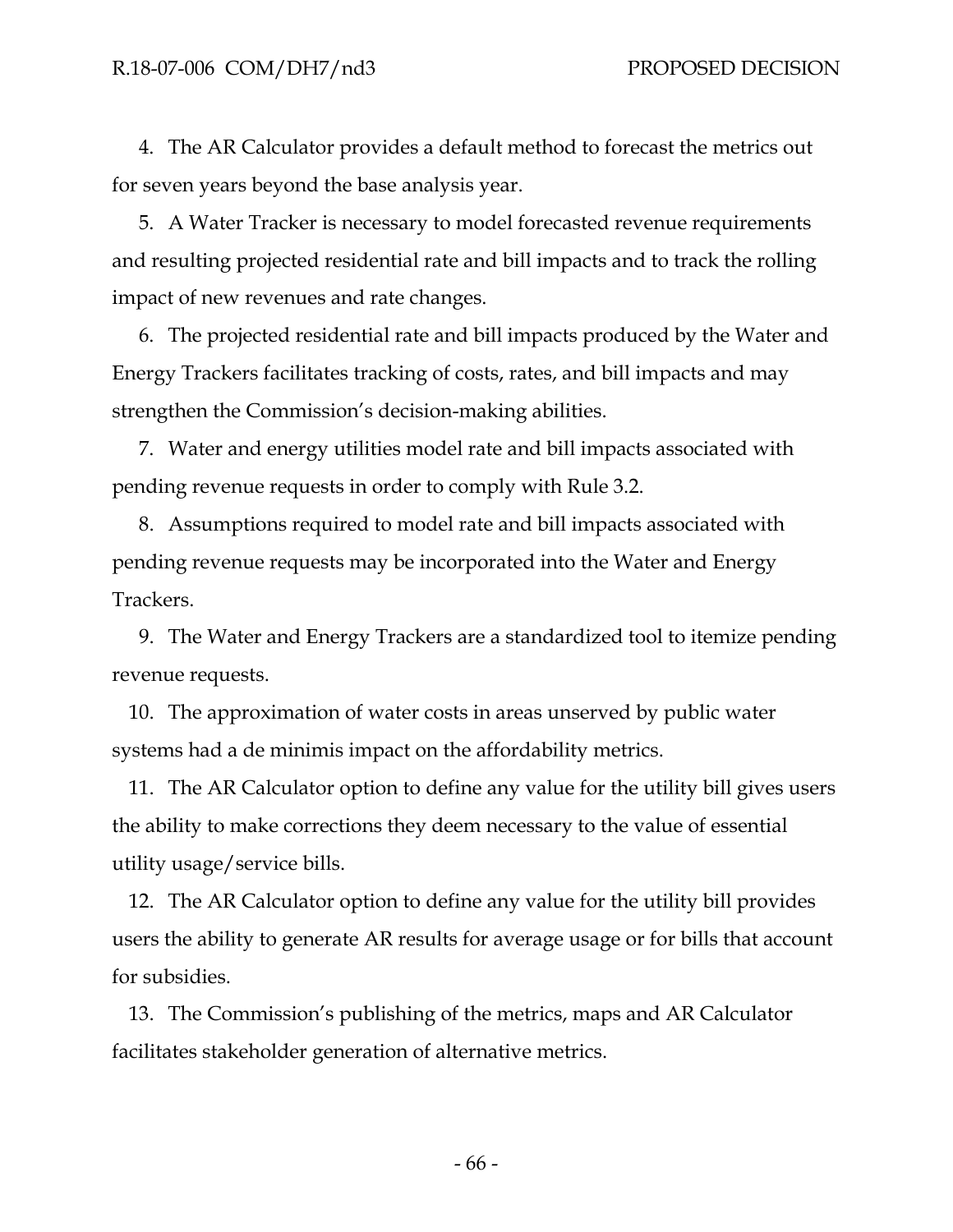4. The AR Calculator provides a default method to forecast the metrics out for seven years beyond the base analysis year.

5. A Water Tracker is necessary to model forecasted revenue requirements and resulting projected residential rate and bill impacts and to track the rolling impact of new revenues and rate changes.

6. The projected residential rate and bill impacts produced by the Water and Energy Trackers facilitates tracking of costs, rates, and bill impacts and may strengthen the Commission's decision-making abilities.

7. Water and energy utilities model rate and bill impacts associated with pending revenue requests in order to comply with Rule 3.2.

8. Assumptions required to model rate and bill impacts associated with pending revenue requests may be incorporated into the Water and Energy Trackers.

9. The Water and Energy Trackers are a standardized tool to itemize pending revenue requests.

10. The approximation of water costs in areas unserved by public water systems had a de minimis impact on the affordability metrics.

11. The AR Calculator option to define any value for the utility bill gives users the ability to make corrections they deem necessary to the value of essential utility usage/service bills.

12. The AR Calculator option to define any value for the utility bill provides users the ability to generate AR results for average usage or for bills that account for subsidies.

13. The Commission's publishing of the metrics, maps and AR Calculator facilitates stakeholder generation of alternative metrics.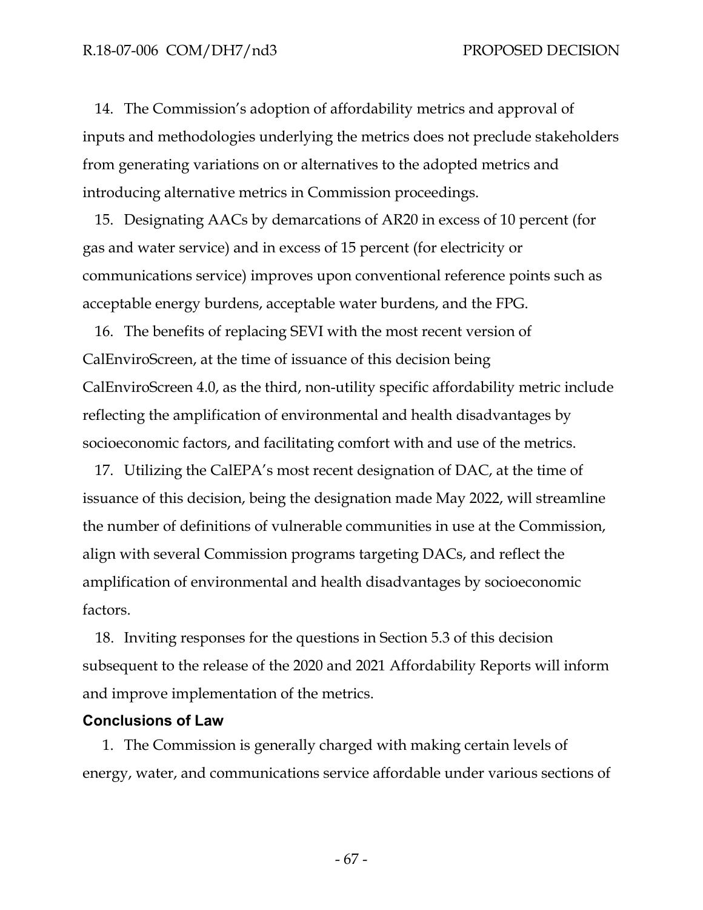14. The Commission's adoption of affordability metrics and approval of inputs and methodologies underlying the metrics does not preclude stakeholders from generating variations on or alternatives to the adopted metrics and introducing alternative metrics in Commission proceedings.

15. Designating AACs by demarcations of AR20 in excess of 10 percent (for gas and water service) and in excess of 15 percent (for electricity or communications service) improves upon conventional reference points such as acceptable energy burdens, acceptable water burdens, and the FPG.

16. The benefits of replacing SEVI with the most recent version of CalEnviroScreen, at the time of issuance of this decision being CalEnviroScreen 4.0, as the third, non-utility specific affordability metric include reflecting the amplification of environmental and health disadvantages by socioeconomic factors, and facilitating comfort with and use of the metrics.

17. Utilizing the CalEPA's most recent designation of DAC, at the time of issuance of this decision, being the designation made May 2022, will streamline the number of definitions of vulnerable communities in use at the Commission, align with several Commission programs targeting DACs, and reflect the amplification of environmental and health disadvantages by socioeconomic factors.

18. Inviting responses for the questions in Section 5.3 of this decision subsequent to the release of the 2020 and 2021 Affordability Reports will inform and improve implementation of the metrics.

### Conclusions of Law

1. The Commission is generally charged with making certain levels of energy, water, and communications service affordable under various sections of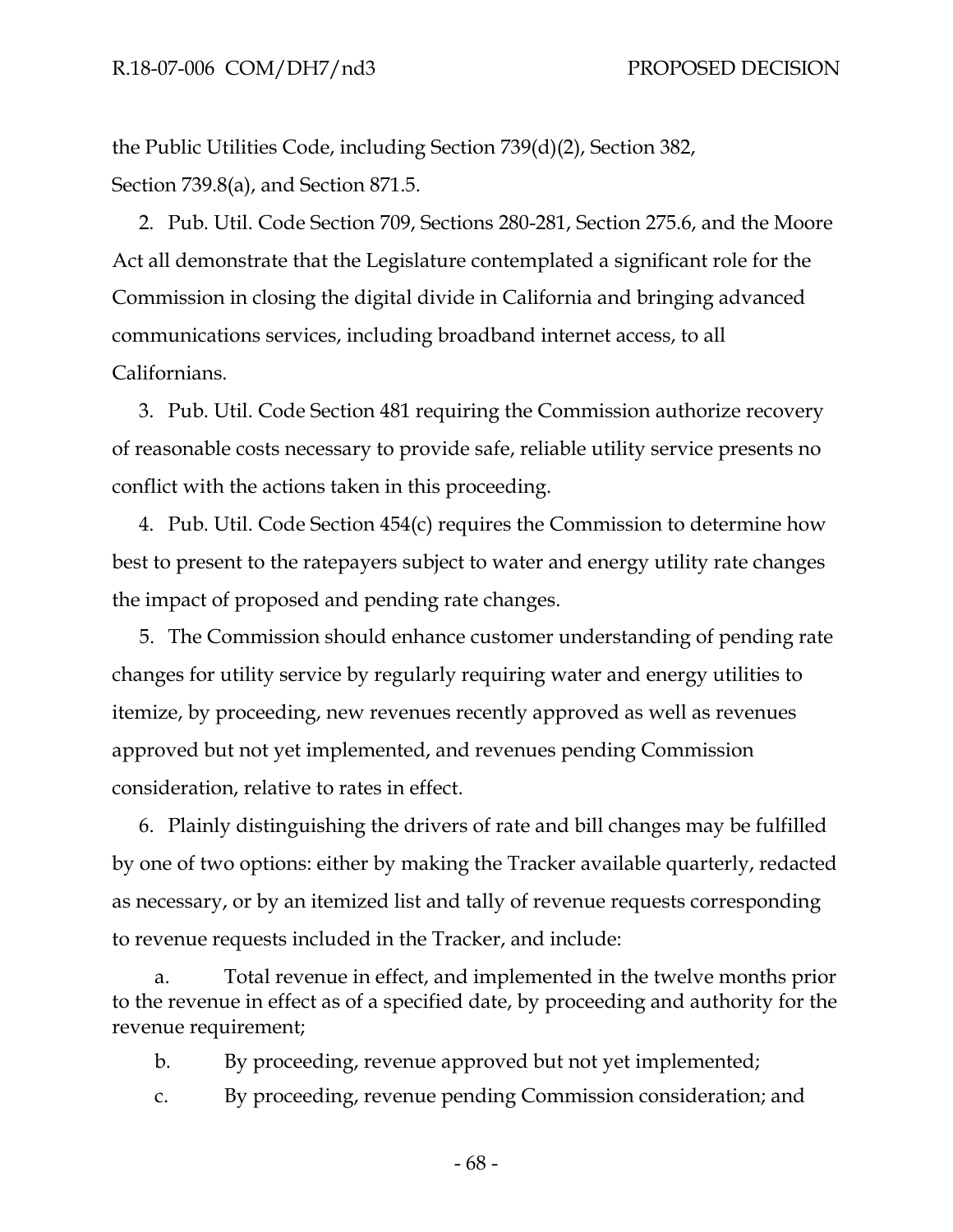the Public Utilities Code, including Section 739(d)(2), Section 382, Section 739.8(a), and Section 871.5.

2. Pub. Util. Code Section 709, Sections 280-281, Section 275.6, and the Moore Act all demonstrate that the Legislature contemplated a significant role for the Commission in closing the digital divide in California and bringing advanced communications services, including broadband internet access, to all Californians.

3. Pub. Util. Code Section 481 requiring the Commission authorize recovery of reasonable costs necessary to provide safe, reliable utility service presents no conflict with the actions taken in this proceeding.

4. Pub. Util. Code Section 454(c) requires the Commission to determine how best to present to the ratepayers subject to water and energy utility rate changes the impact of proposed and pending rate changes.

5. The Commission should enhance customer understanding of pending rate changes for utility service by regularly requiring water and energy utilities to itemize, by proceeding, new revenues recently approved as well as revenues approved but not yet implemented, and revenues pending Commission consideration, relative to rates in effect.

6. Plainly distinguishing the drivers of rate and bill changes may be fulfilled by one of two options: either by making the Tracker available quarterly, redacted as necessary, or by an itemized list and tally of revenue requests corresponding to revenue requests included in the Tracker, and include:

   a. Total revenue in effect, and implemented in the twelve months prior to the revenue in effect as of a specified date, by proceeding and authority for the revenue requirement;

   b. By proceeding, revenue approved but not yet implemented;

   c. By proceeding, revenue pending Commission consideration; and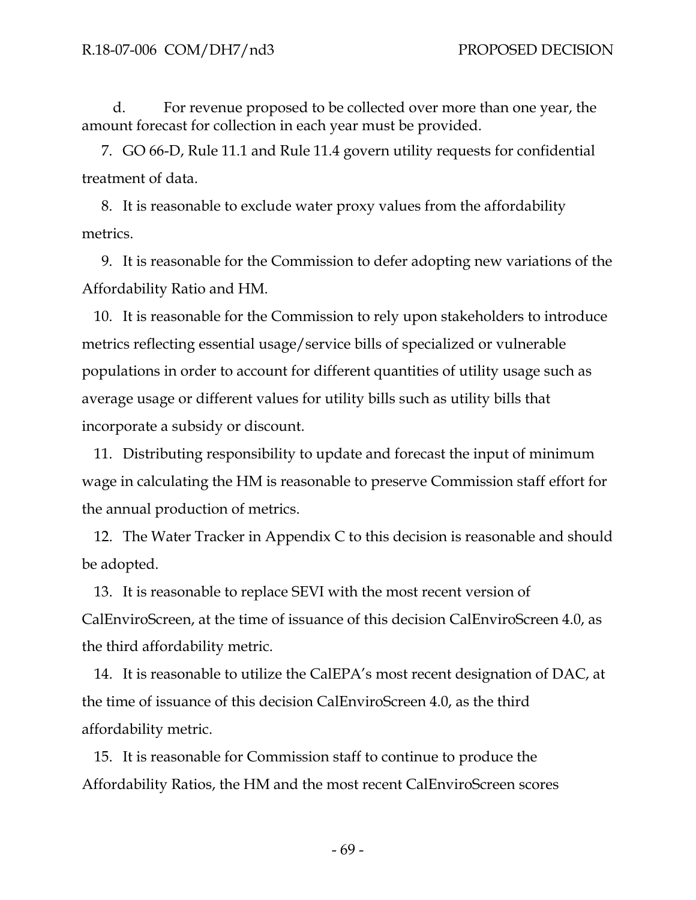d. For revenue proposed to be collected over more than one year, the amount forecast for collection in each year must be provided.

7. GO 66-D, Rule 11.1 and Rule 11.4 govern utility requests for confidential treatment of data.

8. It is reasonable to exclude water proxy values from the affordability metrics.

9. It is reasonable for the Commission to defer adopting new variations of the Affordability Ratio and HM.

10. It is reasonable for the Commission to rely upon stakeholders to introduce metrics reflecting essential usage/service bills of specialized or vulnerable populations in order to account for different quantities of utility usage such as average usage or different values for utility bills such as utility bills that incorporate a subsidy or discount.

11. Distributing responsibility to update and forecast the input of minimum wage in calculating the HM is reasonable to preserve Commission staff effort for the annual production of metrics.

12. The Water Tracker in Appendix C to this decision is reasonable and should be adopted.

13. It is reasonable to replace SEVI with the most recent version of CalEnviroScreen, at the time of issuance of this decision CalEnviroScreen 4.0, as the third affordability metric.

14. It is reasonable to utilize the CalEPA's most recent designation of DAC, at the time of issuance of this decision CalEnviroScreen 4.0, as the third affordability metric.

15. It is reasonable for Commission staff to continue to produce the Affordability Ratios, the HM and the most recent CalEnviroScreen scores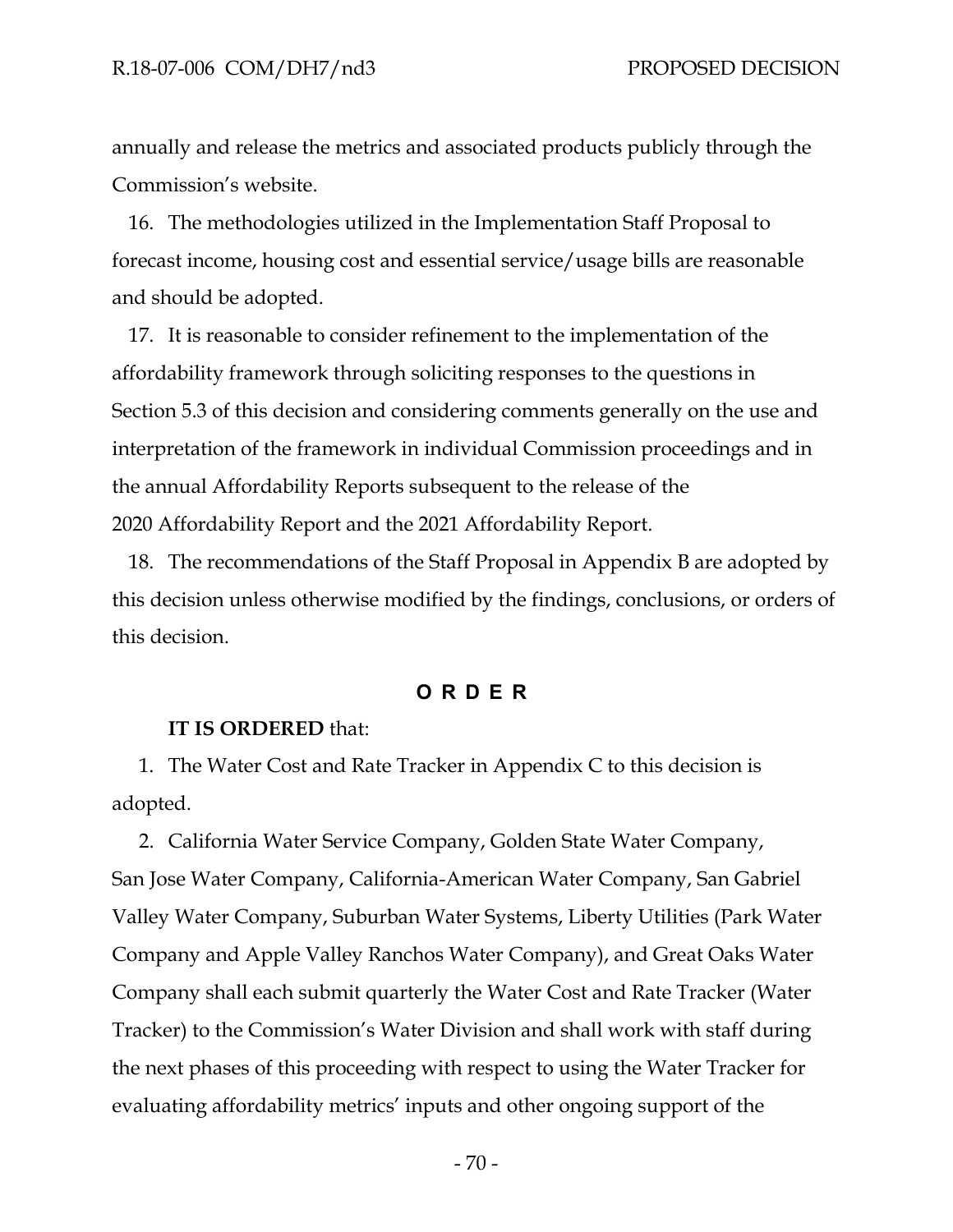annually and release the metrics and associated products publicly through the Commission's website.

16. The methodologies utilized in the Implementation Staff Proposal to forecast income, housing cost and essential service/usage bills are reasonable and should be adopted.

17. It is reasonable to consider refinement to the implementation of the affordability framework through soliciting responses to the questions in Section 5.3 of this decision and considering comments generally on the use and interpretation of the framework in individual Commission proceedings and in the annual Affordability Reports subsequent to the release of the 2020 Affordability Report and the 2021 Affordability Report.

18. The recommendations of the Staff Proposal in Appendix B are adopted by this decision unless otherwise modified by the findings, conclusions, or orders of this decision.

## O R D E R

**IT IS ORDERED** that:

1. The Water Cost and Rate Tracker in Appendix C to this decision is adopted.

2. California Water Service Company, Golden State Water Company, San Jose Water Company, California-American Water Company, San Gabriel Valley Water Company, Suburban Water Systems, Liberty Utilities (Park Water Company and Apple Valley Ranchos Water Company), and Great Oaks Water Company shall each submit quarterly the Water Cost and Rate Tracker (Water Tracker) to the Commission's Water Division and shall work with staff during the next phases of this proceeding with respect to using the Water Tracker for evaluating affordability metrics' inputs and other ongoing support of the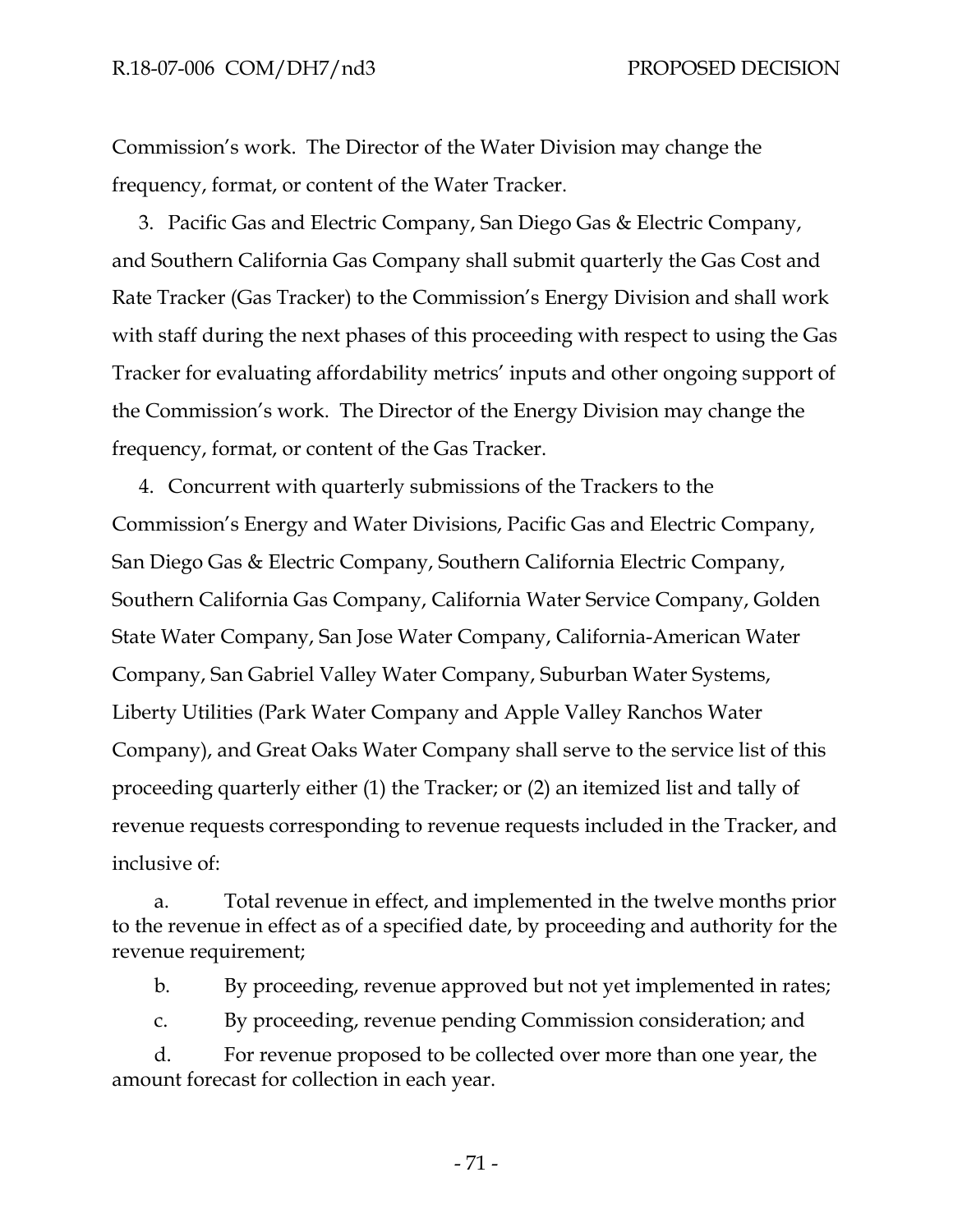Commission's work. The Director of the Water Division may change the frequency, format, or content of the Water Tracker.

3. Pacific Gas and Electric Company, San Diego Gas & Electric Company, and Southern California Gas Company shall submit quarterly the Gas Cost and Rate Tracker (Gas Tracker) to the Commission's Energy Division and shall work with staff during the next phases of this proceeding with respect to using the Gas Tracker for evaluating affordability metrics' inputs and other ongoing support of the Commission's work. The Director of the Energy Division may change the frequency, format, or content of the Gas Tracker.

4. Concurrent with quarterly submissions of the Trackers to the Commission's Energy and Water Divisions, Pacific Gas and Electric Company, San Diego Gas & Electric Company, Southern California Electric Company, Southern California Gas Company, California Water Service Company, Golden State Water Company, San Jose Water Company, California-American Water Company, San Gabriel Valley Water Company, Suburban Water Systems, Liberty Utilities (Park Water Company and Apple Valley Ranchos Water Company), and Great Oaks Water Company shall serve to the service list of this proceeding quarterly either (1) the Tracker; or (2) an itemized list and tally of revenue requests corresponding to revenue requests included in the Tracker, and inclusive of:

   a. Total revenue in effect, and implemented in the twelve months prior to the revenue in effect as of a specified date, by proceeding and authority for the revenue requirement;

   b. By proceeding, revenue approved but not yet implemented in rates;

   c. By proceeding, revenue pending Commission consideration; and

   d. For revenue proposed to be collected over more than one year, the amount forecast for collection in each year.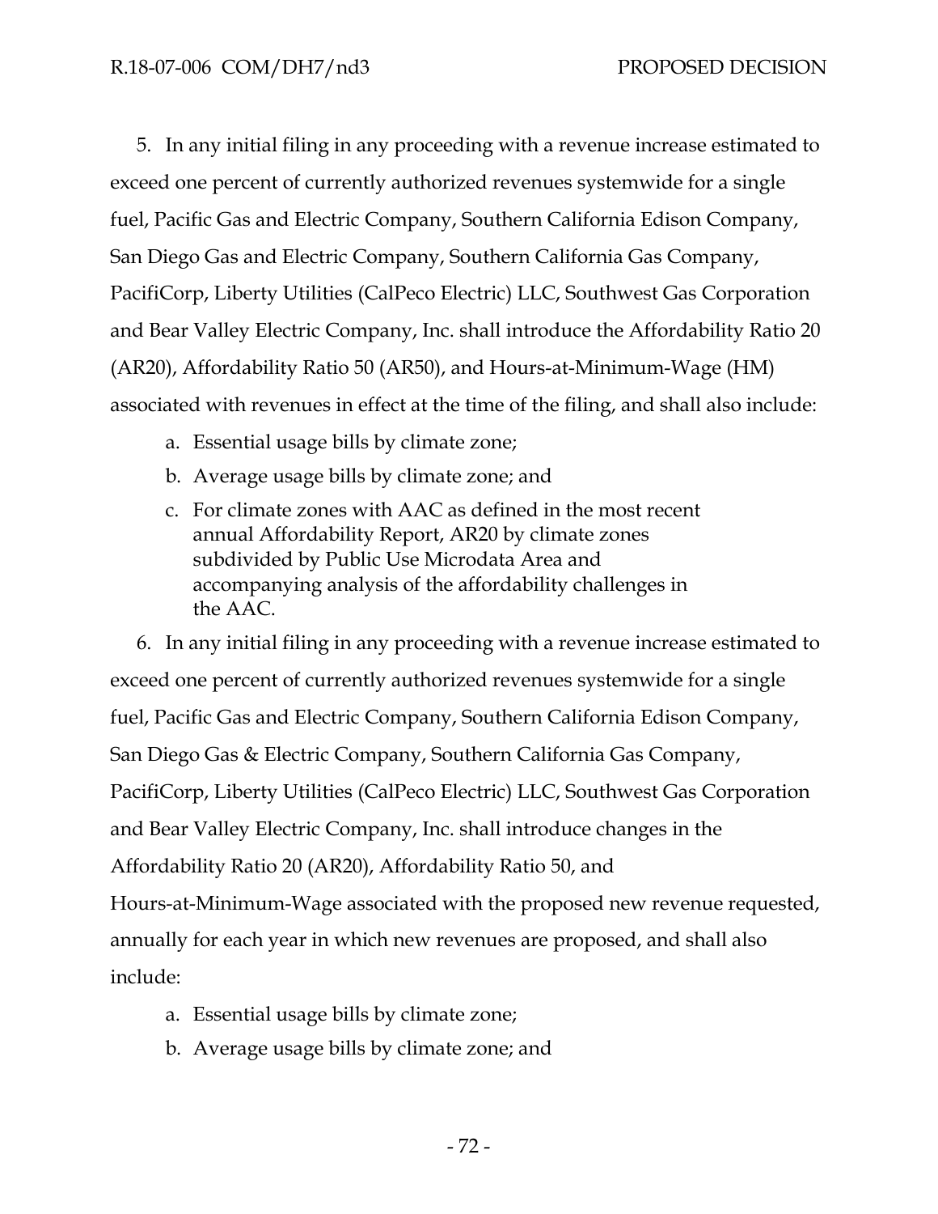5. In any initial filing in any proceeding with a revenue increase estimated to exceed one percent of currently authorized revenues systemwide for a single fuel, Pacific Gas and Electric Company, Southern California Edison Company, San Diego Gas and Electric Company, Southern California Gas Company, PacifiCorp, Liberty Utilities (CalPeco Electric) LLC, Southwest Gas Corporation and Bear Valley Electric Company, Inc. shall introduce the Affordability Ratio 20 (AR20), Affordability Ratio 50 (AR50), and Hours-at-Minimum-Wage (HM) associated with revenues in effect at the time of the filing, and shall also include:

   a. Essential usage bills by climate zone;
   b. Average usage bills by climate zone; and
   c. For climate zones with AAC as defined in the most recent annual Affordability Report, AR20 by climate zones subdivided by Public Use Microdata Area and accompanying analysis of the affordability challenges in the AAC.

6. In any initial filing in any proceeding with a revenue increase estimated to exceed one percent of currently authorized revenues systemwide for a single fuel, Pacific Gas and Electric Company, Southern California Edison Company, San Diego Gas & Electric Company, Southern California Gas Company, PacifiCorp, Liberty Utilities (CalPeco Electric) LLC, Southwest Gas Corporation and Bear Valley Electric Company, Inc. shall introduce changes in the Affordability Ratio 20 (AR20), Affordability Ratio 50, and Hours-at-Minimum-Wage associated with the proposed new revenue requested, annually for each year in which new revenues are proposed, and shall also include:

   a. Essential usage bills by climate zone;
   b. Average usage bills by climate zone; and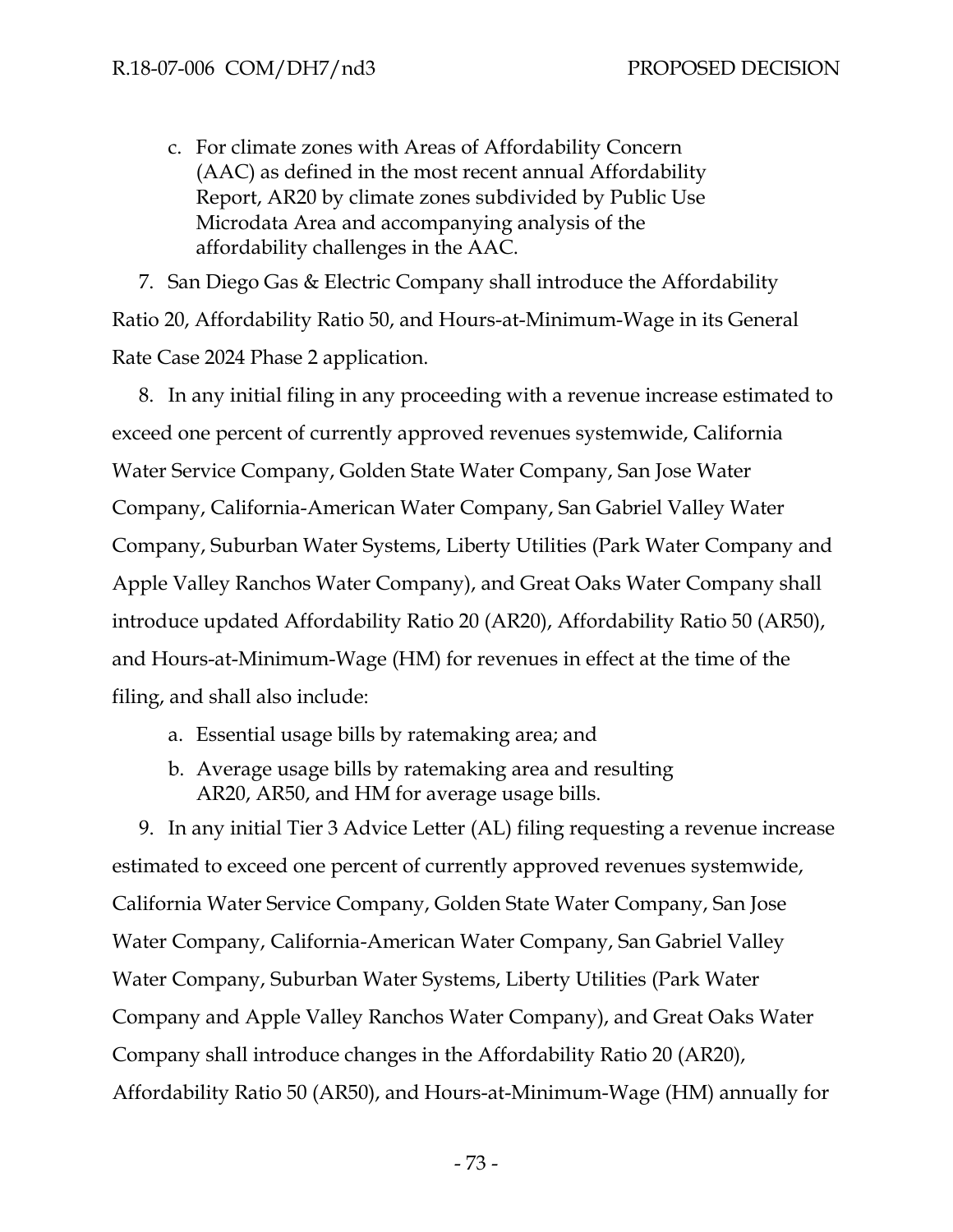c. For climate zones with Areas of Affordability Concern (AAC) as defined in the most recent annual Affordability Report, AR20 by climate zones subdivided by Public Use Microdata Area and accompanying analysis of the affordability challenges in the AAC.

7. San Diego Gas & Electric Company shall introduce the Affordability Ratio 20, Affordability Ratio 50, and Hours-at-Minimum-Wage in its General Rate Case 2024 Phase 2 application.

8. In any initial filing in any proceeding with a revenue increase estimated to exceed one percent of currently approved revenues systemwide, California Water Service Company, Golden State Water Company, San Jose Water Company, California-American Water Company, San Gabriel Valley Water Company, Suburban Water Systems, Liberty Utilities (Park Water Company and Apple Valley Ranchos Water Company), and Great Oaks Water Company shall introduce updated Affordability Ratio 20 (AR20), Affordability Ratio 50 (AR50), and Hours-at-Minimum-Wage (HM) for revenues in effect at the time of the filing, and shall also include:

   a. Essential usage bills by ratemaking area; and

   b. Average usage bills by ratemaking area and resulting AR20, AR50, and HM for average usage bills.

9. In any initial Tier 3 Advice Letter (AL) filing requesting a revenue increase estimated to exceed one percent of currently approved revenues systemwide, California Water Service Company, Golden State Water Company, San Jose Water Company, California-American Water Company, San Gabriel Valley Water Company, Suburban Water Systems, Liberty Utilities (Park Water Company and Apple Valley Ranchos Water Company), and Great Oaks Water Company shall introduce changes in the Affordability Ratio 20 (AR20), Affordability Ratio 50 (AR50), and Hours-at-Minimum-Wage (HM) annually for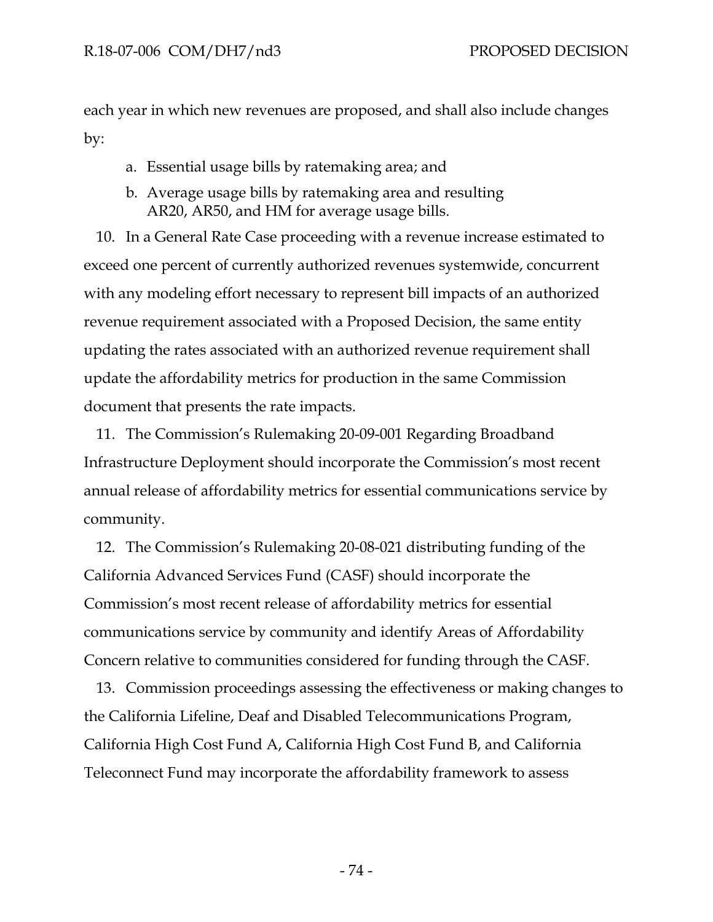each year in which new revenues are proposed, and shall also include changes by:

a. Essential usage bills by ratemaking area; and
b. Average usage bills by ratemaking area and resulting AR20, AR50, and HM for average usage bills.

10. In a General Rate Case proceeding with a revenue increase estimated to exceed one percent of currently authorized revenues systemwide, concurrent with any modeling effort necessary to represent bill impacts of an authorized revenue requirement associated with a Proposed Decision, the same entity updating the rates associated with an authorized revenue requirement shall update the affordability metrics for production in the same Commission document that presents the rate impacts.

11. The Commission's Rulemaking 20-09-001 Regarding Broadband Infrastructure Deployment should incorporate the Commission's most recent annual release of affordability metrics for essential communications service by community.

12. The Commission's Rulemaking 20-08-021 distributing funding of the California Advanced Services Fund (CASF) should incorporate the Commission's most recent release of affordability metrics for essential communications service by community and identify Areas of Affordability Concern relative to communities considered for funding through the CASF.

13. Commission proceedings assessing the effectiveness or making changes to the California Lifeline, Deaf and Disabled Telecommunications Program, California High Cost Fund A, California High Cost Fund B, and California Teleconnect Fund may incorporate the affordability framework to assess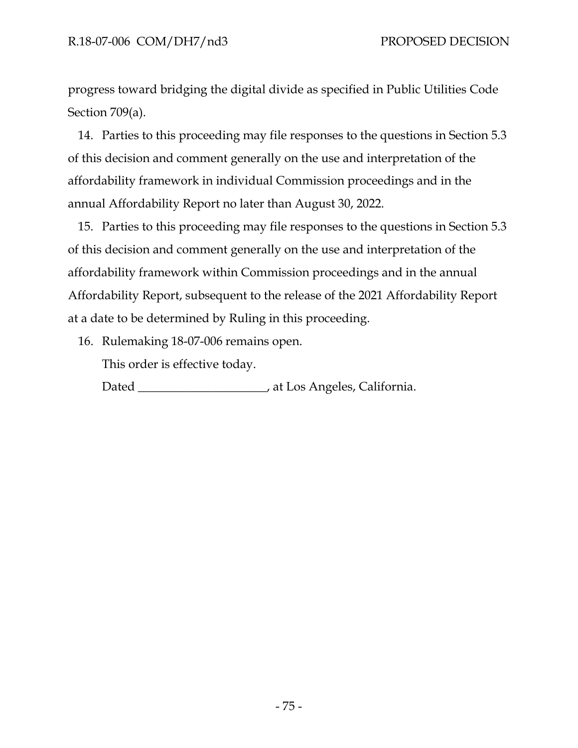progress toward bridging the digital divide as specified in Public Utilities Code Section 709(a).

14. Parties to this proceeding may file responses to the questions in Section 5.3 of this decision and comment generally on the use and interpretation of the affordability framework in individual Commission proceedings and in the annual Affordability Report no later than August 30, 2022.

15. Parties to this proceeding may file responses to the questions in Section 5.3 of this decision and comment generally on the use and interpretation of the affordability framework within Commission proceedings and in the annual Affordability Report, subsequent to the release of the 2021 Affordability Report at a date to be determined by Ruling in this proceeding.

16. Rulemaking 18-07-006 remains open.

This order is effective today.

Dated _____________________, at Los Angeles, California.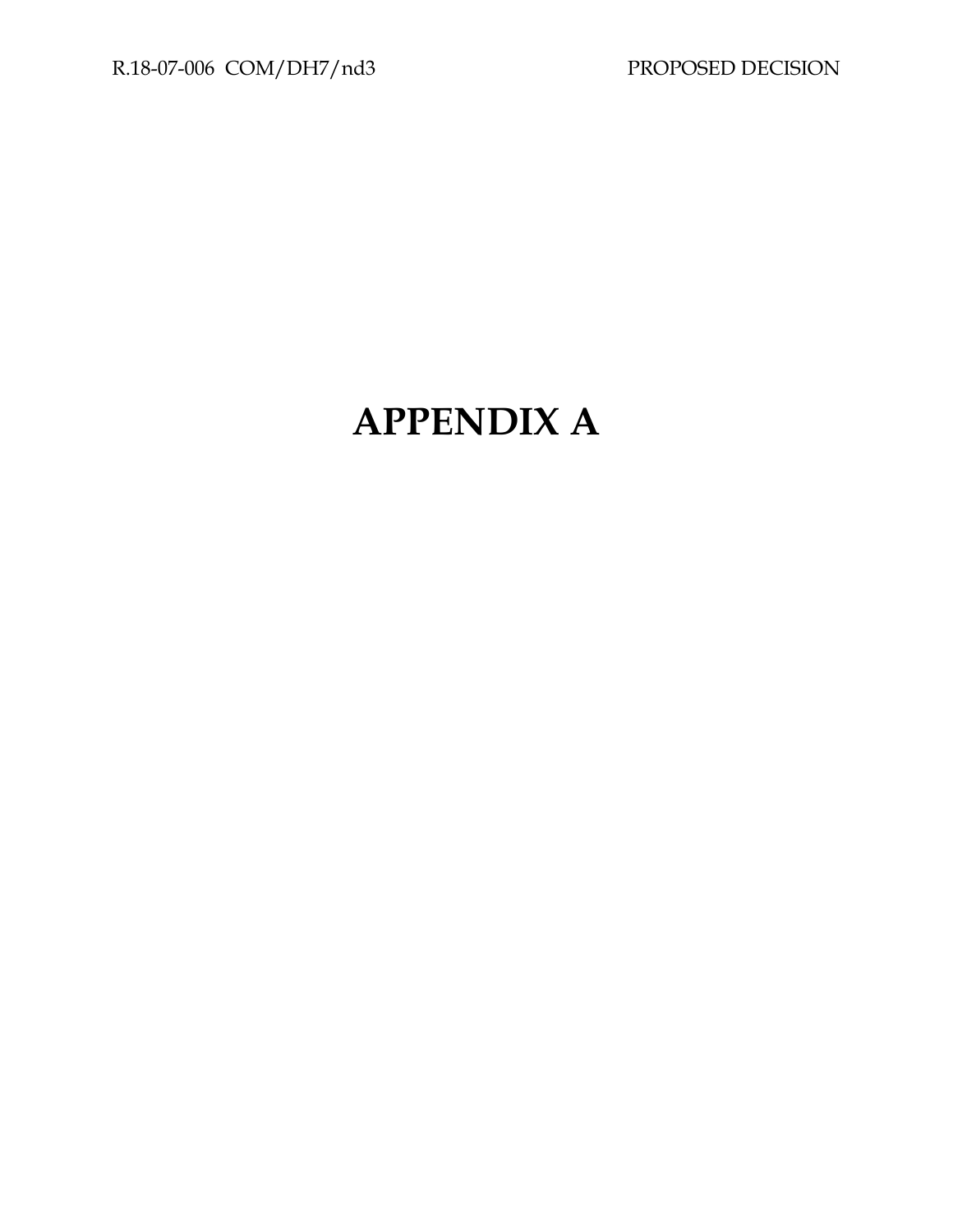# APPENDIX A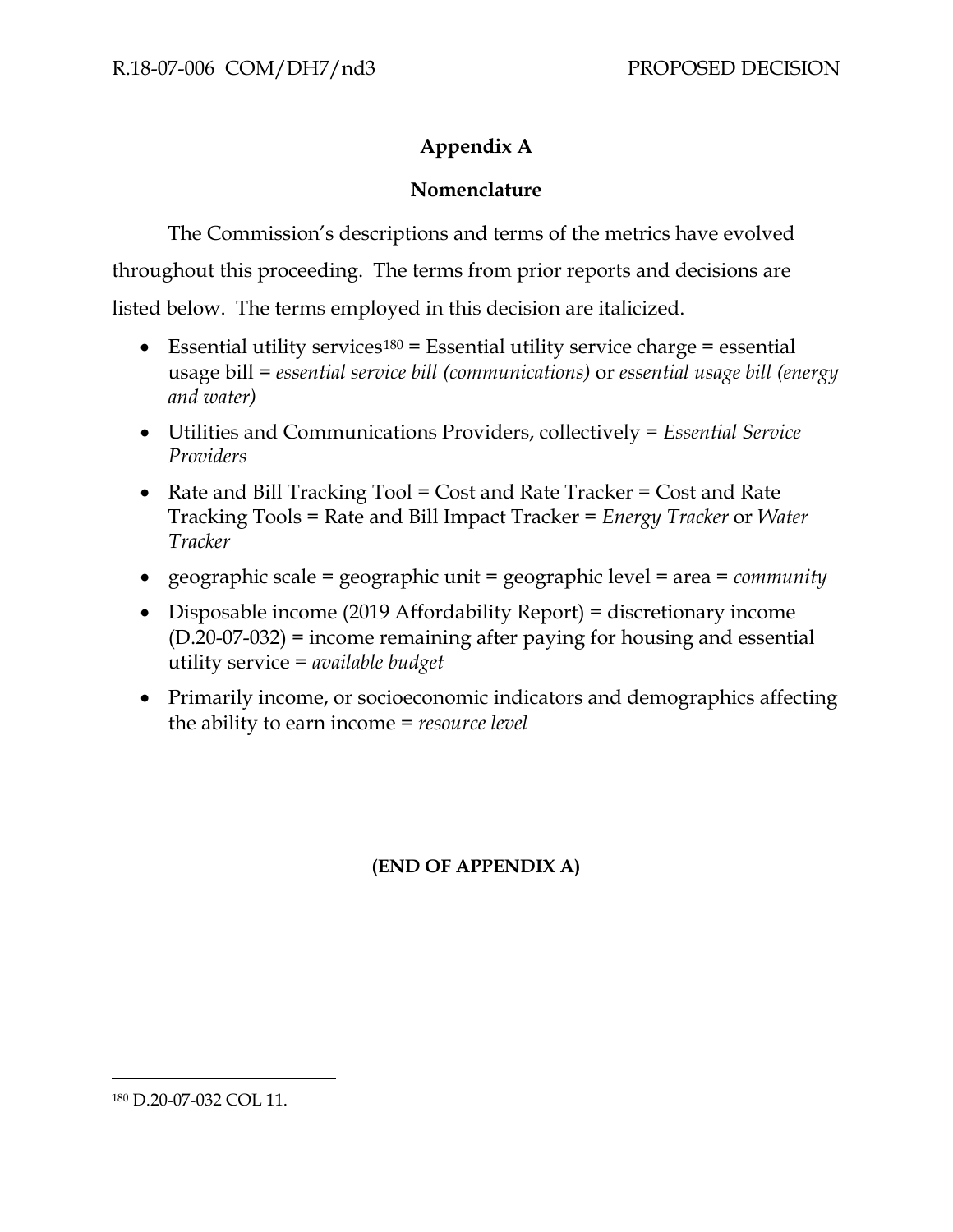# Appendix A

## Nomenclature

The Commission's descriptions and terms of the metrics have evolved throughout this proceeding. The terms from prior reports and decisions are listed below. The terms employed in this decision are italicized.

- Essential utility services[180] = Essential utility service charge = essential usage bill = *essential service bill (communications)* or *essential usage bill (energy and water)*
- Utilities and Communications Providers, collectively = *Essential Service Providers*
- Rate and Bill Tracking Tool = Cost and Rate Tracker = Cost and Rate Tracking Tools = Rate and Bill Impact Tracker = *Energy Tracker* or *Water Tracker*
- geographic scale = geographic unit = geographic level = area = *community*
- Disposable income (2019 Affordability Report) = discretionary income (D.20-07-032) = income remaining after paying for housing and essential utility service = *available budget*
- Primarily income, or socioeconomic indicators and demographics affecting the ability to earn income = *resource level*

**(END OF APPENDIX A)**

[180] D.20-07-032 COL 11.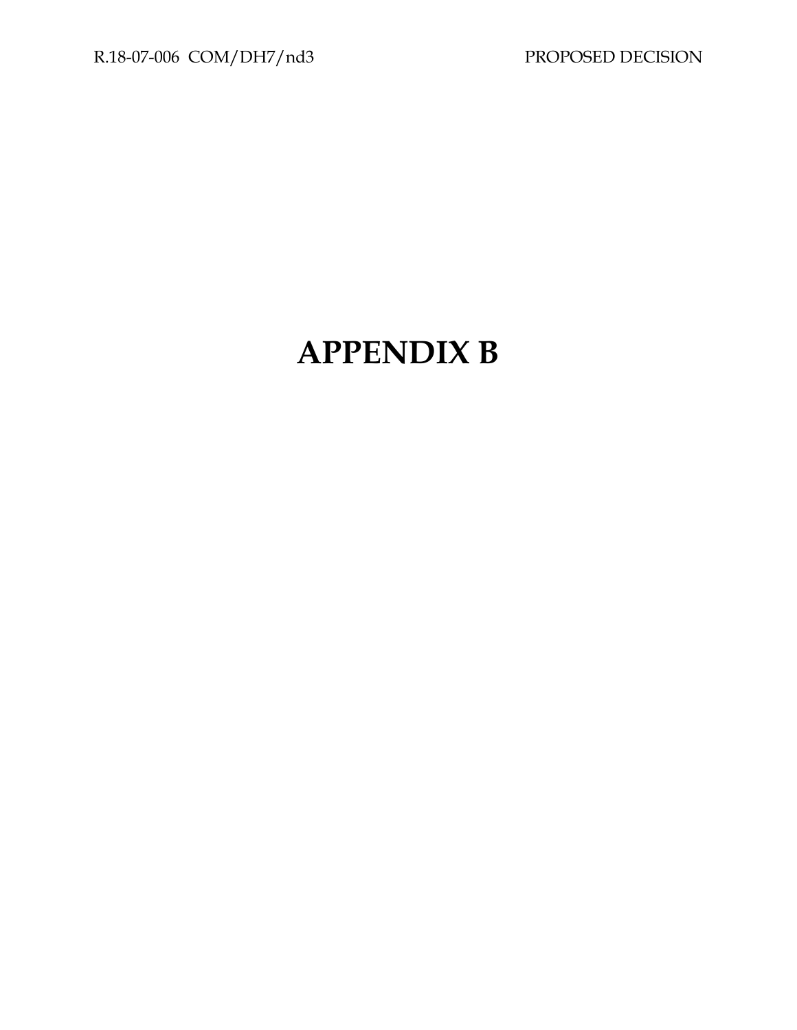# APPENDIX B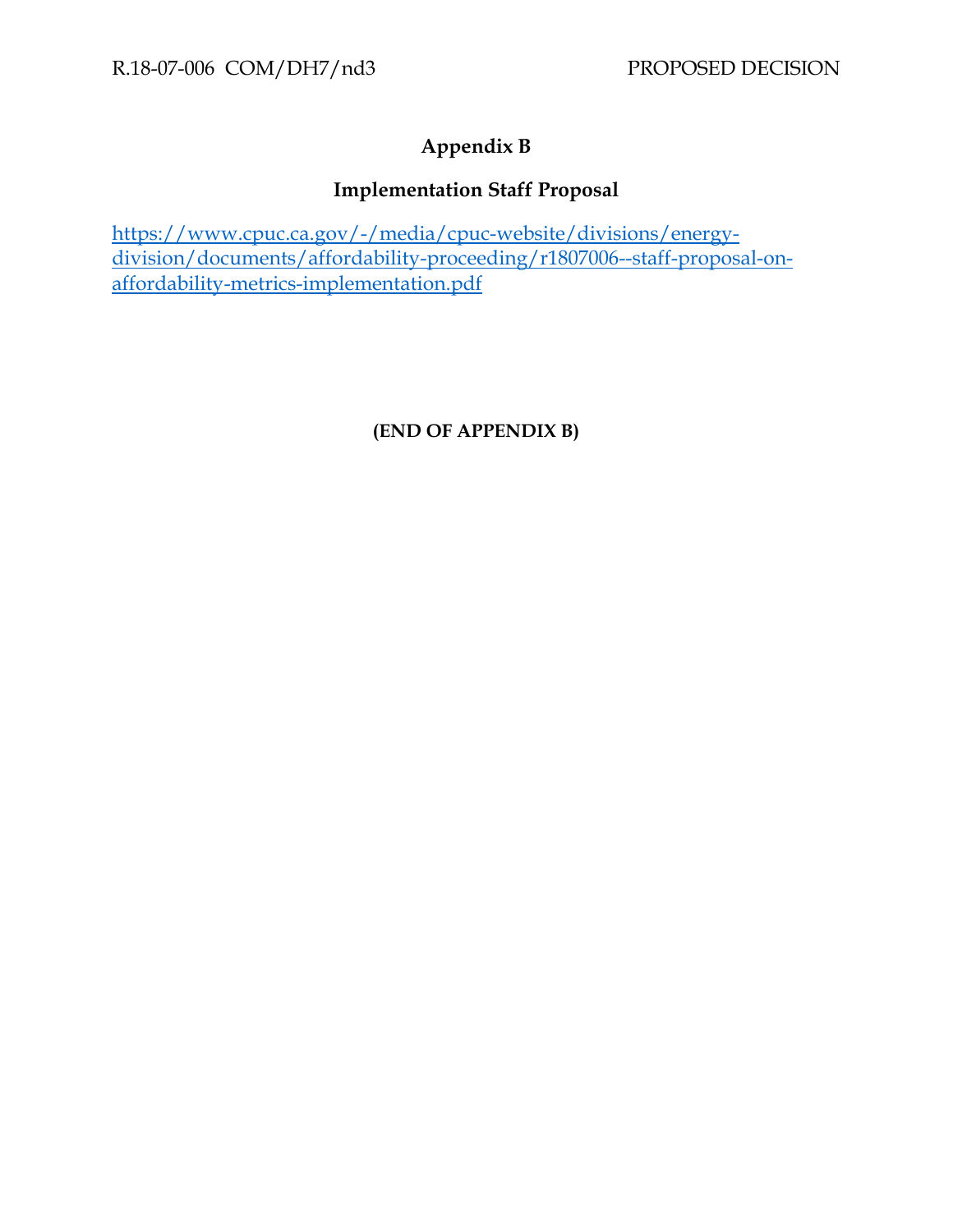# Appendix B

## Implementation Staff Proposal

https://www.cpuc.ca.gov/-/media/cpuc-website/divisions/energy-division/documents/affordability-proceeding/r1807006--staff-proposal-on-affordability-metrics-implementation.pdf

**(END OF APPENDIX B)**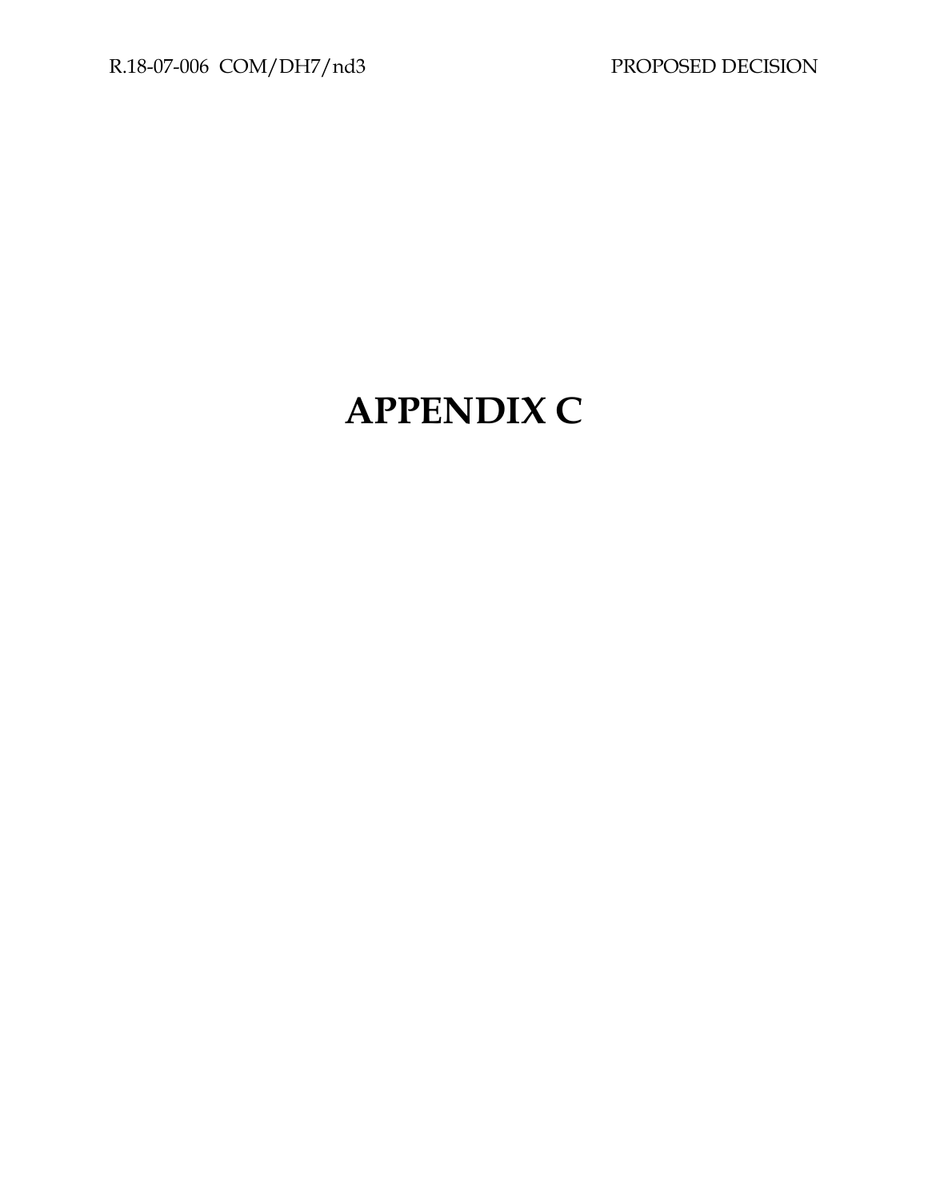# APPENDIX C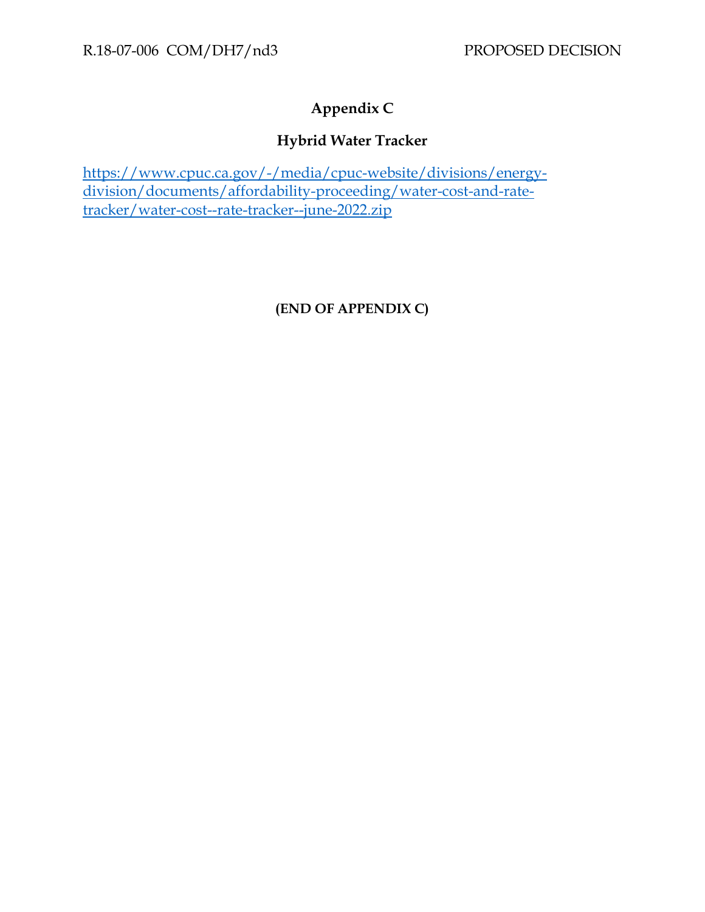# Appendix C

## Hybrid Water Tracker

https://www.cpuc.ca.gov/-/media/cpuc-website/divisions/energy-division/documents/affordability-proceeding/water-cost-and-rate-tracker/water-cost--rate-tracker--june-2022.zip

**(END OF APPENDIX C)**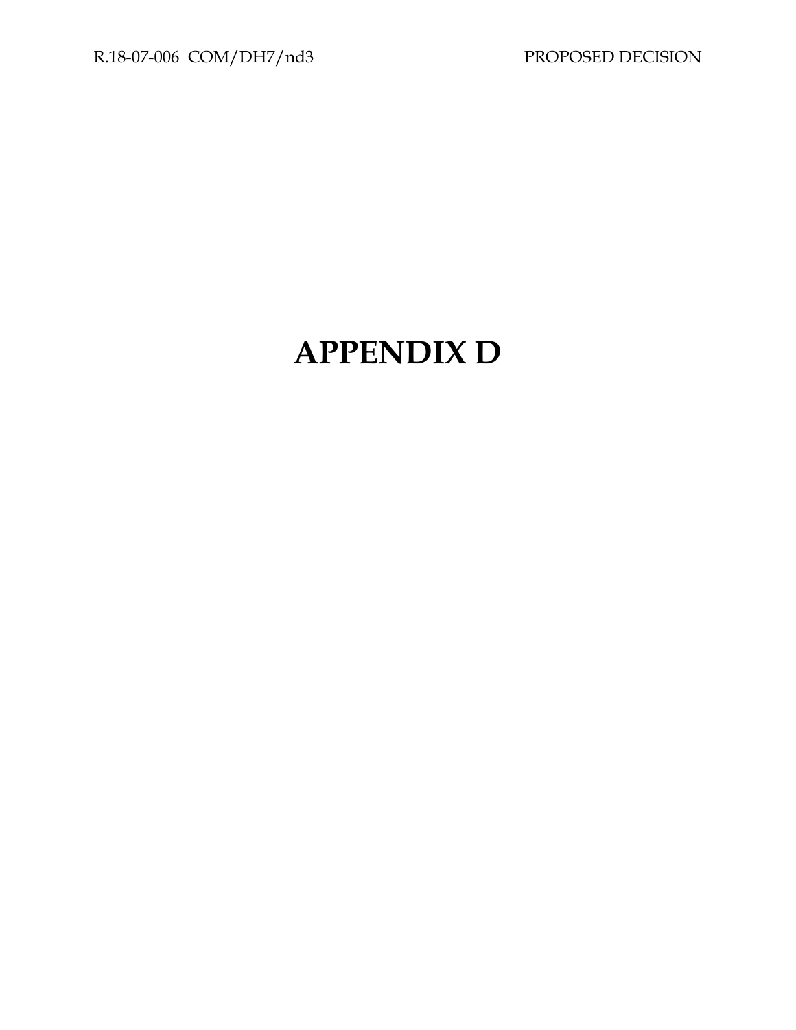# APPENDIX D